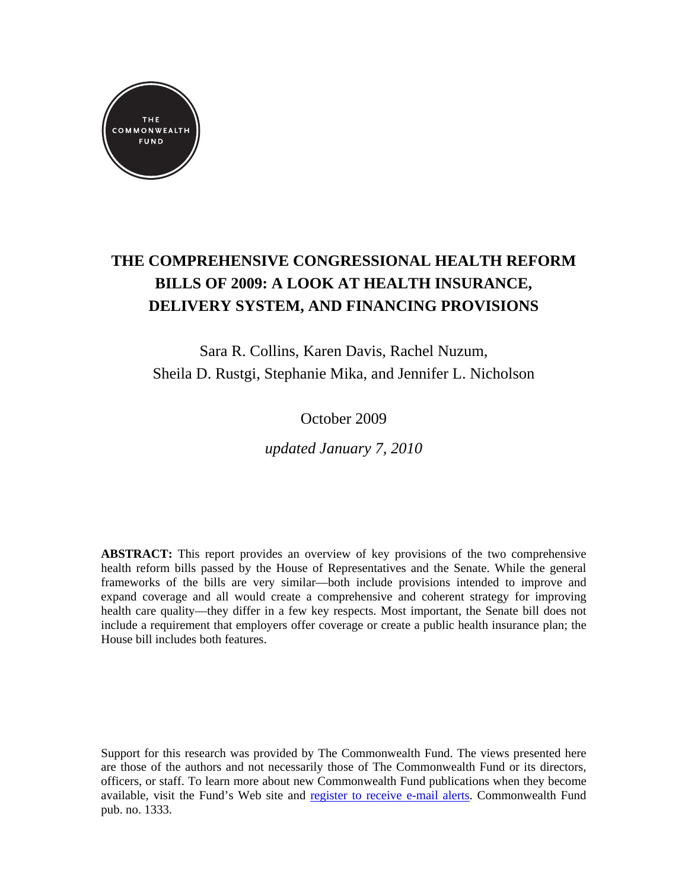THE COMMONWEALTH FUND

# THE COMPREHENSIVE CONGRESSIONAL HEALTH REFORM BILLS OF 2009: A LOOK AT HEALTH INSURANCE, DELIVERY SYSTEM, AND FINANCING PROVISIONS

Sara R. Collins, Karen Davis, Rachel Nuzum,
Sheila D. Rustgi, Stephanie Mika, and Jennifer L. Nicholson

October 2009

*updated January 7, 2010*

**ABSTRACT:** This report provides an overview of key provisions of the two comprehensive health reform bills passed by the House of Representatives and the Senate. While the general frameworks of the bills are very similar—both include provisions intended to improve and expand coverage and all would create a comprehensive and coherent strategy for improving health care quality—they differ in a few key respects. Most important, the Senate bill does not include a requirement that employers offer coverage or create a public health insurance plan; the House bill includes both features.

Support for this research was provided by The Commonwealth Fund. The views presented here are those of the authors and not necessarily those of The Commonwealth Fund or its directors, officers, or staff. To learn more about new Commonwealth Fund publications when they become available, visit the Fund's Web site and [register to receive e-mail alerts](). Commonwealth Fund pub. no. 1333.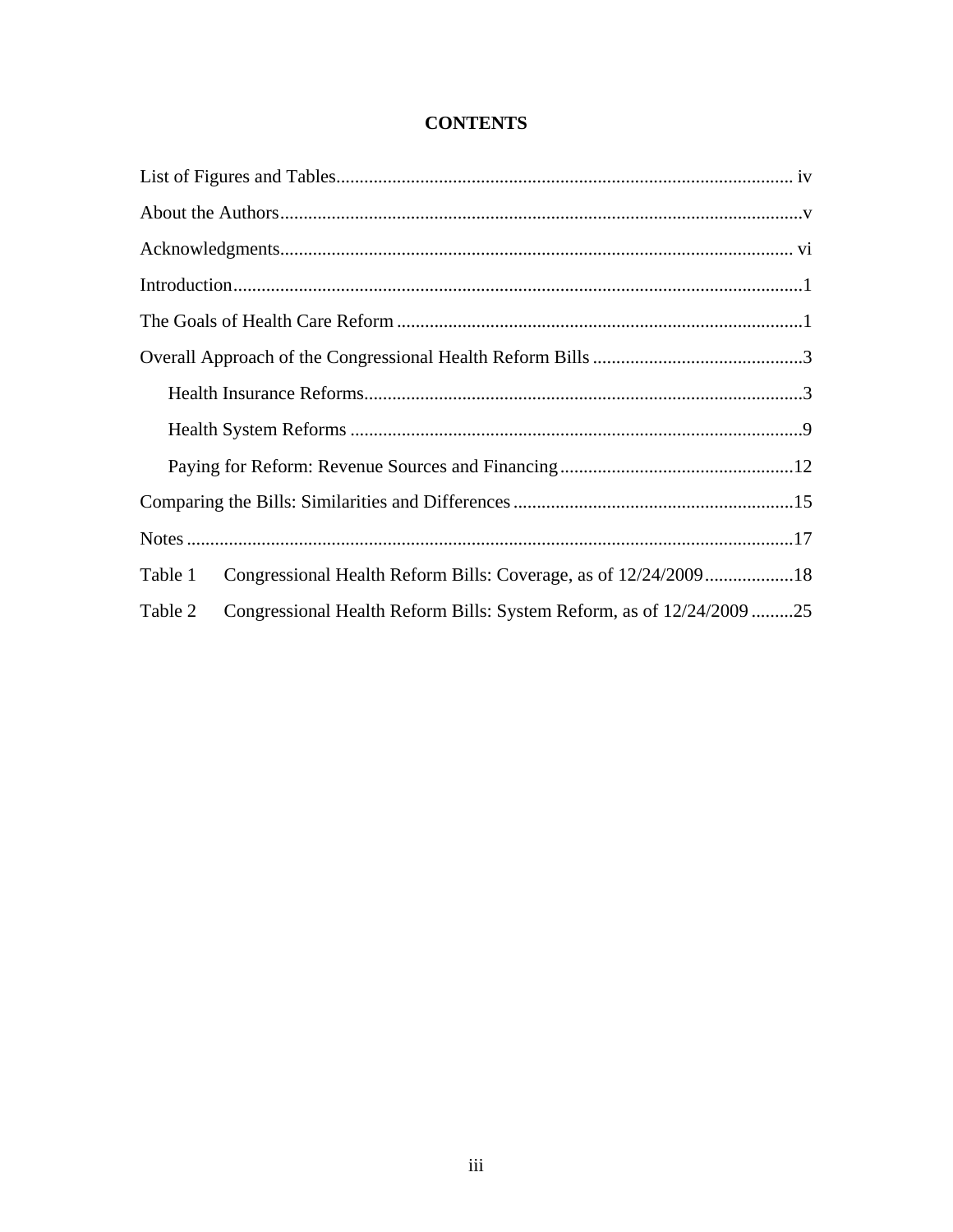# CONTENTS

List of Figures and Tables ..................................................... iv

About the Authors ..................................................... v

Acknowledgments ..................................................... vi

Introduction ..................................................... 1

The Goals of Health Care Reform ..................................................... 1

Overall Approach of the Congressional Health Reform Bills ..................................................... 3

- Health Insurance Reforms ..................................................... 3
- Health System Reforms ..................................................... 9
- Paying for Reform: Revenue Sources and Financing ..................................................... 12

Comparing the Bills: Similarities and Differences ..................................................... 15

Notes ..................................................... 17

Table 1 Congressional Health Reform Bills: Coverage, as of 12/24/2009 ..................................................... 18

Table 2 Congressional Health Reform Bills: System Reform, as of 12/24/2009 ..................................................... 25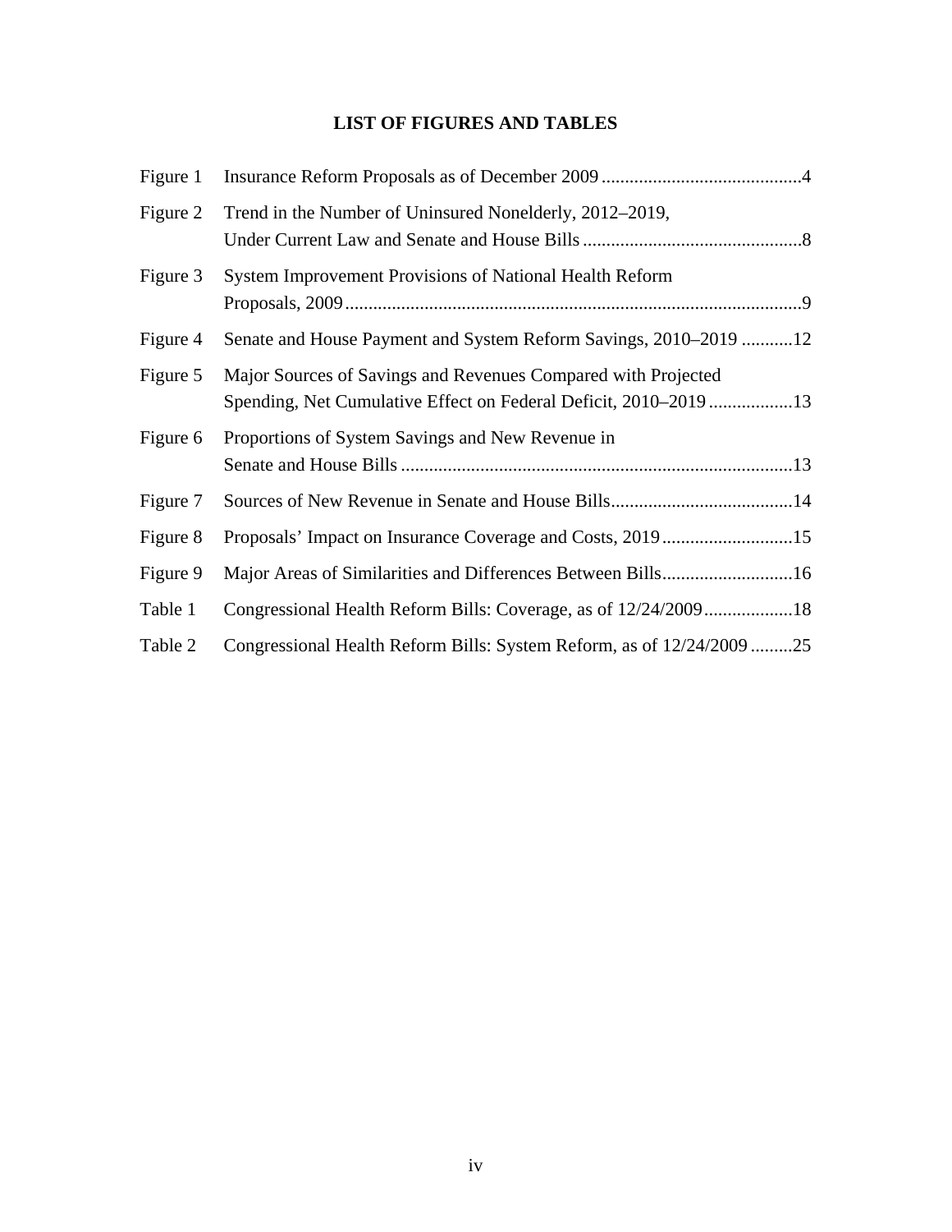# LIST OF FIGURES AND TABLES

| | | |
|---|---|---|
| Figure 1 | Insurance Reform Proposals as of December 2009 | 4 |
| Figure 2 | Trend in the Number of Uninsured Nonelderly, 2012–2019, Under Current Law and Senate and House Bills | 8 |
| Figure 3 | System Improvement Provisions of National Health Reform Proposals, 2009 | 9 |
| Figure 4 | Senate and House Payment and System Reform Savings, 2010–2019 | 12 |
| Figure 5 | Major Sources of Savings and Revenues Compared with Projected Spending, Net Cumulative Effect on Federal Deficit, 2010–2019 | 13 |
| Figure 6 | Proportions of System Savings and New Revenue in Senate and House Bills | 13 |
| Figure 7 | Sources of New Revenue in Senate and House Bills | 14 |
| Figure 8 | Proposals' Impact on Insurance Coverage and Costs, 2019 | 15 |
| Figure 9 | Major Areas of Similarities and Differences Between Bills | 16 |
| Table 1 | Congressional Health Reform Bills: Coverage, as of 12/24/2009 | 18 |
| Table 2 | Congressional Health Reform Bills: System Reform, as of 12/24/2009 | 25 |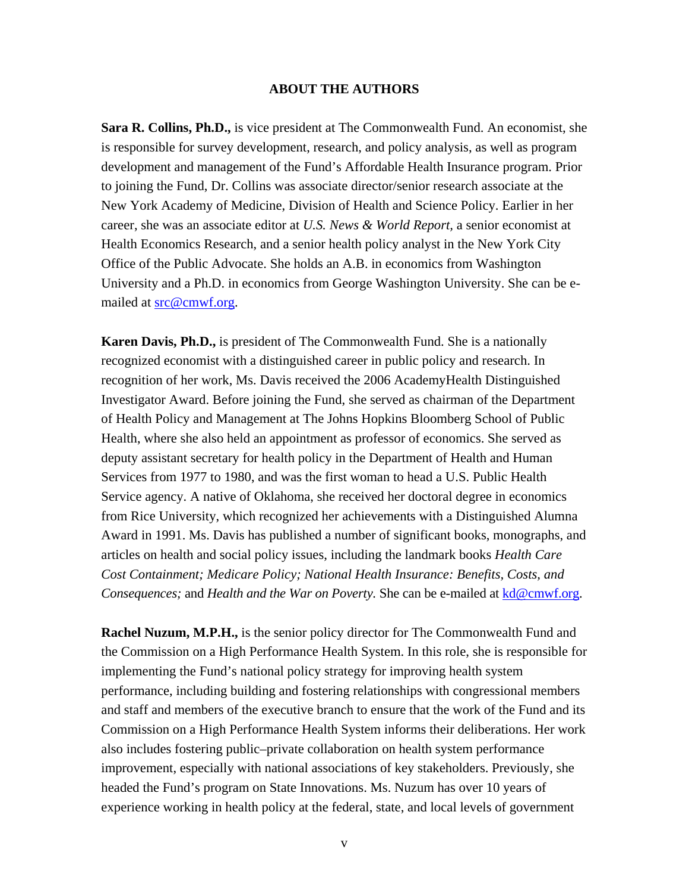## ABOUT THE AUTHORS

**Sara R. Collins, Ph.D.,** is vice president at The Commonwealth Fund. An economist, she is responsible for survey development, research, and policy analysis, as well as program development and management of the Fund's Affordable Health Insurance program. Prior to joining the Fund, Dr. Collins was associate director/senior research associate at the New York Academy of Medicine, Division of Health and Science Policy. Earlier in her career, she was an associate editor at *U.S. News & World Report*, a senior economist at Health Economics Research, and a senior health policy analyst in the New York City Office of the Public Advocate. She holds an A.B. in economics from Washington University and a Ph.D. in economics from George Washington University. She can be e-mailed at src@cmwf.org.

**Karen Davis, Ph.D.,** is president of The Commonwealth Fund. She is a nationally recognized economist with a distinguished career in public policy and research. In recognition of her work, Ms. Davis received the 2006 AcademyHealth Distinguished Investigator Award. Before joining the Fund, she served as chairman of the Department of Health Policy and Management at The Johns Hopkins Bloomberg School of Public Health, where she also held an appointment as professor of economics. She served as deputy assistant secretary for health policy in the Department of Health and Human Services from 1977 to 1980, and was the first woman to head a U.S. Public Health Service agency. A native of Oklahoma, she received her doctoral degree in economics from Rice University, which recognized her achievements with a Distinguished Alumna Award in 1991. Ms. Davis has published a number of significant books, monographs, and articles on health and social policy issues, including the landmark books *Health Care Cost Containment; Medicare Policy; National Health Insurance: Benefits, Costs, and Consequences;* and *Health and the War on Poverty.* She can be e-mailed at kd@cmwf.org.

**Rachel Nuzum, M.P.H.,** is the senior policy director for The Commonwealth Fund and the Commission on a High Performance Health System. In this role, she is responsible for implementing the Fund's national policy strategy for improving health system performance, including building and fostering relationships with congressional members and staff and members of the executive branch to ensure that the work of the Fund and its Commission on a High Performance Health System informs their deliberations. Her work also includes fostering public–private collaboration on health system performance improvement, especially with national associations of key stakeholders. Previously, she headed the Fund's program on State Innovations. Ms. Nuzum has over 10 years of experience working in health policy at the federal, state, and local levels of government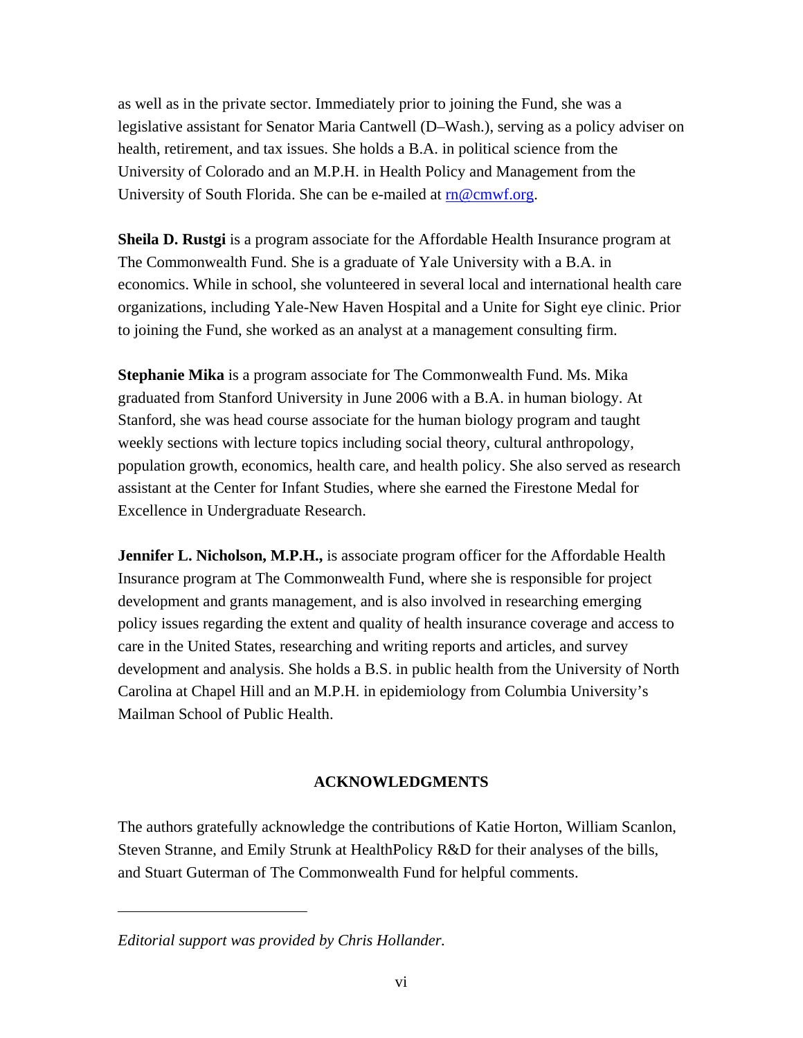as well as in the private sector. Immediately prior to joining the Fund, she was a legislative assistant for Senator Maria Cantwell (D–Wash.), serving as a policy adviser on health, retirement, and tax issues. She holds a B.A. in political science from the University of Colorado and an M.P.H. in Health Policy and Management from the University of South Florida. She can be e-mailed at rn@cmwf.org.

**Sheila D. Rustgi** is a program associate for the Affordable Health Insurance program at The Commonwealth Fund. She is a graduate of Yale University with a B.A. in economics. While in school, she volunteered in several local and international health care organizations, including Yale-New Haven Hospital and a Unite for Sight eye clinic. Prior to joining the Fund, she worked as an analyst at a management consulting firm.

**Stephanie Mika** is a program associate for The Commonwealth Fund. Ms. Mika graduated from Stanford University in June 2006 with a B.A. in human biology. At Stanford, she was head course associate for the human biology program and taught weekly sections with lecture topics including social theory, cultural anthropology, population growth, economics, health care, and health policy. She also served as research assistant at the Center for Infant Studies, where she earned the Firestone Medal for Excellence in Undergraduate Research.

**Jennifer L. Nicholson, M.P.H.,** is associate program officer for the Affordable Health Insurance program at The Commonwealth Fund, where she is responsible for project development and grants management, and is also involved in researching emerging policy issues regarding the extent and quality of health insurance coverage and access to care in the United States, researching and writing reports and articles, and survey development and analysis. She holds a B.S. in public health from the University of North Carolina at Chapel Hill and an M.P.H. in epidemiology from Columbia University's Mailman School of Public Health.

## ACKNOWLEDGMENTS

The authors gratefully acknowledge the contributions of Katie Horton, William Scanlon, Steven Stranne, and Emily Strunk at HealthPolicy R&D for their analyses of the bills, and Stuart Guterman of The Commonwealth Fund for helpful comments.

---

*Editorial support was provided by Chris Hollander.*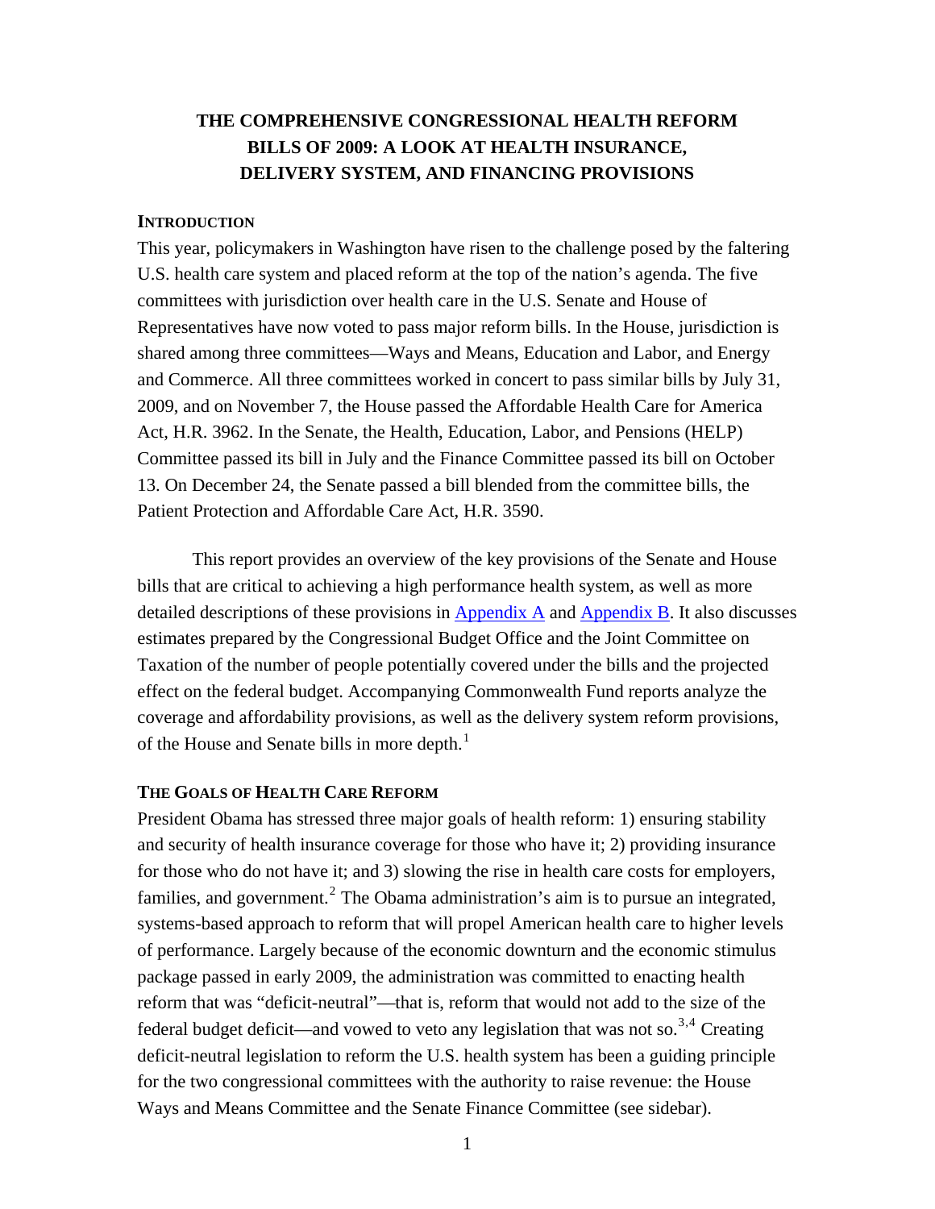# THE COMPREHENSIVE CONGRESSIONAL HEALTH REFORM BILLS OF 2009: A LOOK AT HEALTH INSURANCE, DELIVERY SYSTEM, AND FINANCING PROVISIONS

## INTRODUCTION

This year, policymakers in Washington have risen to the challenge posed by the faltering U.S. health care system and placed reform at the top of the nation's agenda. The five committees with jurisdiction over health care in the U.S. Senate and House of Representatives have now voted to pass major reform bills. In the House, jurisdiction is shared among three committees—Ways and Means, Education and Labor, and Energy and Commerce. All three committees worked in concert to pass similar bills by July 31, 2009, and on November 7, the House passed the Affordable Health Care for America Act, H.R. 3962. In the Senate, the Health, Education, Labor, and Pensions (HELP) Committee passed its bill in July and the Finance Committee passed its bill on October 13. On December 24, the Senate passed a bill blended from the committee bills, the Patient Protection and Affordable Care Act, H.R. 3590.

This report provides an overview of the key provisions of the Senate and House bills that are critical to achieving a high performance health system, as well as more detailed descriptions of these provisions in Appendix A and Appendix B. It also discusses estimates prepared by the Congressional Budget Office and the Joint Committee on Taxation of the number of people potentially covered under the bills and the projected effect on the federal budget. Accompanying Commonwealth Fund reports analyze the coverage and affordability provisions, as well as the delivery system reform provisions, of the House and Senate bills in more depth.[1]

## THE GOALS OF HEALTH CARE REFORM

President Obama has stressed three major goals of health reform: 1) ensuring stability and security of health insurance coverage for those who have it; 2) providing insurance for those who do not have it; and 3) slowing the rise in health care costs for employers, families, and government.[2] The Obama administration's aim is to pursue an integrated, systems-based approach to reform that will propel American health care to higher levels of performance. Largely because of the economic downturn and the economic stimulus package passed in early 2009, the administration was committed to enacting health reform that was "deficit-neutral"—that is, reform that would not add to the size of the federal budget deficit—and vowed to veto any legislation that was not so.[3,4] Creating deficit-neutral legislation to reform the U.S. health system has been a guiding principle for the two congressional committees with the authority to raise revenue: the House Ways and Means Committee and the Senate Finance Committee (see sidebar).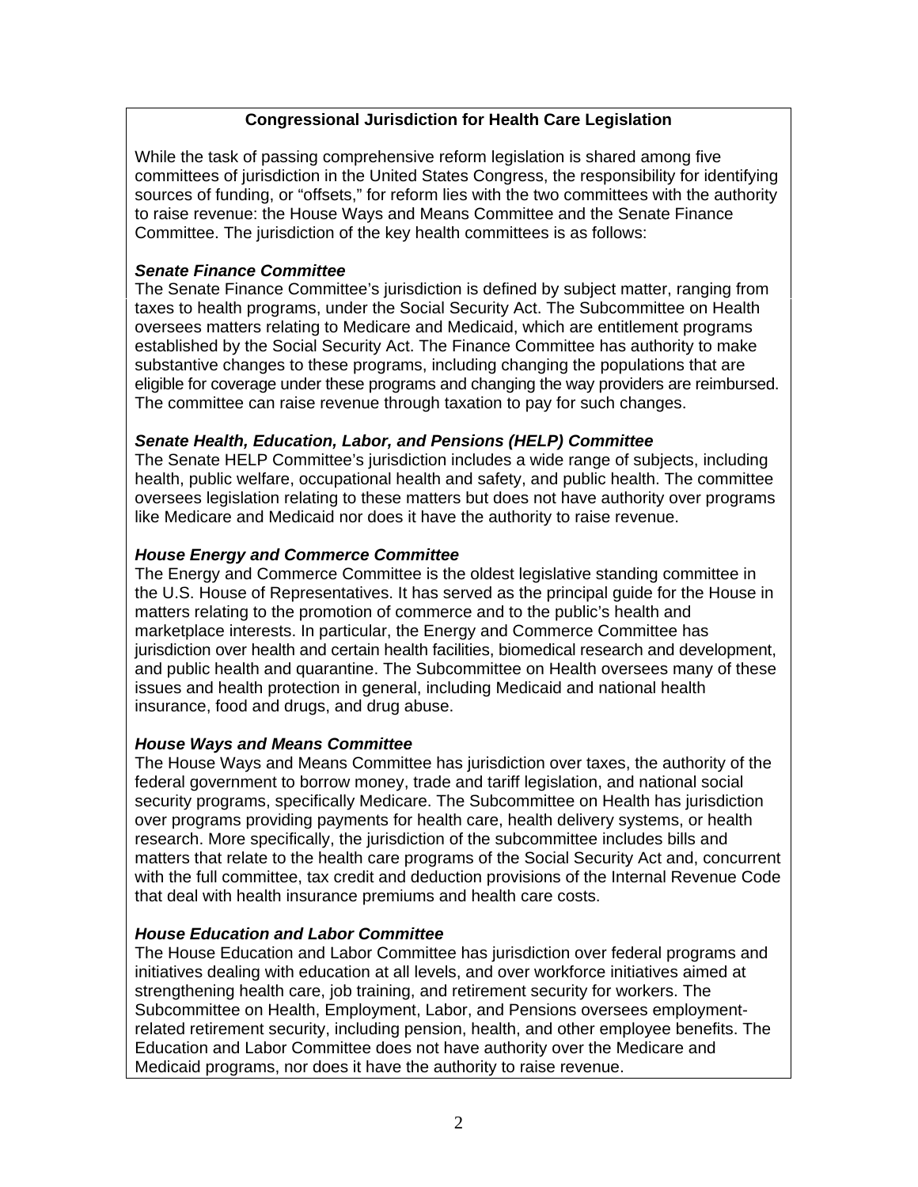**Congressional Jurisdiction for Health Care Legislation**

While the task of passing comprehensive reform legislation is shared among five committees of jurisdiction in the United States Congress, the responsibility for identifying sources of funding, or "offsets," for reform lies with the two committees with the authority to raise revenue: the House Ways and Means Committee and the Senate Finance Committee. The jurisdiction of the key health committees is as follows:

***Senate Finance Committee***

The Senate Finance Committee's jurisdiction is defined by subject matter, ranging from taxes to health programs, under the Social Security Act. The Subcommittee on Health oversees matters relating to Medicare and Medicaid, which are entitlement programs established by the Social Security Act. The Finance Committee has authority to make substantive changes to these programs, including changing the populations that are eligible for coverage under these programs and changing the way providers are reimbursed. The committee can raise revenue through taxation to pay for such changes.

***Senate Health, Education, Labor, and Pensions (HELP) Committee***

The Senate HELP Committee's jurisdiction includes a wide range of subjects, including health, public welfare, occupational health and safety, and public health. The committee oversees legislation relating to these matters but does not have authority over programs like Medicare and Medicaid nor does it have the authority to raise revenue.

***House Energy and Commerce Committee***

The Energy and Commerce Committee is the oldest legislative standing committee in the U.S. House of Representatives. It has served as the principal guide for the House in matters relating to the promotion of commerce and to the public's health and marketplace interests. In particular, the Energy and Commerce Committee has jurisdiction over health and certain health facilities, biomedical research and development, and public health and quarantine. The Subcommittee on Health oversees many of these issues and health protection in general, including Medicaid and national health insurance, food and drugs, and drug abuse.

***House Ways and Means Committee***

The House Ways and Means Committee has jurisdiction over taxes, the authority of the federal government to borrow money, trade and tariff legislation, and national social security programs, specifically Medicare. The Subcommittee on Health has jurisdiction over programs providing payments for health care, health delivery systems, or health research. More specifically, the jurisdiction of the subcommittee includes bills and matters that relate to the health care programs of the Social Security Act and, concurrent with the full committee, tax credit and deduction provisions of the Internal Revenue Code that deal with health insurance premiums and health care costs.

***House Education and Labor Committee***

The House Education and Labor Committee has jurisdiction over federal programs and initiatives dealing with education at all levels, and over workforce initiatives aimed at strengthening health care, job training, and retirement security for workers. The Subcommittee on Health, Employment, Labor, and Pensions oversees employment-related retirement security, including pension, health, and other employee benefits. The Education and Labor Committee does not have authority over the Medicare and Medicaid programs, nor does it have the authority to raise revenue.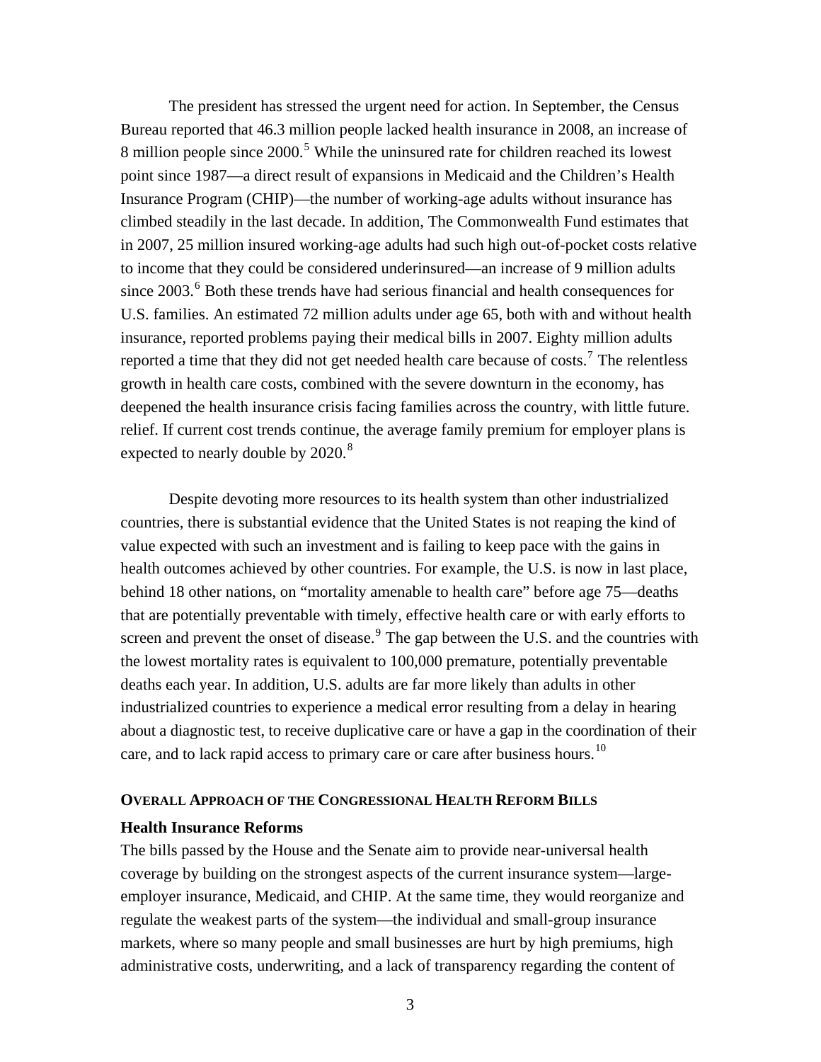The president has stressed the urgent need for action. In September, the Census Bureau reported that 46.3 million people lacked health insurance in 2008, an increase of 8 million people since 2000.[5] While the uninsured rate for children reached its lowest point since 1987—a direct result of expansions in Medicaid and the Children's Health Insurance Program (CHIP)—the number of working-age adults without insurance has climbed steadily in the last decade. In addition, The Commonwealth Fund estimates that in 2007, 25 million insured working-age adults had such high out-of-pocket costs relative to income that they could be considered underinsured—an increase of 9 million adults since 2003.[6] Both these trends have had serious financial and health consequences for U.S. families. An estimated 72 million adults under age 65, both with and without health insurance, reported problems paying their medical bills in 2007. Eighty million adults reported a time that they did not get needed health care because of costs.[7] The relentless growth in health care costs, combined with the severe downturn in the economy, has deepened the health insurance crisis facing families across the country, with little future. relief. If current cost trends continue, the average family premium for employer plans is expected to nearly double by 2020.[8]

Despite devoting more resources to its health system than other industrialized countries, there is substantial evidence that the United States is not reaping the kind of value expected with such an investment and is failing to keep pace with the gains in health outcomes achieved by other countries. For example, the U.S. is now in last place, behind 18 other nations, on "mortality amenable to health care" before age 75—deaths that are potentially preventable with timely, effective health care or with early efforts to screen and prevent the onset of disease.[9] The gap between the U.S. and the countries with the lowest mortality rates is equivalent to 100,000 premature, potentially preventable deaths each year. In addition, U.S. adults are far more likely than adults in other industrialized countries to experience a medical error resulting from a delay in hearing about a diagnostic test, to receive duplicative care or have a gap in the coordination of their care, and to lack rapid access to primary care or care after business hours.[10]

## Overall Approach of the Congressional Health Reform Bills

### Health Insurance Reforms

The bills passed by the House and the Senate aim to provide near-universal health coverage by building on the strongest aspects of the current insurance system—large-employer insurance, Medicaid, and CHIP. At the same time, they would reorganize and regulate the weakest parts of the system—the individual and small-group insurance markets, where so many people and small businesses are hurt by high premiums, high administrative costs, underwriting, and a lack of transparency regarding the content of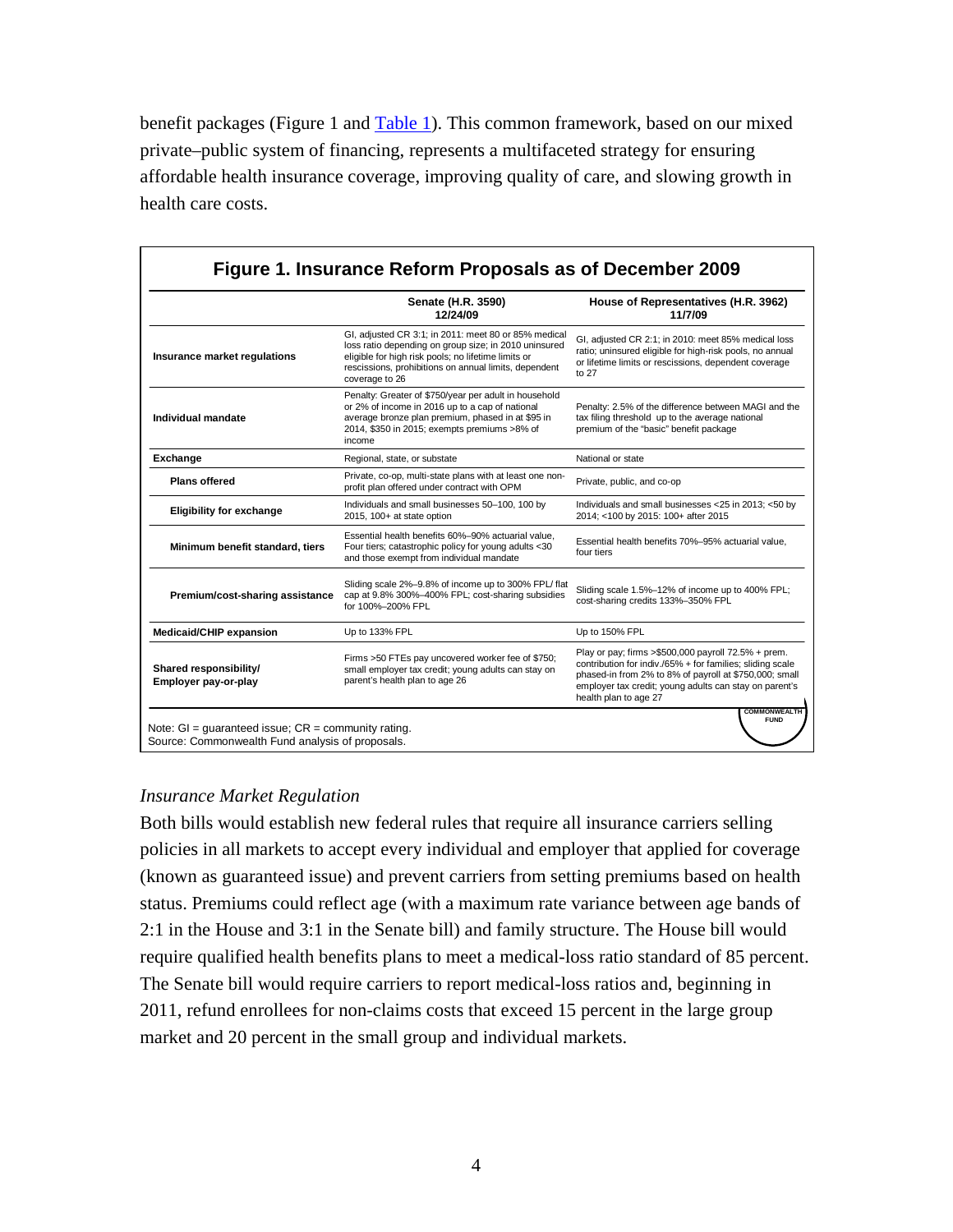benefit packages (Figure 1 and Table 1). This common framework, based on our mixed private–public system of financing, represents a multifaceted strategy for ensuring affordable health insurance coverage, improving quality of care, and slowing growth in health care costs.

**Figure 1. Insurance Reform Proposals as of December 2009**

| | Senate (H.R. 3590) 12/24/09 | House of Representatives (H.R. 3962) 11/7/09 |
|---|---|---|
| **Insurance market regulations** | GI, adjusted CR 3:1; in 2011: meet 80 or 85% medical loss ratio depending on group size; in 2010 uninsured eligible for high risk pools; no lifetime limits or rescissions, prohibitions on annual limits, dependent coverage to 26 | GI, adjusted CR 2:1; in 2010: meet 85% medical loss ratio; uninsured eligible for high-risk pools, no annual or lifetime limits or rescissions, dependent coverage to 27 |
| **Individual mandate** | Penalty: Greater of $750/year per adult in household or 2% of income in 2016 up to a cap of national average bronze plan premium, phased in at $95 in 2014, $350 in 2015; exempts premiums >8% of income | Penalty: 2.5% of the difference between MAGI and the tax filing threshold up to the average national premium of the "basic" benefit package |
| **Exchange** | Regional, state, or substate | National or state |
| **Plans offered** | Private, co-op, multi-state plans with at least one non-profit plan offered under contract with OPM | Private, public, and co-op |
| **Eligibility for exchange** | Individuals and small businesses 50–100, 100 by 2015, 100+ at state option | Individuals and small businesses <25 in 2013; <50 by 2014; <100 by 2015: 100+ after 2015 |
| **Minimum benefit standard, tiers** | Essential health benefits 60%–90% actuarial value, Four tiers; catastrophic policy for young adults <30 and those exempt from individual mandate | Essential health benefits 70%–95% actuarial value, four tiers |
| **Premium/cost-sharing assistance** | Sliding scale 2%–9.8% of income up to 300% FPL/ flat cap at 9.8% 300%–400% FPL; cost-sharing subsidies for 100%–200% FPL | Sliding scale 1.5%–12% of income up to 400% FPL; cost-sharing credits 133%–350% FPL |
| **Medicaid/CHIP expansion** | Up to 133% FPL | Up to 150% FPL |
| **Shared responsibility/ Employer pay-or-play** | Firms >50 FTEs pay uncovered worker fee of $750; small employer tax credit; young adults can stay on parent's health plan to age 26 | Play or pay; firms >$500,000 payroll 72.5% + prem. contribution for indiv./65% + for families; sliding scale phased-in from 2% to 8% of payroll at $750,000; small employer tax credit; young adults can stay on parent's health plan to age 27 |

Note: GI = guaranteed issue; CR = community rating.
Source: Commonwealth Fund analysis of proposals.

### *Insurance Market Regulation*

Both bills would establish new federal rules that require all insurance carriers selling policies in all markets to accept every individual and employer that applied for coverage (known as guaranteed issue) and prevent carriers from setting premiums based on health status. Premiums could reflect age (with a maximum rate variance between age bands of 2:1 in the House and 3:1 in the Senate bill) and family structure. The House bill would require qualified health benefits plans to meet a medical-loss ratio standard of 85 percent. The Senate bill would require carriers to report medical-loss ratios and, beginning in 2011, refund enrollees for non-claims costs that exceed 15 percent in the large group market and 20 percent in the small group and individual markets.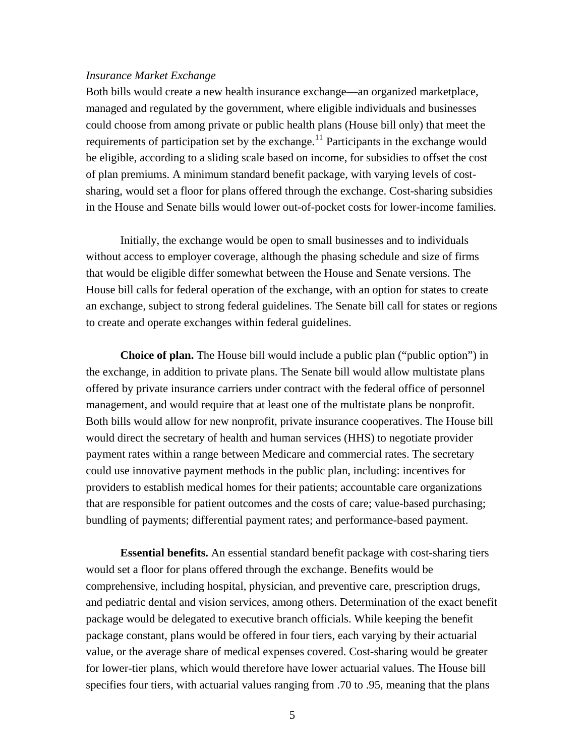*Insurance Market Exchange*

Both bills would create a new health insurance exchange—an organized marketplace, managed and regulated by the government, where eligible individuals and businesses could choose from among private or public health plans (House bill only) that meet the requirements of participation set by the exchange.[11] Participants in the exchange would be eligible, according to a sliding scale based on income, for subsidies to offset the cost of plan premiums. A minimum standard benefit package, with varying levels of cost-sharing, would set a floor for plans offered through the exchange. Cost-sharing subsidies in the House and Senate bills would lower out-of-pocket costs for lower-income families.

Initially, the exchange would be open to small businesses and to individuals without access to employer coverage, although the phasing schedule and size of firms that would be eligible differ somewhat between the House and Senate versions. The House bill calls for federal operation of the exchange, with an option for states to create an exchange, subject to strong federal guidelines. The Senate bill call for states or regions to create and operate exchanges within federal guidelines.

**Choice of plan.** The House bill would include a public plan ("public option") in the exchange, in addition to private plans. The Senate bill would allow multistate plans offered by private insurance carriers under contract with the federal office of personnel management, and would require that at least one of the multistate plans be nonprofit. Both bills would allow for new nonprofit, private insurance cooperatives. The House bill would direct the secretary of health and human services (HHS) to negotiate provider payment rates within a range between Medicare and commercial rates. The secretary could use innovative payment methods in the public plan, including: incentives for providers to establish medical homes for their patients; accountable care organizations that are responsible for patient outcomes and the costs of care; value-based purchasing; bundling of payments; differential payment rates; and performance-based payment.

**Essential benefits.** An essential standard benefit package with cost-sharing tiers would set a floor for plans offered through the exchange. Benefits would be comprehensive, including hospital, physician, and preventive care, prescription drugs, and pediatric dental and vision services, among others. Determination of the exact benefit package would be delegated to executive branch officials. While keeping the benefit package constant, plans would be offered in four tiers, each varying by their actuarial value, or the average share of medical expenses covered. Cost-sharing would be greater for lower-tier plans, which would therefore have lower actuarial values. The House bill specifies four tiers, with actuarial values ranging from .70 to .95, meaning that the plans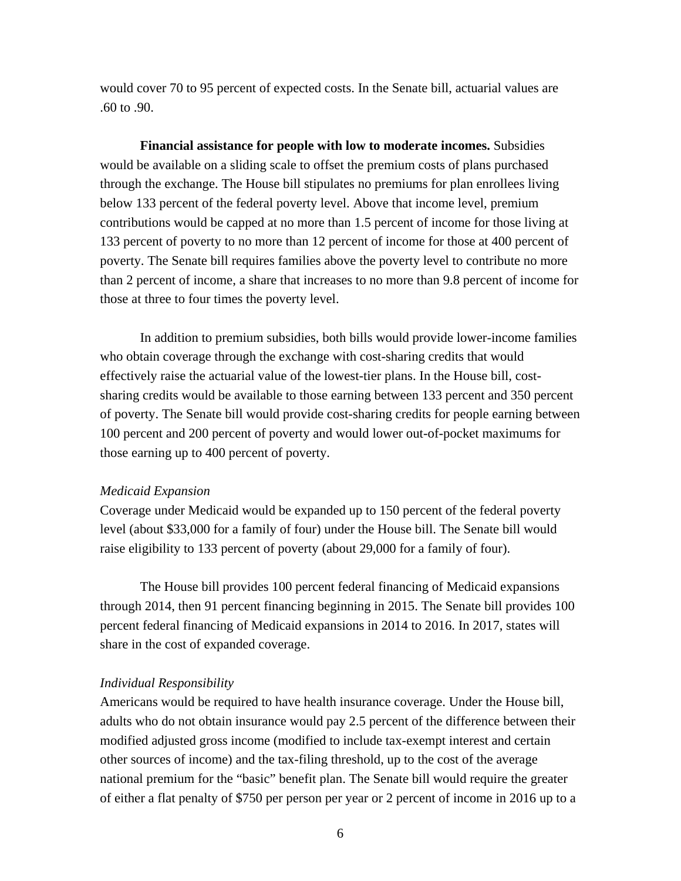would cover 70 to 95 percent of expected costs. In the Senate bill, actuarial values are .60 to .90.

**Financial assistance for people with low to moderate incomes.** Subsidies would be available on a sliding scale to offset the premium costs of plans purchased through the exchange. The House bill stipulates no premiums for plan enrollees living below 133 percent of the federal poverty level. Above that income level, premium contributions would be capped at no more than 1.5 percent of income for those living at 133 percent of poverty to no more than 12 percent of income for those at 400 percent of poverty. The Senate bill requires families above the poverty level to contribute no more than 2 percent of income, a share that increases to no more than 9.8 percent of income for those at three to four times the poverty level.

In addition to premium subsidies, both bills would provide lower-income families who obtain coverage through the exchange with cost-sharing credits that would effectively raise the actuarial value of the lowest-tier plans. In the House bill, cost-sharing credits would be available to those earning between 133 percent and 350 percent of poverty. The Senate bill would provide cost-sharing credits for people earning between 100 percent and 200 percent of poverty and would lower out-of-pocket maximums for those earning up to 400 percent of poverty.

*Medicaid Expansion*

Coverage under Medicaid would be expanded up to 150 percent of the federal poverty level (about $33,000 for a family of four) under the House bill. The Senate bill would raise eligibility to 133 percent of poverty (about 29,000 for a family of four).

The House bill provides 100 percent federal financing of Medicaid expansions through 2014, then 91 percent financing beginning in 2015. The Senate bill provides 100 percent federal financing of Medicaid expansions in 2014 to 2016. In 2017, states will share in the cost of expanded coverage.

*Individual Responsibility*

Americans would be required to have health insurance coverage. Under the House bill, adults who do not obtain insurance would pay 2.5 percent of the difference between their modified adjusted gross income (modified to include tax-exempt interest and certain other sources of income) and the tax-filing threshold, up to the cost of the average national premium for the "basic" benefit plan. The Senate bill would require the greater of either a flat penalty of $750 per person per year or 2 percent of income in 2016 up to a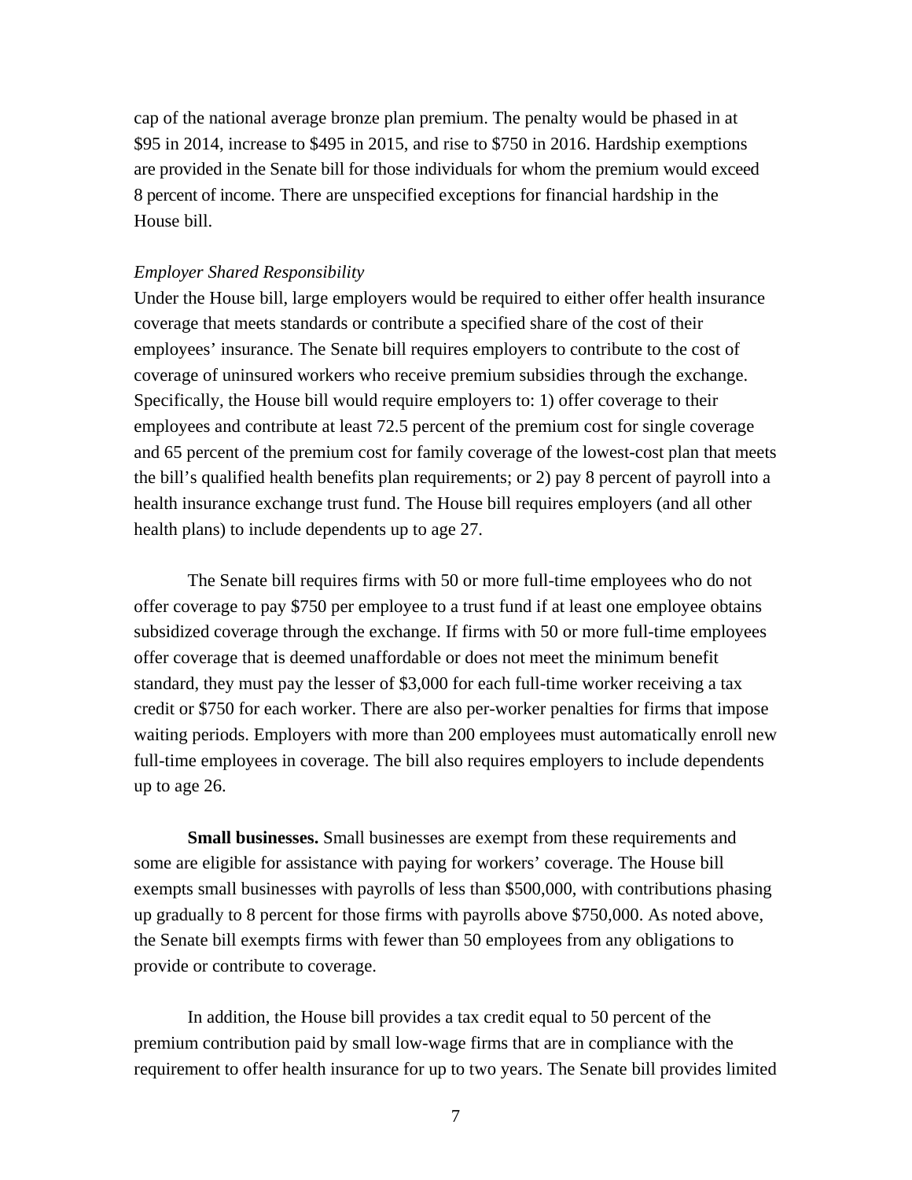cap of the national average bronze plan premium. The penalty would be phased in at $95 in 2014, increase to $495 in 2015, and rise to $750 in 2016. Hardship exemptions are provided in the Senate bill for those individuals for whom the premium would exceed 8 percent of income. There are unspecified exceptions for financial hardship in the House bill.

*Employer Shared Responsibility*

Under the House bill, large employers would be required to either offer health insurance coverage that meets standards or contribute a specified share of the cost of their employees' insurance. The Senate bill requires employers to contribute to the cost of coverage of uninsured workers who receive premium subsidies through the exchange. Specifically, the House bill would require employers to: 1) offer coverage to their employees and contribute at least 72.5 percent of the premium cost for single coverage and 65 percent of the premium cost for family coverage of the lowest-cost plan that meets the bill's qualified health benefits plan requirements; or 2) pay 8 percent of payroll into a health insurance exchange trust fund. The House bill requires employers (and all other health plans) to include dependents up to age 27.

The Senate bill requires firms with 50 or more full-time employees who do not offer coverage to pay $750 per employee to a trust fund if at least one employee obtains subsidized coverage through the exchange. If firms with 50 or more full-time employees offer coverage that is deemed unaffordable or does not meet the minimum benefit standard, they must pay the lesser of $3,000 for each full-time worker receiving a tax credit or $750 for each worker. There are also per-worker penalties for firms that impose waiting periods. Employers with more than 200 employees must automatically enroll new full-time employees in coverage. The bill also requires employers to include dependents up to age 26.

**Small businesses.** Small businesses are exempt from these requirements and some are eligible for assistance with paying for workers' coverage. The House bill exempts small businesses with payrolls of less than $500,000, with contributions phasing up gradually to 8 percent for those firms with payrolls above $750,000. As noted above, the Senate bill exempts firms with fewer than 50 employees from any obligations to provide or contribute to coverage.

In addition, the House bill provides a tax credit equal to 50 percent of the premium contribution paid by small low-wage firms that are in compliance with the requirement to offer health insurance for up to two years. The Senate bill provides limited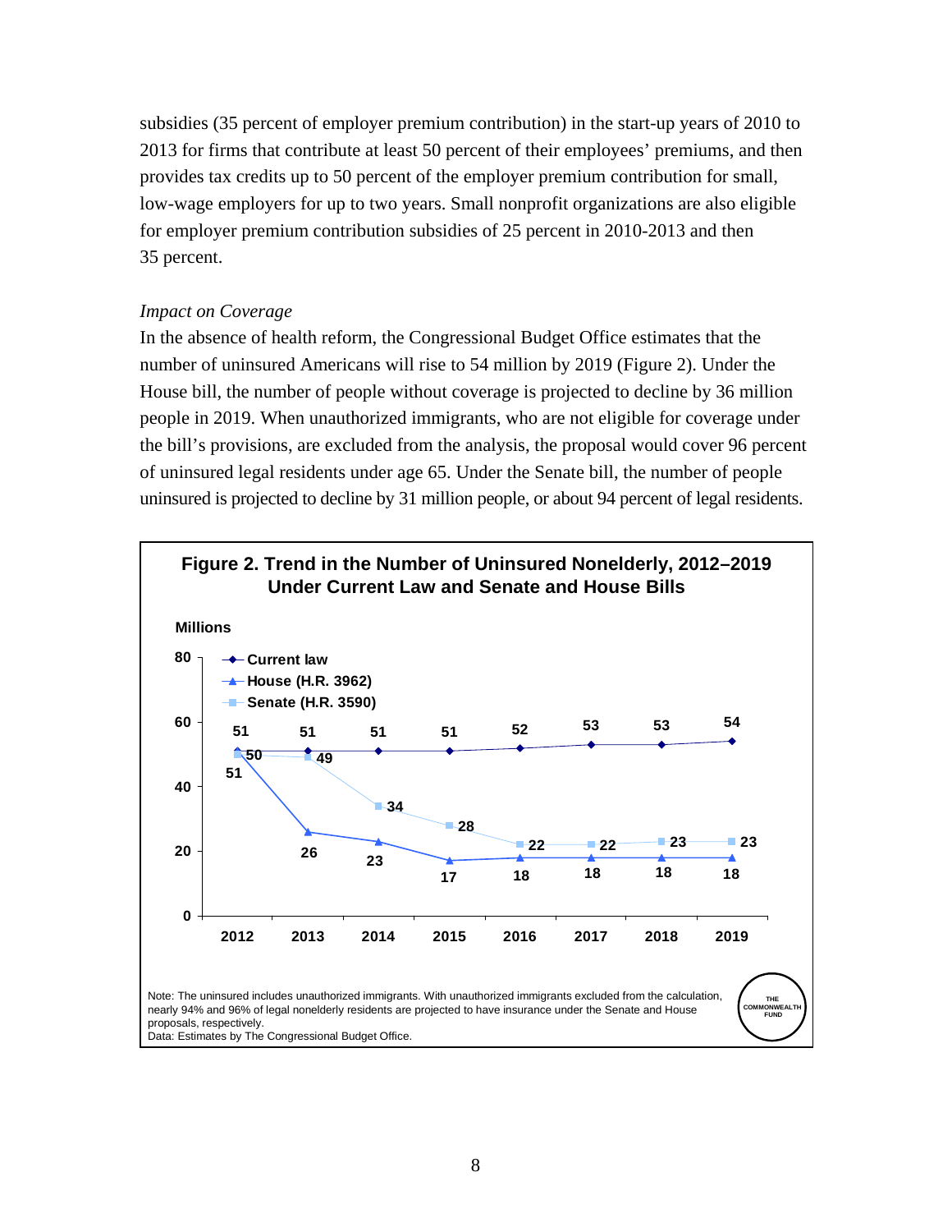subsidies (35 percent of employer premium contribution) in the start-up years of 2010 to 2013 for firms that contribute at least 50 percent of their employees' premiums, and then provides tax credits up to 50 percent of the employer premium contribution for small, low-wage employers for up to two years. Small nonprofit organizations are also eligible for employer premium contribution subsidies of 25 percent in 2010-2013 and then 35 percent.

*Impact on Coverage*

In the absence of health reform, the Congressional Budget Office estimates that the number of uninsured Americans will rise to 54 million by 2019 (Figure 2). Under the House bill, the number of people without coverage is projected to decline by 36 million people in 2019. When unauthorized immigrants, who are not eligible for coverage under the bill's provisions, are excluded from the analysis, the proposal would cover 96 percent of uninsured legal residents under age 65. Under the Senate bill, the number of people uninsured is projected to decline by 31 million people, or about 94 percent of legal residents.

**Figure 2. Trend in the Number of Uninsured Nonelderly, 2012–2019 Under Current Law and Senate and House Bills**

Millions

| | 2012 | 2013 | 2014 | 2015 | 2016 | 2017 | 2018 | 2019 |
|---|---|---|---|---|---|---|---|---|
| Current law | 51 | 51 | 51 | 51 | 52 | 53 | 53 | 54 |
| House (H.R. 3962) | 51 | 26 | 23 | 17 | 18 | 18 | 18 | 18 |
| Senate (H.R. 3590) | 50 | 49 | 34 | 28 | 22 | 22 | 23 | 23 |

Note: The uninsured includes unauthorized immigrants. With unauthorized immigrants excluded from the calculation, nearly 94% and 96% of legal nonelderly residents are projected to have insurance under the Senate and House proposals, respectively.
Data: Estimates by The Congressional Budget Office.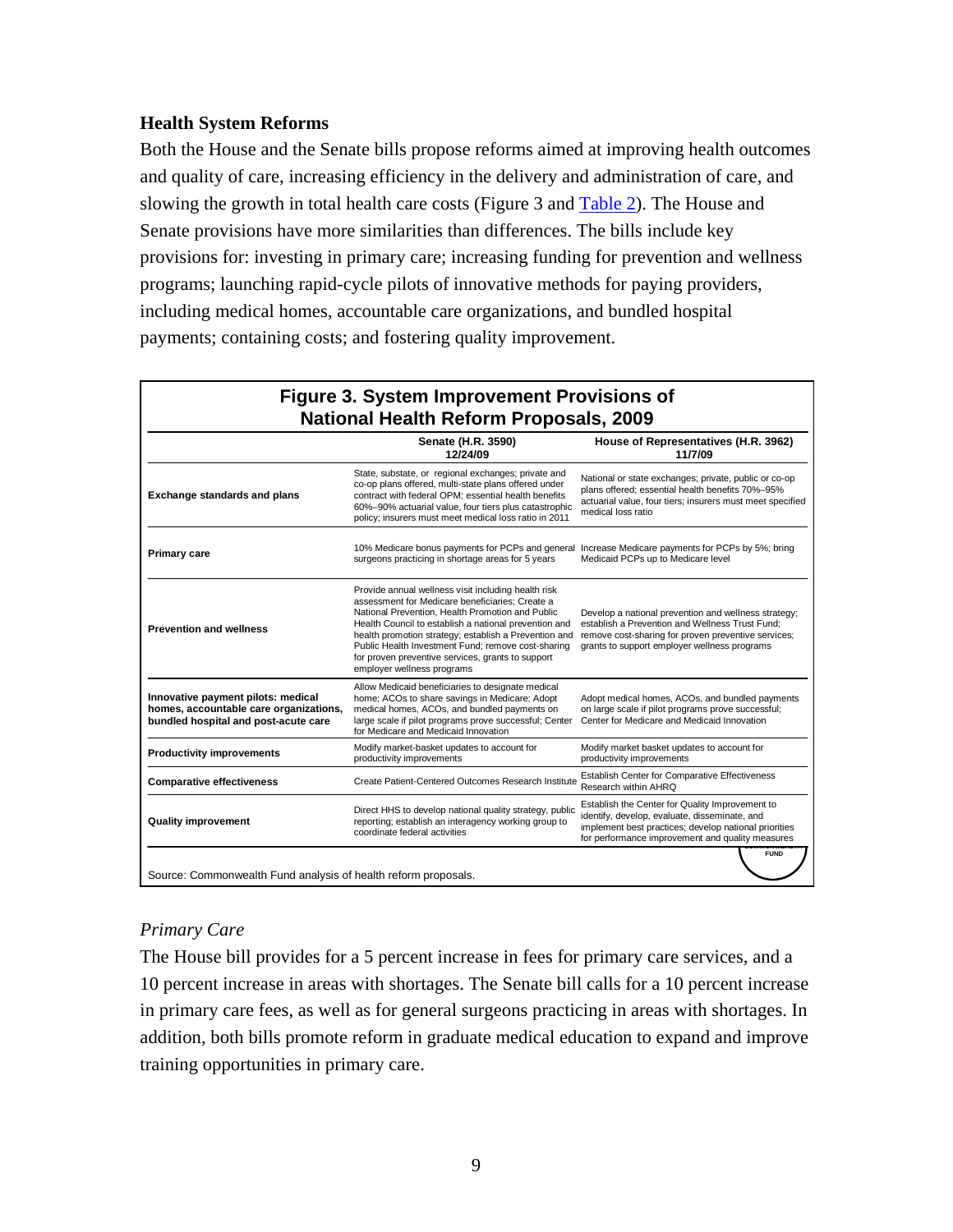### Health System Reforms

Both the House and the Senate bills propose reforms aimed at improving health outcomes and quality of care, increasing efficiency in the delivery and administration of care, and slowing the growth in total health care costs (Figure 3 and Table 2). The House and Senate provisions have more similarities than differences. The bills include key provisions for: investing in primary care; increasing funding for prevention and wellness programs; launching rapid-cycle pilots of innovative methods for paying providers, including medical homes, accountable care organizations, and bundled hospital payments; containing costs; and fostering quality improvement.

**Figure 3. System Improvement Provisions of National Health Reform Proposals, 2009**

| | Senate (H.R. 3590) 12/24/09 | House of Representatives (H.R. 3962) 11/7/09 |
|---|---|---|
| **Exchange standards and plans** | State, substate, or regional exchanges; private and co-op plans offered, multi-state plans offered under contract with federal OPM; essential health benefits 60%–90% actuarial value, four tiers plus catastrophic policy; insurers must meet medical loss ratio in 2011 | National or state exchanges; private, public or co-op plans offered; essential health benefits 70%–95% actuarial value, four tiers; insurers must meet specified medical loss ratio |
| **Primary care** | 10% Medicare bonus payments for PCPs and general surgeons practicing in shortage areas for 5 years | Increase Medicare payments for PCPs by 5%; bring Medicaid PCPs up to Medicare level |
| **Prevention and wellness** | Provide annual wellness visit including health risk assessment for Medicare beneficiaries; Create a National Prevention, Health Promotion and Public Health Council to establish a national prevention and health promotion strategy; establish a Prevention and Public Health Investment Fund; remove cost-sharing for proven preventive services, grants to support employer wellness programs | Develop a national prevention and wellness strategy; establish a Prevention and Wellness Trust Fund; remove cost-sharing for proven preventive services; grants to support employer wellness programs |
| **Innovative payment pilots: medical homes, accountable care organizations, bundled hospital and post-acute care** | Allow Medicaid beneficiaries to designate medical home; ACOs to share savings in Medicare; Adopt medical homes, ACOs, and bundled payments on large scale if pilot programs prove successful; Center for Medicare and Medicaid Innovation | Adopt medical homes, ACOs, and bundled payments on large scale if pilot programs prove successful; Center for Medicare and Medicaid Innovation |
| **Productivity improvements** | Modify market-basket updates to account for productivity improvements | Modify market basket updates to account for productivity improvements |
| **Comparative effectiveness** | Create Patient-Centered Outcomes Research Institute | Establish Center for Comparative Effectiveness Research within AHRQ |
| **Quality improvement** | Direct HHS to develop national quality strategy, public reporting; establish an interagency working group to coordinate federal activities | Establish the Center for Quality Improvement to identify, develop, evaluate, disseminate, and implement best practices; develop national priorities for performance improvement and quality measures |

Source: Commonwealth Fund analysis of health reform proposals.

*Primary Care*

The House bill provides for a 5 percent increase in fees for primary care services, and a 10 percent increase in areas with shortages. The Senate bill calls for a 10 percent increase in primary care fees, as well as for general surgeons practicing in areas with shortages. In addition, both bills promote reform in graduate medical education to expand and improve training opportunities in primary care.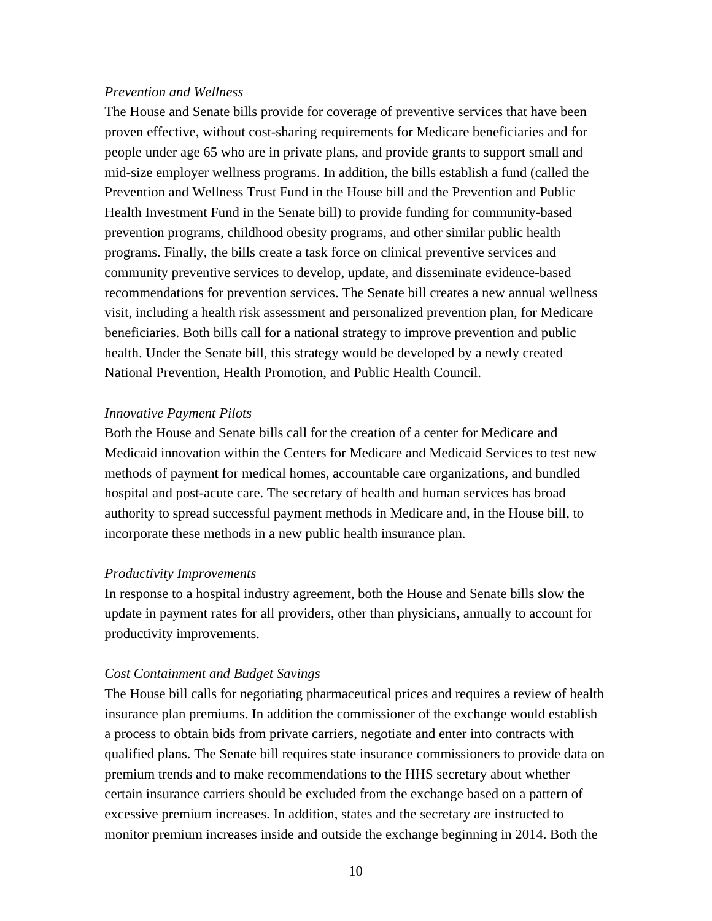*Prevention and Wellness*

The House and Senate bills provide for coverage of preventive services that have been proven effective, without cost-sharing requirements for Medicare beneficiaries and for people under age 65 who are in private plans, and provide grants to support small and mid-size employer wellness programs. In addition, the bills establish a fund (called the Prevention and Wellness Trust Fund in the House bill and the Prevention and Public Health Investment Fund in the Senate bill) to provide funding for community-based prevention programs, childhood obesity programs, and other similar public health programs. Finally, the bills create a task force on clinical preventive services and community preventive services to develop, update, and disseminate evidence-based recommendations for prevention services. The Senate bill creates a new annual wellness visit, including a health risk assessment and personalized prevention plan, for Medicare beneficiaries. Both bills call for a national strategy to improve prevention and public health. Under the Senate bill, this strategy would be developed by a newly created National Prevention, Health Promotion, and Public Health Council.

*Innovative Payment Pilots*

Both the House and Senate bills call for the creation of a center for Medicare and Medicaid innovation within the Centers for Medicare and Medicaid Services to test new methods of payment for medical homes, accountable care organizations, and bundled hospital and post-acute care. The secretary of health and human services has broad authority to spread successful payment methods in Medicare and, in the House bill, to incorporate these methods in a new public health insurance plan.

*Productivity Improvements*

In response to a hospital industry agreement, both the House and Senate bills slow the update in payment rates for all providers, other than physicians, annually to account for productivity improvements.

*Cost Containment and Budget Savings*

The House bill calls for negotiating pharmaceutical prices and requires a review of health insurance plan premiums. In addition the commissioner of the exchange would establish a process to obtain bids from private carriers, negotiate and enter into contracts with qualified plans. The Senate bill requires state insurance commissioners to provide data on premium trends and to make recommendations to the HHS secretary about whether certain insurance carriers should be excluded from the exchange based on a pattern of excessive premium increases. In addition, states and the secretary are instructed to monitor premium increases inside and outside the exchange beginning in 2014. Both the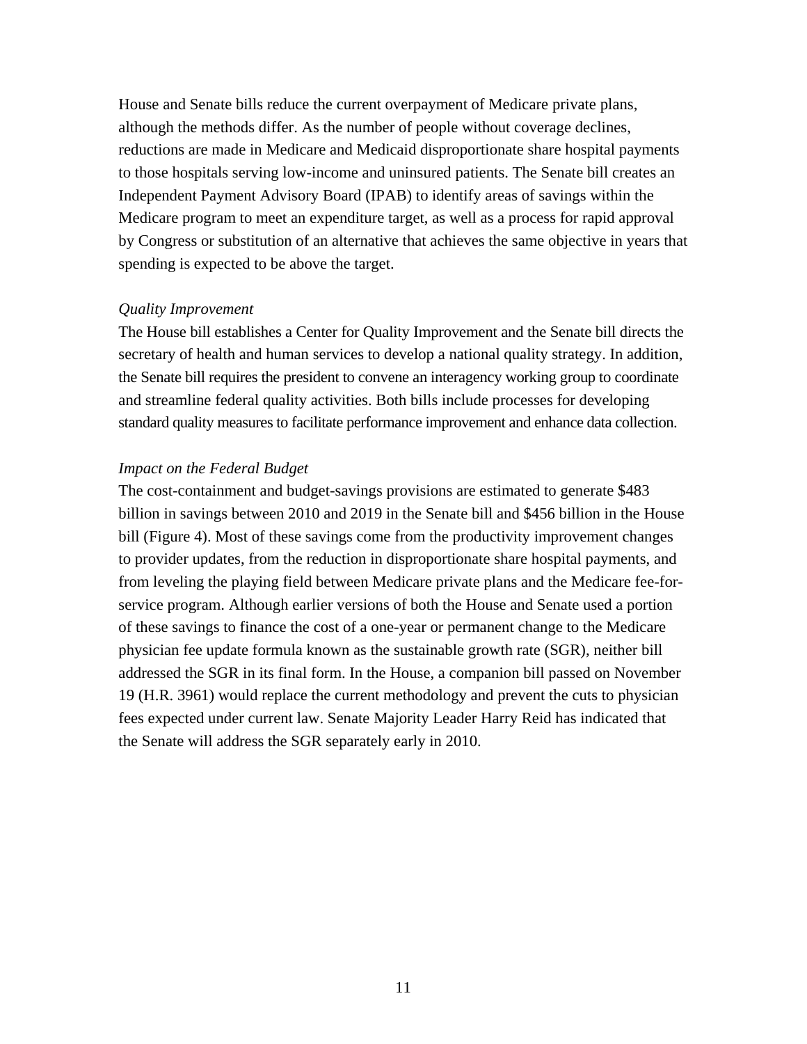House and Senate bills reduce the current overpayment of Medicare private plans, although the methods differ. As the number of people without coverage declines, reductions are made in Medicare and Medicaid disproportionate share hospital payments to those hospitals serving low-income and uninsured patients. The Senate bill creates an Independent Payment Advisory Board (IPAB) to identify areas of savings within the Medicare program to meet an expenditure target, as well as a process for rapid approval by Congress or substitution of an alternative that achieves the same objective in years that spending is expected to be above the target.

*Quality Improvement*

The House bill establishes a Center for Quality Improvement and the Senate bill directs the secretary of health and human services to develop a national quality strategy. In addition, the Senate bill requires the president to convene an interagency working group to coordinate and streamline federal quality activities. Both bills include processes for developing standard quality measures to facilitate performance improvement and enhance data collection.

*Impact on the Federal Budget*

The cost-containment and budget-savings provisions are estimated to generate $483 billion in savings between 2010 and 2019 in the Senate bill and $456 billion in the House bill (Figure 4). Most of these savings come from the productivity improvement changes to provider updates, from the reduction in disproportionate share hospital payments, and from leveling the playing field between Medicare private plans and the Medicare fee-for-service program. Although earlier versions of both the House and Senate used a portion of these savings to finance the cost of a one-year or permanent change to the Medicare physician fee update formula known as the sustainable growth rate (SGR), neither bill addressed the SGR in its final form. In the House, a companion bill passed on November 19 (H.R. 3961) would replace the current methodology and prevent the cuts to physician fees expected under current law. Senate Majority Leader Harry Reid has indicated that the Senate will address the SGR separately early in 2010.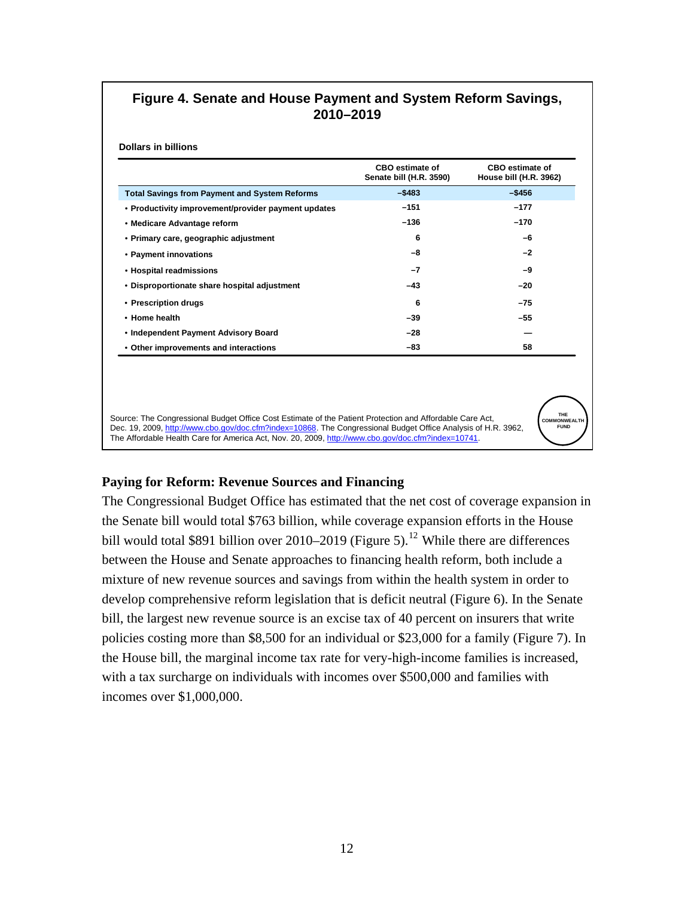**Figure 4. Senate and House Payment and System Reform Savings, 2010–2019**

**Dollars in billions**

| | CBO estimate of Senate bill (H.R. 3590) | CBO estimate of House bill (H.R. 3962) |
|---|---|---|
| **Total Savings from Payment and System Reforms** | **–$483** | **–$456** |
| • Productivity improvement/provider payment updates | –151 | –177 |
| • Medicare Advantage reform | –136 | –170 |
| • Primary care, geographic adjustment | 6 | –6 |
| • Payment innovations | –8 | –2 |
| • Hospital readmissions | –7 | –9 |
| • Disproportionate share hospital adjustment | –43 | –20 |
| • Prescription drugs | 6 | –75 |
| • Home health | –39 | –55 |
| • Independent Payment Advisory Board | –28 | — |
| • Other improvements and interactions | –83 | 58 |

Source: The Congressional Budget Office Cost Estimate of the Patient Protection and Affordable Care Act, Dec. 19, 2009, http://www.cbo.gov/doc.cfm?index=10868. The Congressional Budget Office Analysis of H.R. 3962, The Affordable Health Care for America Act, Nov. 20, 2009, http://www.cbo.gov/doc.cfm?index=10741.

THE COMMONWEALTH FUND

## Paying for Reform: Revenue Sources and Financing

The Congressional Budget Office has estimated that the net cost of coverage expansion in the Senate bill would total $763 billion, while coverage expansion efforts in the House bill would total $891 billion over 2010–2019 (Figure 5).[12] While there are differences between the House and Senate approaches to financing health reform, both include a mixture of new revenue sources and savings from within the health system in order to develop comprehensive reform legislation that is deficit neutral (Figure 6). In the Senate bill, the largest new revenue source is an excise tax of 40 percent on insurers that write policies costing more than $8,500 for an individual or $23,000 for a family (Figure 7). In the House bill, the marginal income tax rate for very-high-income families is increased, with a tax surcharge on individuals with incomes over $500,000 and families with incomes over $1,000,000.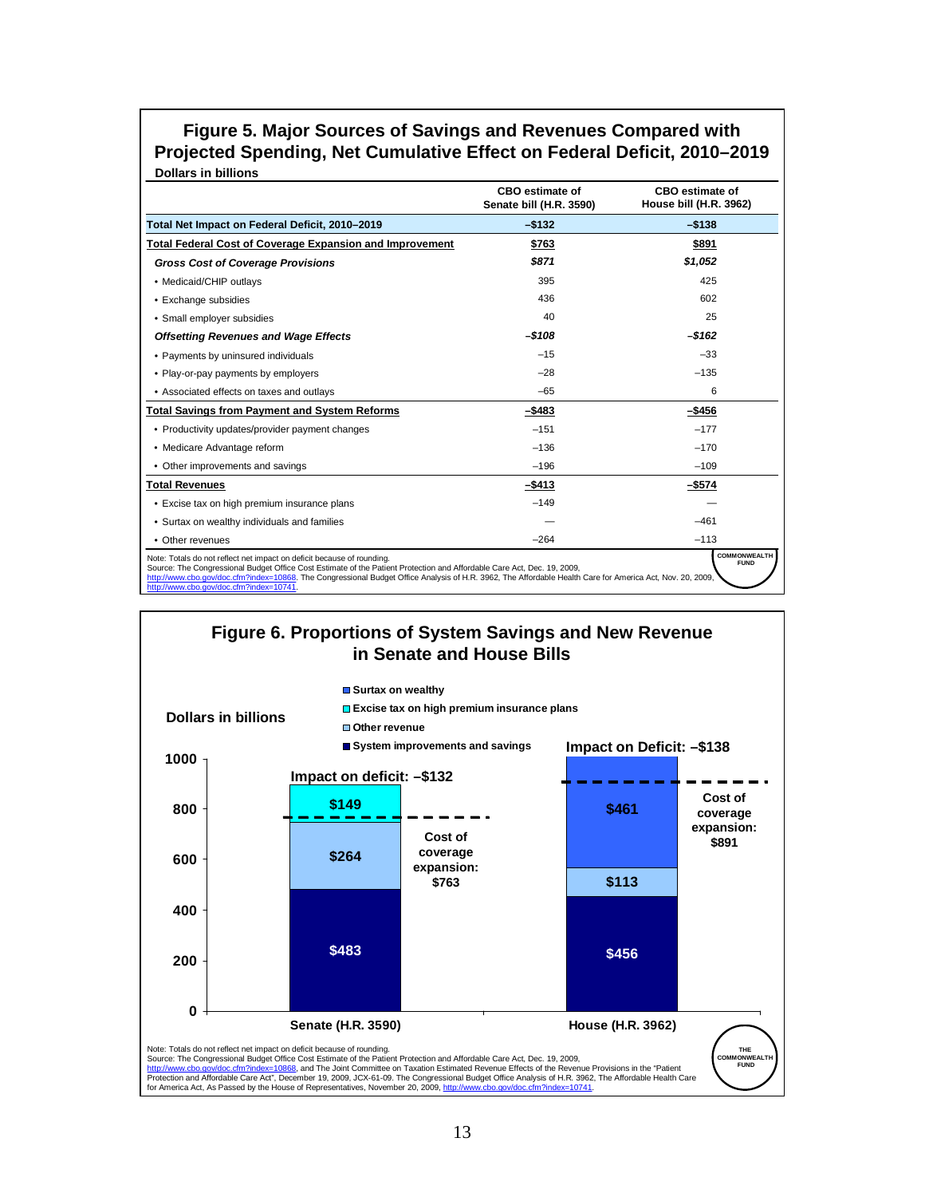## Figure 5. Major Sources of Savings and Revenues Compared with Projected Spending, Net Cumulative Effect on Federal Deficit, 2010–2019

**Dollars in billions**

| | CBO estimate of Senate bill (H.R. 3590) | CBO estimate of House bill (H.R. 3962) |
|---|---|---|
| **Total Net Impact on Federal Deficit, 2010–2019** | **–$132** | **–$138** |
| **Total Federal Cost of Coverage Expansion and Improvement** | **$763** | **$891** |
| ***Gross Cost of Coverage Provisions*** | ***$871*** | ***$1,052*** |
| • Medicaid/CHIP outlays | 395 | 425 |
| • Exchange subsidies | 436 | 602 |
| • Small employer subsidies | 40 | 25 |
| ***Offsetting Revenues and Wage Effects*** | ***–$108*** | ***–$162*** |
| • Payments by uninsured individuals | –15 | –33 |
| • Play-or-pay payments by employers | –28 | –135 |
| • Associated effects on taxes and outlays | –65 | 6 |
| **Total Savings from Payment and System Reforms** | **–$483** | **–$456** |
| • Productivity updates/provider payment changes | –151 | –177 |
| • Medicare Advantage reform | –136 | –170 |
| • Other improvements and savings | –196 | –109 |
| **Total Revenues** | **–$413** | **–$574** |
| • Excise tax on high premium insurance plans | –149 | — |
| • Surtax on wealthy individuals and families | — | –461 |
| • Other revenues | –264 | –113 |

Note: Totals do not reflect net impact on deficit because of rounding.
Source: The Congressional Budget Office Cost Estimate of the Patient Protection and Affordable Care Act, Dec. 19, 2009, http://www.cbo.gov/doc.cfm?index=10868. The Congressional Budget Office Analysis of H.R. 3962, The Affordable Health Care for America Act, Nov. 20, 2009, http://www.cbo.gov/doc.cfm?index=10741.

## Figure 6. Proportions of System Savings and New Revenue in Senate and House Bills

**Dollars in billions**

| | Senate (H.R. 3590) | House (H.R. 3962) |
|---|---|---|
| System improvements and savings | $483 | $456 |
| Other revenue | $264 | $113 |
| Excise tax on high premium insurance plans | $149 | — |
| Surtax on wealthy | — | $461 |
| Cost of coverage expansion | $763 | $891 |
| Impact on deficit | –$132 | –$138 |

Note: Totals do not reflect net impact on deficit because of rounding.
Source: The Congressional Budget Office Cost Estimate of the Patient Protection and Affordable Care Act, Dec. 19, 2009, http://www.cbo.gov/doc.cfm?index=10868, and The Joint Committee on Taxation Estimated Revenue Effects of the Revenue Provisions in the "Patient Protection and Affordable Care Act", December 19, 2009, JCX-61-09. The Congressional Budget Office Analysis of H.R. 3962, The Affordable Health Care for America Act, As Passed by the House of Representatives, November 20, 2009, http://www.cbo.gov/doc.cfm?index=10741.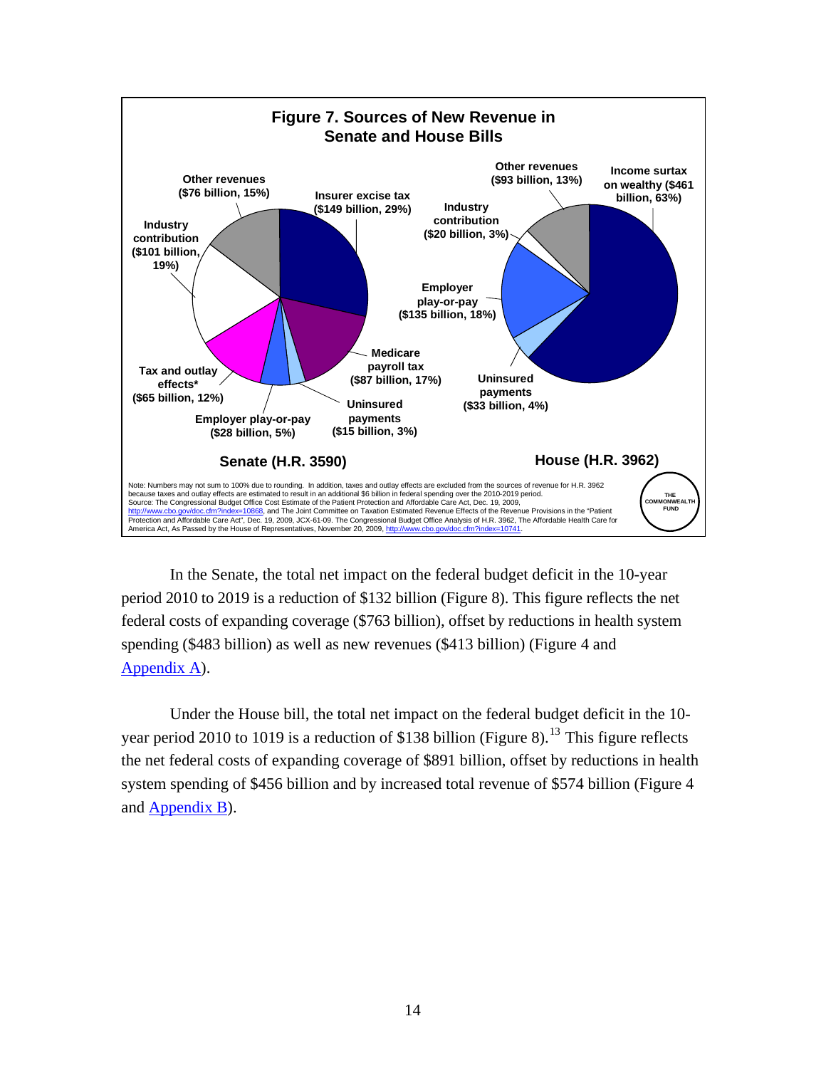**Figure 7. Sources of New Revenue in Senate and House Bills**

**Senate (H.R. 3590)**

- Insurer excise tax ($149 billion, 29%)
- Medicare payroll tax ($87 billion, 17%)
- Uninsured payments ($15 billion, 3%)
- Employer play-or-pay ($28 billion, 5%)
- Tax and outlay effects* ($65 billion, 12%)
- Industry contribution ($101 billion, 19%)
- Other revenues ($76 billion, 15%)

**House (H.R. 3962)**

- Income surtax on wealthy ($461 billion, 63%)
- Uninsured payments ($33 billion, 4%)
- Employer play-or-pay ($135 billion, 18%)
- Industry contribution ($20 billion, 3%)
- Other revenues ($93 billion, 13%)

Note: Numbers may not sum to 100% due to rounding. In addition, taxes and outlay effects are excluded from the sources of revenue for H.R. 3962 because taxes and outlay effects are estimated to result in an additional $6 billion in federal spending over the 2010-2019 period.
Source: The Congressional Budget Office Cost Estimate of the Patient Protection and Affordable Care Act, Dec. 19, 2009, http://www.cbo.gov/doc.cfm?index=10868, and The Joint Committee on Taxation Estimated Revenue Effects of the Revenue Provisions in the "Patient Protection and Affordable Care Act", Dec. 19, 2009, JCX-61-09. The Congressional Budget Office Analysis of H.R. 3962, The Affordable Health Care for America Act, As Passed by the House of Representatives, November 20, 2009, http://www.cbo.gov/doc.cfm?index=10741.

THE COMMONWEALTH FUND

In the Senate, the total net impact on the federal budget deficit in the 10-year period 2010 to 2019 is a reduction of $132 billion (Figure 8). This figure reflects the net federal costs of expanding coverage ($763 billion), offset by reductions in health system spending ($483 billion) as well as new revenues ($413 billion) (Figure 4 and Appendix A).

Under the House bill, the total net impact on the federal budget deficit in the 10-year period 2010 to 1019 is a reduction of $138 billion (Figure 8).[13] This figure reflects the net federal costs of expanding coverage of $891 billion, offset by reductions in health system spending of $456 billion and by increased total revenue of $574 billion (Figure 4 and Appendix B).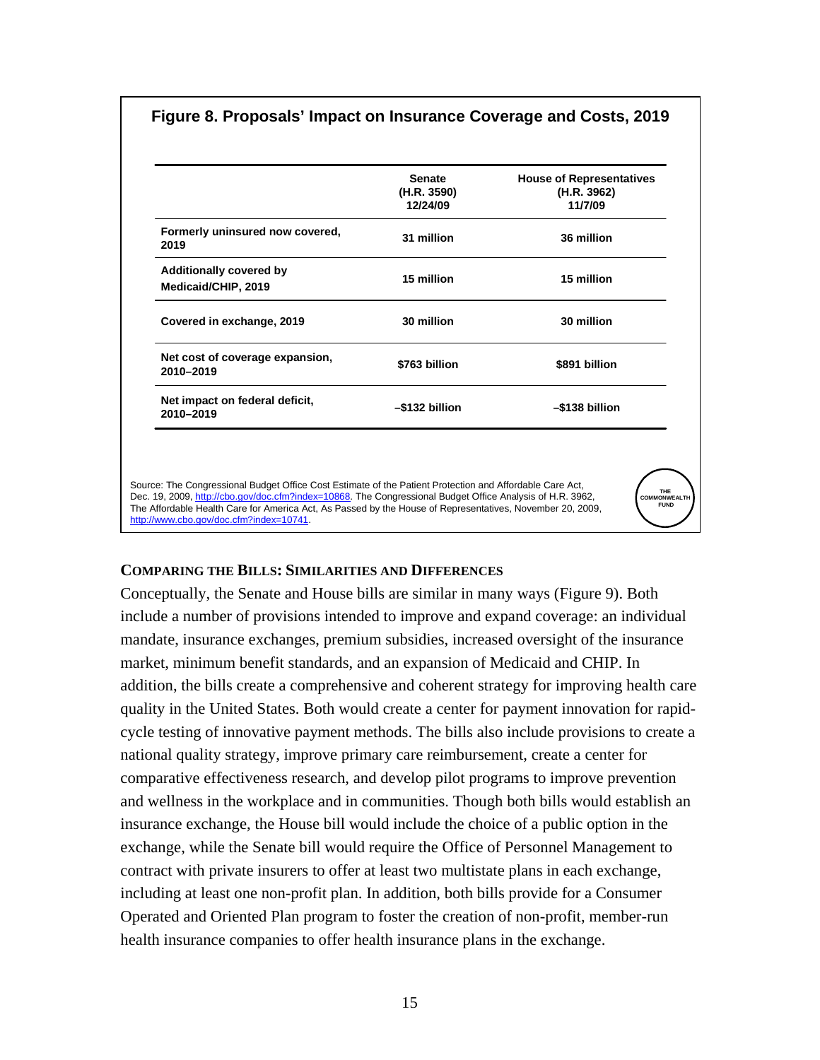**Figure 8. Proposals' Impact on Insurance Coverage and Costs, 2019**

| | Senate (H.R. 3590) 12/24/09 | House of Representatives (H.R. 3962) 11/7/09 |
|---|---|---|
| Formerly uninsured now covered, 2019 | 31 million | 36 million |
| Additionally covered by Medicaid/CHIP, 2019 | 15 million | 15 million |
| Covered in exchange, 2019 | 30 million | 30 million |
| Net cost of coverage expansion, 2010–2019 | $763 billion | $891 billion |
| Net impact on federal deficit, 2010–2019 | –$132 billion | –$138 billion |

Source: The Congressional Budget Office Cost Estimate of the Patient Protection and Affordable Care Act, Dec. 19, 2009, http://cbo.gov/doc.cfm?index=10868. The Congressional Budget Office Analysis of H.R. 3962, The Affordable Health Care for America Act, As Passed by the House of Representatives, November 20, 2009, http://www.cbo.gov/doc.cfm?index=10741.

THE COMMONWEALTH FUND

## Comparing the Bills: Similarities and Differences

Conceptually, the Senate and House bills are similar in many ways (Figure 9). Both include a number of provisions intended to improve and expand coverage: an individual mandate, insurance exchanges, premium subsidies, increased oversight of the insurance market, minimum benefit standards, and an expansion of Medicaid and CHIP. In addition, the bills create a comprehensive and coherent strategy for improving health care quality in the United States. Both would create a center for payment innovation for rapid-cycle testing of innovative payment methods. The bills also include provisions to create a national quality strategy, improve primary care reimbursement, create a center for comparative effectiveness research, and develop pilot programs to improve prevention and wellness in the workplace and in communities. Though both bills would establish an insurance exchange, the House bill would include the choice of a public option in the exchange, while the Senate bill would require the Office of Personnel Management to contract with private insurers to offer at least two multistate plans in each exchange, including at least one non-profit plan. In addition, both bills provide for a Consumer Operated and Oriented Plan program to foster the creation of non-profit, member-run health insurance companies to offer health insurance plans in the exchange.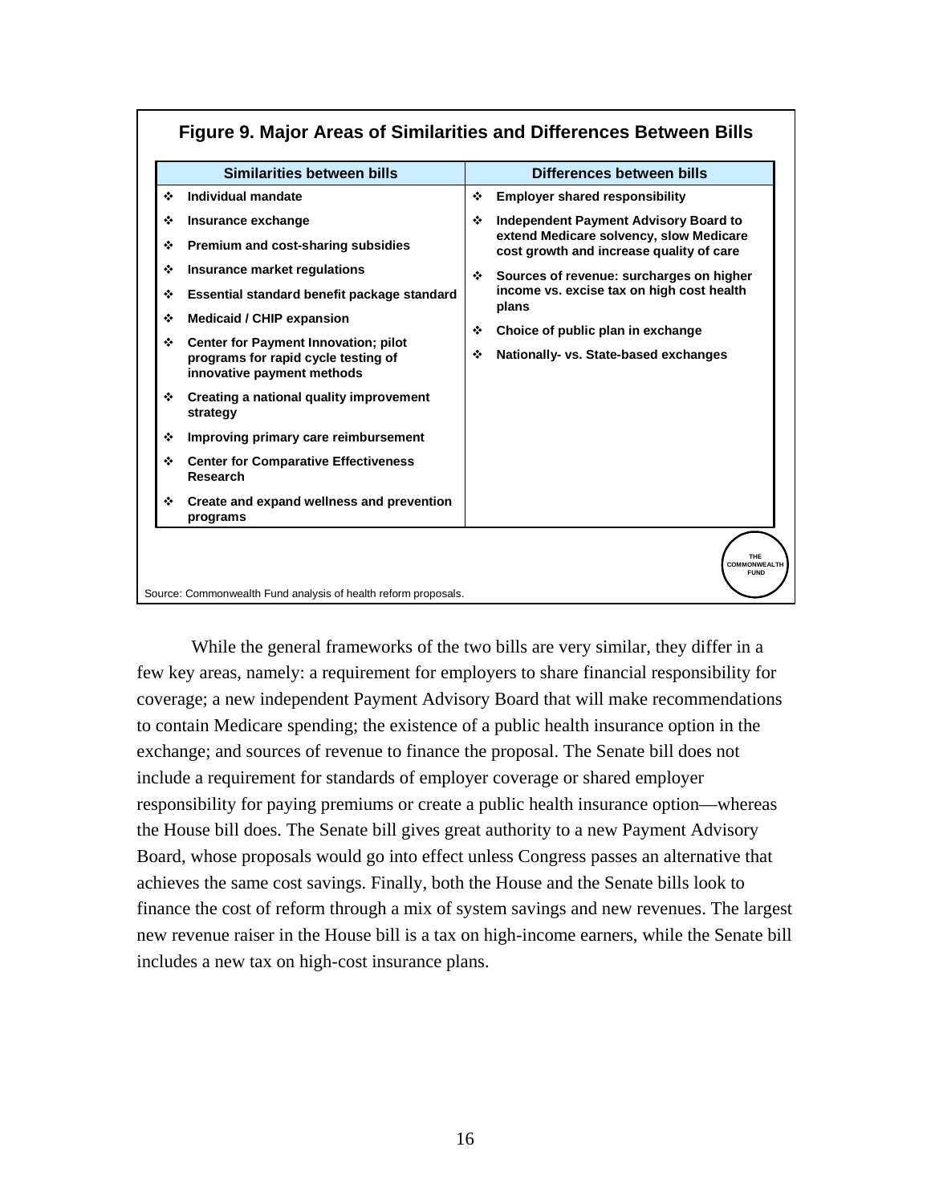**Figure 9. Major Areas of Similarities and Differences Between Bills**

| Similarities between bills | Differences between bills |
|---|---|
| ❖ Individual mandate | ❖ Employer shared responsibility |
| ❖ Insurance exchange | ❖ Independent Payment Advisory Board to extend Medicare solvency, slow Medicare cost growth and increase quality of care |
| ❖ Premium and cost-sharing subsidies | ❖ Sources of revenue: surcharges on higher income vs. excise tax on high cost health plans |
| ❖ Insurance market regulations | ❖ Choice of public plan in exchange |
| ❖ Essential standard benefit package standard | ❖ Nationally- vs. State-based exchanges |
| ❖ Medicaid / CHIP expansion | |
| ❖ Center for Payment Innovation; pilot programs for rapid cycle testing of innovative payment methods | |
| ❖ Creating a national quality improvement strategy | |
| ❖ Improving primary care reimbursement | |
| ❖ Center for Comparative Effectiveness Research | |
| ❖ Create and expand wellness and prevention programs | |

Source: Commonwealth Fund analysis of health reform proposals.

While the general frameworks of the two bills are very similar, they differ in a few key areas, namely: a requirement for employers to share financial responsibility for coverage; a new independent Payment Advisory Board that will make recommendations to contain Medicare spending; the existence of a public health insurance option in the exchange; and sources of revenue to finance the proposal. The Senate bill does not include a requirement for standards of employer coverage or shared employer responsibility for paying premiums or create a public health insurance option—whereas the House bill does. The Senate bill gives great authority to a new Payment Advisory Board, whose proposals would go into effect unless Congress passes an alternative that achieves the same cost savings. Finally, both the House and the Senate bills look to finance the cost of reform through a mix of system savings and new revenues. The largest new revenue raiser in the House bill is a tax on high-income earners, while the Senate bill includes a new tax on high-cost insurance plans.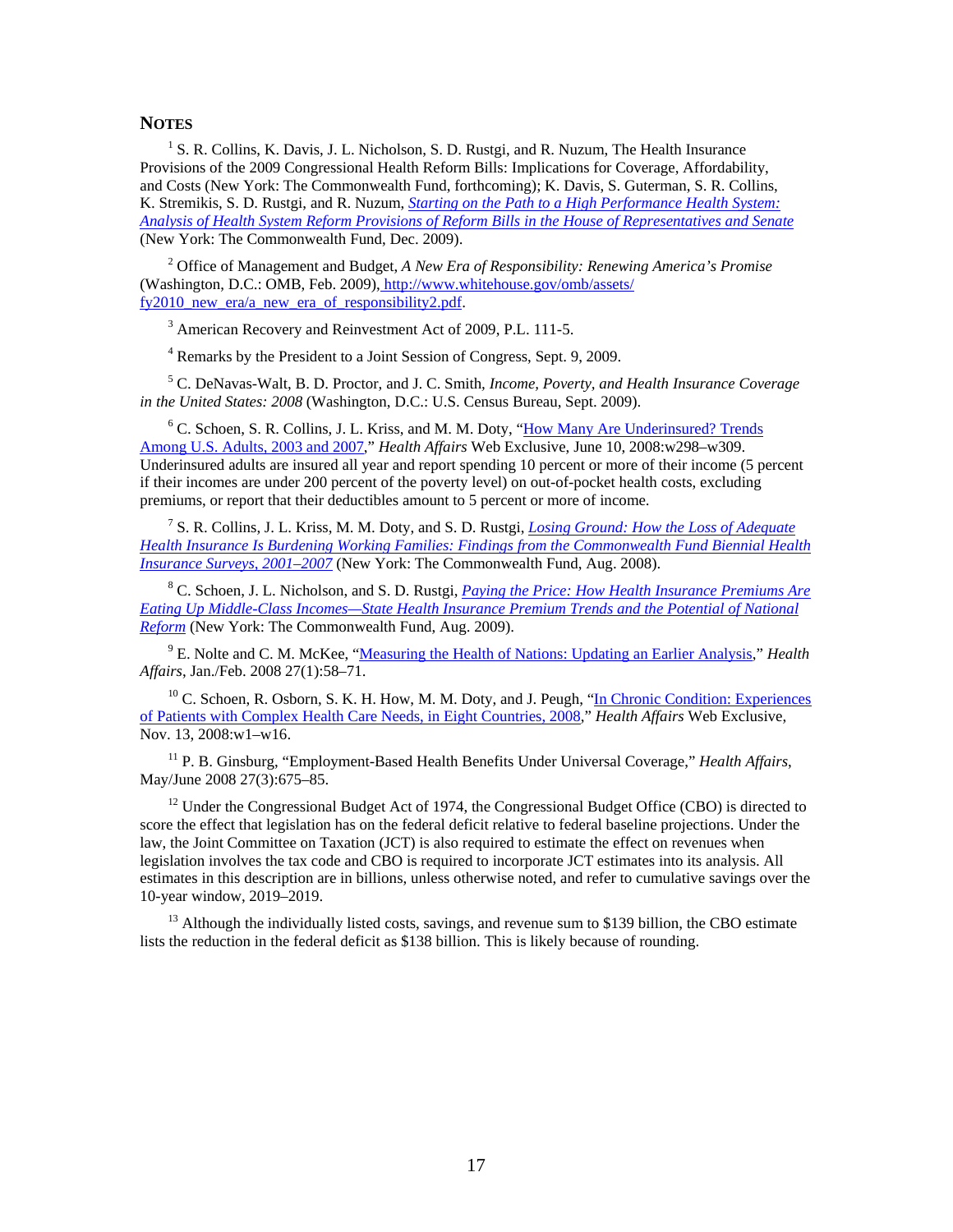## NOTES

[1] S. R. Collins, K. Davis, J. L. Nicholson, S. D. Rustgi, and R. Nuzum, The Health Insurance Provisions of the 2009 Congressional Health Reform Bills: Implications for Coverage, Affordability, and Costs (New York: The Commonwealth Fund, forthcoming); K. Davis, S. Guterman, S. R. Collins, K. Stremikis, S. D. Rustgi, and R. Nuzum, *Starting on the Path to a High Performance Health System: Analysis of Health System Reform Provisions of Reform Bills in the House of Representatives and Senate* (New York: The Commonwealth Fund, Dec. 2009).

[2] Office of Management and Budget, *A New Era of Responsibility: Renewing America's Promise* (Washington, D.C.: OMB, Feb. 2009), http://www.whitehouse.gov/omb/assets/fy2010_new_era/a_new_era_of_responsibility2.pdf.

[3] American Recovery and Reinvestment Act of 2009, P.L. 111-5.

[4] Remarks by the President to a Joint Session of Congress, Sept. 9, 2009.

[5] C. DeNavas-Walt, B. D. Proctor, and J. C. Smith, *Income, Poverty, and Health Insurance Coverage in the United States: 2008* (Washington, D.C.: U.S. Census Bureau, Sept. 2009).

[6] C. Schoen, S. R. Collins, J. L. Kriss, and M. M. Doty, "How Many Are Underinsured? Trends Among U.S. Adults, 2003 and 2007," *Health Affairs* Web Exclusive, June 10, 2008:w298–w309. Underinsured adults are insured all year and report spending 10 percent or more of their income (5 percent if their incomes are under 200 percent of the poverty level) on out-of-pocket health costs, excluding premiums, or report that their deductibles amount to 5 percent or more of income.

[7] S. R. Collins, J. L. Kriss, M. M. Doty, and S. D. Rustgi, *Losing Ground: How the Loss of Adequate Health Insurance Is Burdening Working Families: Findings from the Commonwealth Fund Biennial Health Insurance Surveys, 2001–2007* (New York: The Commonwealth Fund, Aug. 2008).

[8] C. Schoen, J. L. Nicholson, and S. D. Rustgi, *Paying the Price: How Health Insurance Premiums Are Eating Up Middle-Class Incomes—State Health Insurance Premium Trends and the Potential of National Reform* (New York: The Commonwealth Fund, Aug. 2009).

[9] E. Nolte and C. M. McKee, "Measuring the Health of Nations: Updating an Earlier Analysis," *Health Affairs*, Jan./Feb. 2008 27(1):58–71.

[10] C. Schoen, R. Osborn, S. K. H. How, M. M. Doty, and J. Peugh, "In Chronic Condition: Experiences of Patients with Complex Health Care Needs, in Eight Countries, 2008," *Health Affairs* Web Exclusive, Nov. 13, 2008:w1–w16.

[11] P. B. Ginsburg, "Employment-Based Health Benefits Under Universal Coverage," *Health Affairs*, May/June 2008 27(3):675–85.

[12] Under the Congressional Budget Act of 1974, the Congressional Budget Office (CBO) is directed to score the effect that legislation has on the federal deficit relative to federal baseline projections. Under the law, the Joint Committee on Taxation (JCT) is also required to estimate the effect on revenues when legislation involves the tax code and CBO is required to incorporate JCT estimates into its analysis. All estimates in this description are in billions, unless otherwise noted, and refer to cumulative savings over the 10-year window, 2019–2019.

[13] Although the individually listed costs, savings, and revenue sum to $139 billion, the CBO estimate lists the reduction in the federal deficit as $138 billion. This is likely because of rounding.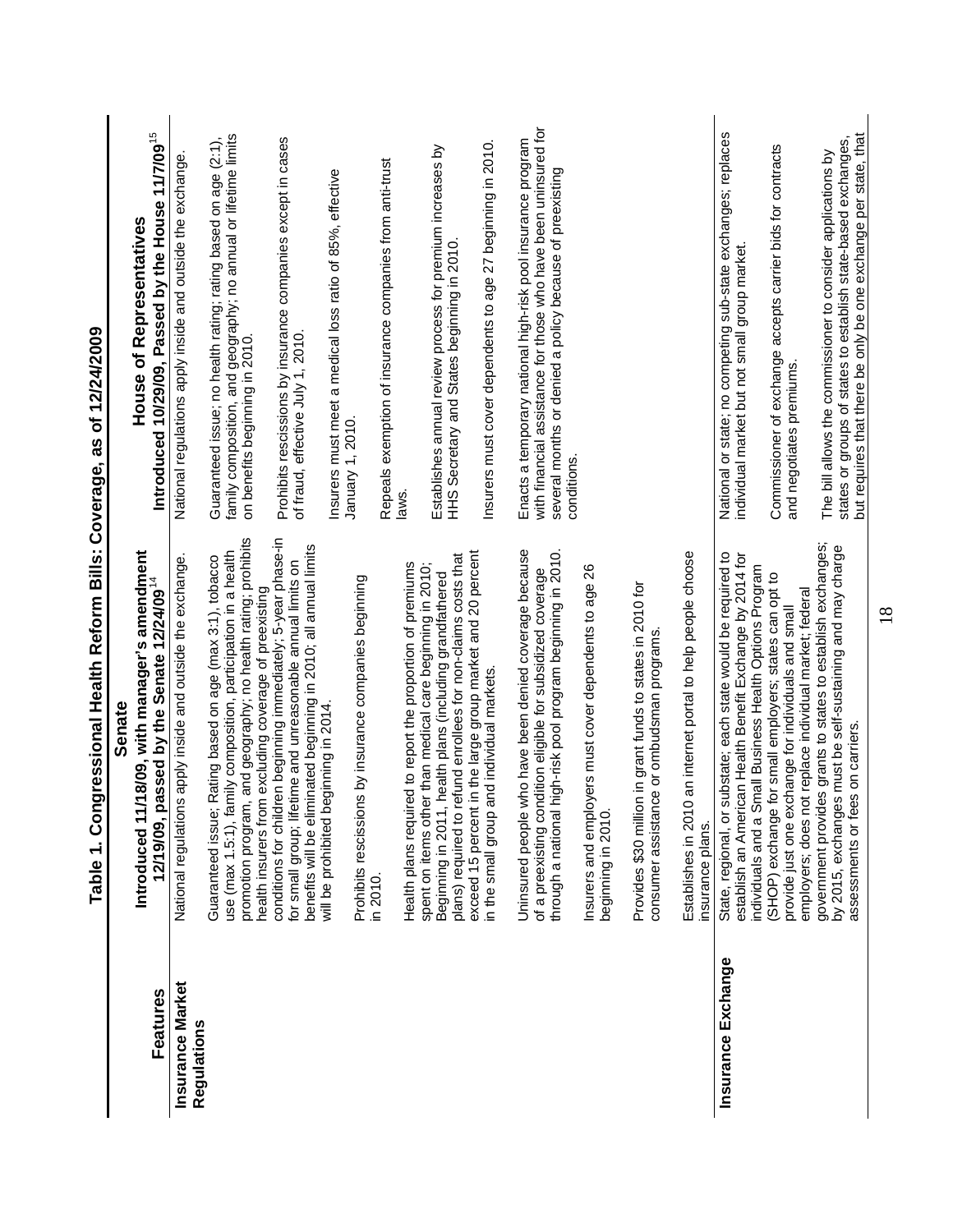## Table 1. Congressional Health Reform Bills: Coverage, as of 12/24/2009

| Features | Senate<br>Introduced 11/18/09, with manager's amendment 12/19/09, passed by the Senate 12/24/09[14] | House of Representatives<br>Introduced 10/29/09, Passed by the House 11/7/09[15] |
|---|---|---|
| **Insurance Market Regulations** | National regulations apply inside and outside the exchange.<br><br>Guaranteed issue; Rating based on age (max 3:1), tobacco use (max 1.5:1), family composition, participation in a health promotion program, and geography; no health rating; prohibits health insurers from excluding coverage of preexisting conditions for children beginning immediately; 5-year phase-in for small group; lifetime and unreasonable annual limits on benefits will be eliminated beginning in 2010; all annual limits will be prohibited beginning in 2014.<br><br>Prohibits rescissions by insurance companies beginning in 2010.<br><br>Health plans required to report the proportion of premiums spent on items other than medical care beginning in 2010; Beginning in 2011, health plans (including grandfathered plans) required to refund enrollees for non-claims costs that exceed 15 percent in the large group market and 20 percent in the small group and individual markets.<br><br>Uninsured people who have been denied coverage because of a preexisting condition eligible for subsidized coverage through a national high-risk pool program beginning in 2010.<br><br>Insurers and employers must cover dependents to age 26 beginning in 2010.<br><br>Provides $30 million in grant funds to states in 2010 for consumer assistance or ombudsman programs.<br><br>Establishes in 2010 an internet portal to help people choose insurance plans. | National regulations apply inside and outside the exchange.<br><br>Guaranteed issue; no health rating; rating based on age (2:1), family composition, and geography; no annual or lifetime limits on benefits beginning in 2010.<br><br>Prohibits rescissions by insurance companies except in cases of fraud, effective July 1, 2010.<br><br>Insurers must meet a medical loss ratio of 85%, effective January 1, 2010.<br><br>Repeals exemption of insurance companies from anti-trust laws.<br><br>Establishes annual review process for premium increases by HHS Secretary and States beginning in 2010.<br><br>Insurers must cover dependents to age 27 beginning in 2010.<br><br>Enacts a temporary national high-risk pool insurance program with financial assistance for those who have been uninsured for several months or denied a policy because of preexisting conditions. |
| **Insurance Exchange** | State, regional, or substate; each state would be required to establish an American Health Benefit Exchange by 2014 for individuals and a Small Business Health Options Program (SHOP) exchange for small employers; states can opt to provide just one exchange for individuals and small employers; does not replace individual market; federal government provides grants to states to establish exchanges; by 2015, exchanges must be self-sustaining and may charge assessments or fees on carriers. | National or state; no competing sub-state exchanges; replaces individual market but not small group market.<br><br>Commissioner of exchange accepts carrier bids for contracts and negotiates premiums.<br><br>The bill allows the commissioner to consider applications by states or groups of states to establish state-based exchanges, but requires that there be only one exchange per state, that |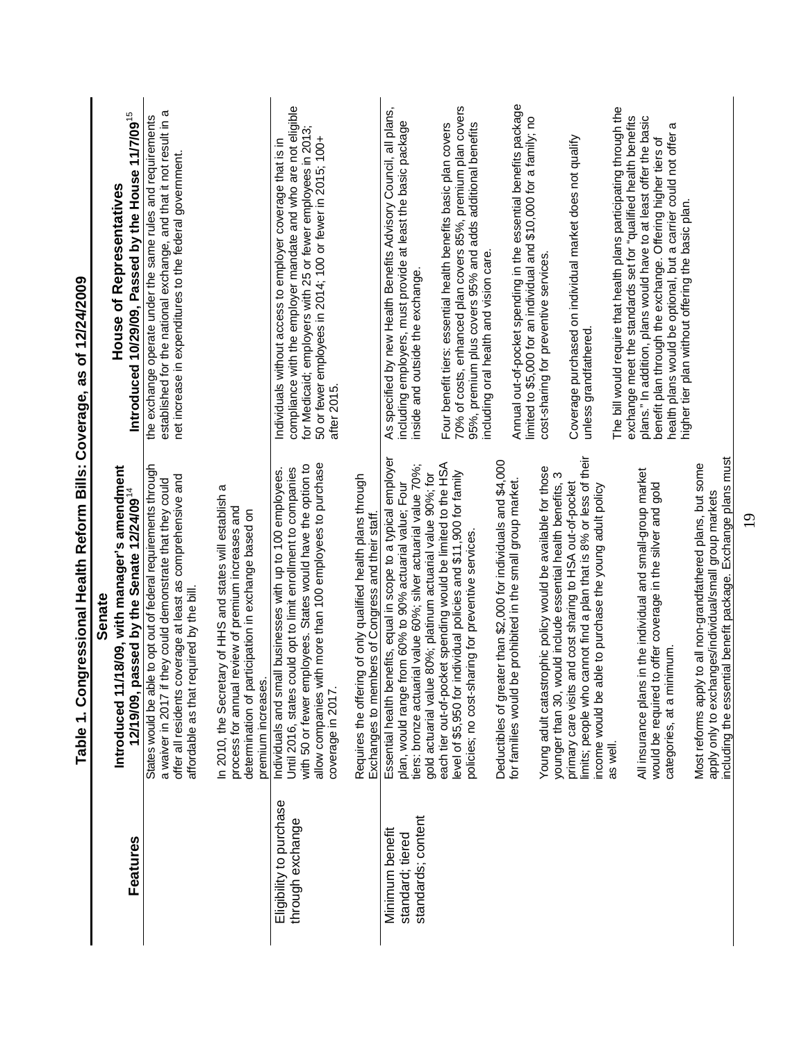# Table 1. Congressional Health Reform Bills: Coverage, as of 12/24/2009

| Features | Senate<br>Introduced 11/18/09, with manager's amendment 12/19/09, passed by the Senate 12/24/09[14] | House of Representatives<br>Introduced 10/29/09, Passed by the House 11/7/09[15] |
|---|---|---|
| | States would be able to opt out of federal requirements through a waiver in 2017 if they could demonstrate that they could offer all residents coverage at least as comprehensive and affordable as that required by the bill.<br><br>In 2010, the Secretary of HHS and states will establish a process for annual review of premium increases and determination of participation in exchange based on premium increases. | the exchange operate under the same rules and requirements established for the national exchange, and that it not result in a net increase in expenditures to the federal government. |
| Eligibility to purchase through exchange | Individuals and small businesses with up to 100 employees. Until 2016, states could opt to limit enrollment to companies with 50 or fewer employees. States would have the option to allow companies with more than 100 employees to purchase coverage in 2017.<br><br>Requires the offering of only qualified health plans through Exchanges to members of Congress and their staff. | Individuals without access to employer coverage that is in compliance with the employer mandate and who are not eligible for Medicaid; employers with 25 or fewer employees in 2013; 50 or fewer employees in 2014; 100 or fewer in 2015; 100+ after 2015. |
| Minimum benefit standard; tiered standards; content | Essential health benefits, equal in scope to a typical employer plan, would range from 60% to 90% actuarial value; Four tiers: bronze actuarial value 60%; silver actuarial value 70%; gold actuarial value 80%; platinum actuarial value 90%; for each tier out-of-pocket spending would be limited to the HSA level of $5,950 for individual policies and $11,900 for family policies; no cost-sharing for preventive services.<br><br>Deductibles of greater than $2,000 for individuals and $4,000 for families would be prohibited in the small group market.<br><br>Young adult catastrophic policy would be available for those younger than 30, would include essential health benefits, 3 primary care visits and cost sharing to HSA out-of-pocket limits; people who cannot find a plan that is 8% or less of their income would be able to purchase the young adult policy as well.<br><br>All insurance plans in the individual and small-group market would be required to offer coverage in the silver and gold categories, at a minimum.<br><br>Most reforms apply to all non-grandfathered plans, but some apply only to exchanges/individual/small group markets including the essential benefit package. Exchange plans must | As specified by new Health Benefits Advisory Council, all plans, including employers, must provide at least the basic package inside and outside the exchange.<br><br>Four benefit tiers: essential health benefits basic plan covers 70% of costs, enhanced plan covers 85%, premium plan covers 95%, premium plus covers 95% and adds additional benefits including oral health and vision care.<br><br>Annual out-of-pocket spending in the essential benefits package limited to $5,000 for an individual and $10,000 for a family; no cost-sharing for preventive services.<br><br>Coverage purchased on individual market does not qualify unless grandfathered.<br><br>The bill would require that health plans participating through the exchange meet the standards set for "qualified health benefits plans." In addition, plans would have to at least offer the basic benefit plan through the exchange. Offering higher tiers of health plans would be optional, but a carrier could not offer a higher tier plan without offering the basic plan. |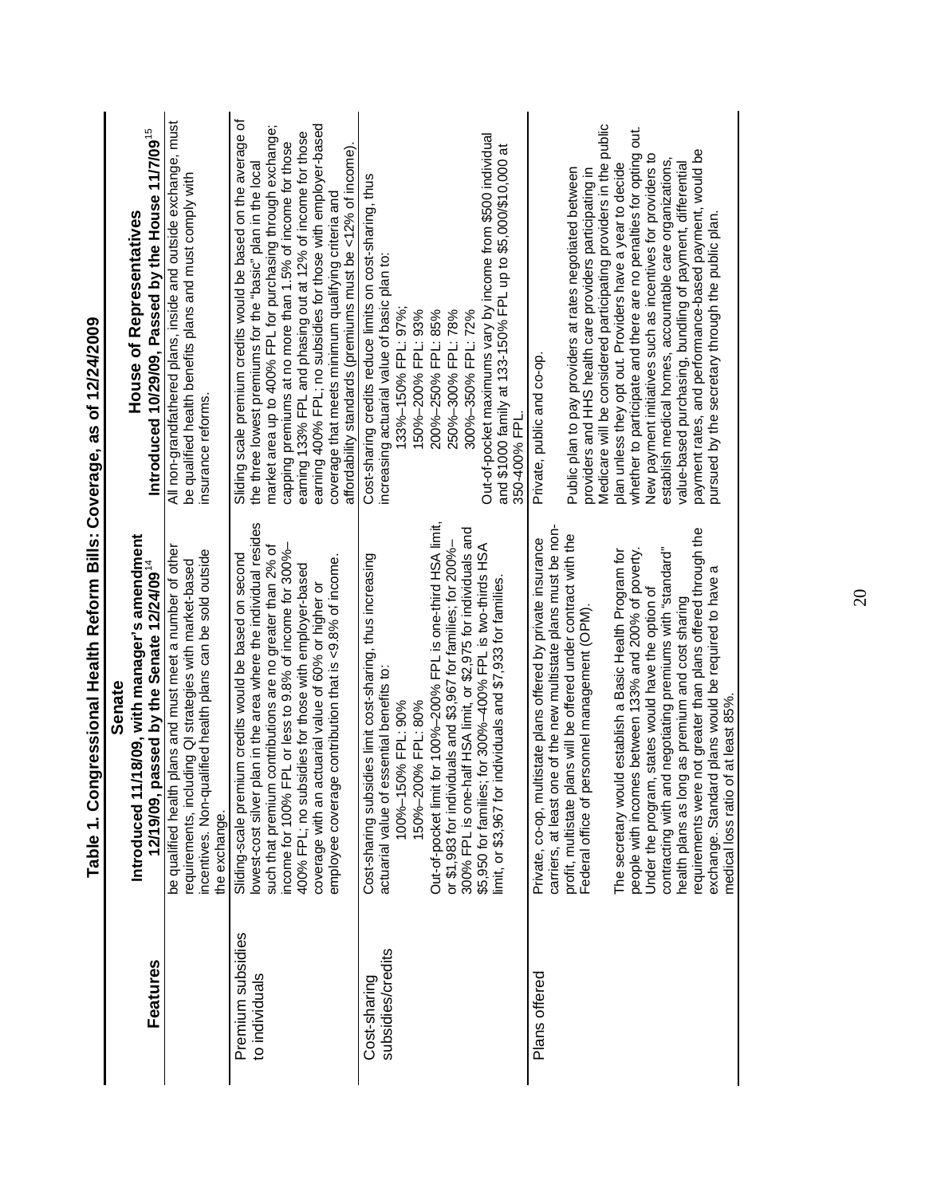**Table 1. Congressional Health Reform Bills: Coverage, as of 12/24/2009**

| Features | Senate<br>Introduced 11/18/09, with manager's amendment 12/19/09, passed by the Senate 12/24/09[14] | House of Representatives<br>Introduced 10/29/09, Passed by the House 11/7/09[15] |
|---|---|---|
| | be qualified health plans and must meet a number of other requirements, including QI strategies with market-based incentives. Non-qualified health plans can be sold outside the exchange. | All non-grandfathered plans, inside and outside exchange, must be qualified health benefits plans and must comply with insurance reforms. |
| Premium subsidies to individuals | Sliding-scale premium credits would be based on second lowest-cost silver plan in the area where the individual resides such that premium contributions are no greater than 2% of income for 100% FPL or less to 9.8% of income for 300%–400% FPL; no subsidies for those with employer-based coverage with an actuarial value of 60% or higher or employee coverage contribution that is <9.8% of income. | Sliding scale premium credits would be based on the average of the three lowest premiums for the "basic" plan in the local market area up to 400% FPL for purchasing through exchange; capping premiums at no more than 1.5% of income for those earning 133% FPL and phasing out at 12% of income for those earning 400% FPL; no subsidies for those with employer-based coverage that meets minimum qualifying criteria and affordability standards (premiums must be <12% of income). |
| Cost-sharing subsidies/credits | Cost-sharing subsidies limit cost-sharing, thus increasing actuarial value of essential benefits to:<br>100%–150% FPL: 90%<br>150%–200% FPL: 80%<br>Out-of-pocket limit for 100%–200% FPL is one-third HSA limit, or $1,983 for individuals and $3,967 for families; for 200%–300% FPL is one-half HSA limit, or $2,975 for individuals and $5,950 for families; for 300%–400% FPL is two-thirds HSA limit, or $3,967 for individuals and $7,933 for families. | Cost-sharing credits reduce limits on cost-sharing, thus increasing actuarial value of basic plan to:<br>133%–150% FPL: 97%;<br>150%–200% FPL: 93%<br>200%–250% FPL: 85%<br>250%–300% FPL: 78%<br>300%–350% FPL: 72%<br>Out-of-pocket maximums vary by income from $500 individual and $1000 family at 133-150% FPL up to $5,000/$10,000 at 350-400% FPL. |
| Plans offered | Private, co-op, multistate plans offered by private insurance carriers, at least one of the new multistate plans must be non-profit, multistate plans will be offered under contract with the Federal office of personnel management (OPM).<br><br>The secretary would establish a Basic Health Program for people with incomes between 133% and 200% of poverty. Under the program, states would have the option of contracting with and negotiating premiums with "standard" health plans as long as premium and cost sharing requirements were not greater than plans offered through the exchange. Standard plans would be required to have a medical loss ratio of at least 85%. | Private, public and co-op.<br><br>Public plan to pay providers at rates negotiated between providers and HHS health care providers participating in Medicare will be considered participating providers in the public plan unless they opt out. Providers have a year to decide whether to participate and there are no penalties for opting out. New payment initiatives such as incentives for providers to establish medical homes, accountable care organizations, value-based purchasing, bundling of payment, differential payment rates, and performance-based payment, would be pursued by the secretary through the public plan. |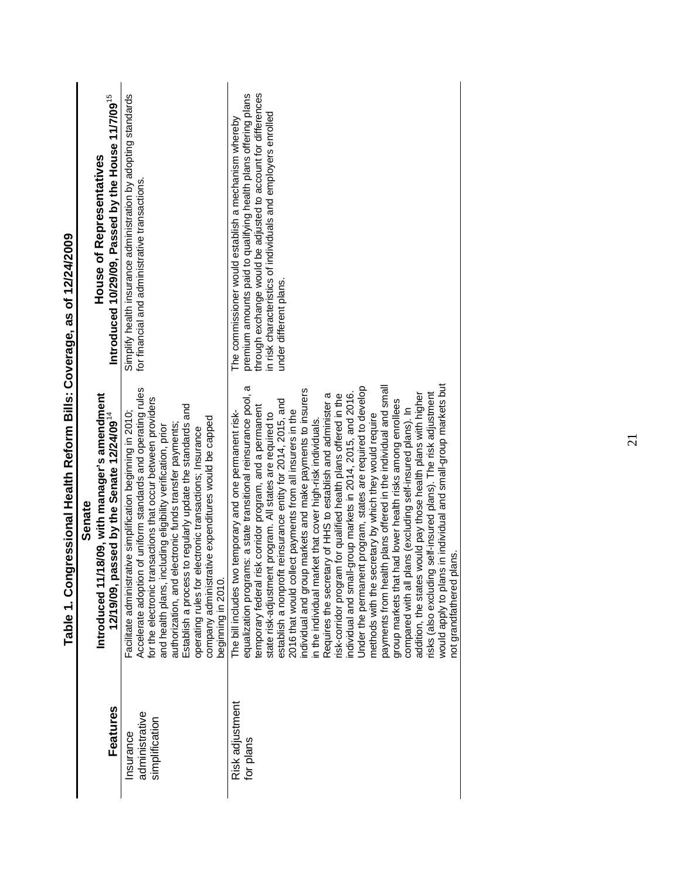## Table 1. Congressional Health Reform Bills: Coverage, as of 12/24/2009

| Features | Senate Introduced 11/18/09, with manager's amendment 12/19/09, passed by the Senate 12/24/09[14] | House of Representatives Introduced 10/29/09, Passed by the House 11/7/09[15] |
| --- | --- | --- |
| Insurance administrative simplification | Facilitate administrative simplification beginning in 2010: Accelerate adoption of uniform standards and operating rules for the electronic transactions that occur between providers and health plans, including eligibility verification, prior authorization, and electronic funds transfer payments; Establish a process to regularly update the standards and operating rules for electronic transactions; Insurance company administrative expenditures would be capped beginning in 2010. | Simplify health insurance administration by adopting standards for financial and administrative transactions. |
| Risk adjustment for plans | The bill includes two temporary and one permanent risk-equalization programs: a state transitional reinsurance pool, a temporary federal risk corridor program, and a permanent state risk-adjustment program. All states are required to establish a nonprofit reinsurance entity for 2014, 2015, and 2016 that would collect payments from all insurers in the individual and group markets and make payments to insurers in the individual market that cover high-risk individuals. Requires the secretary of HHS to establish and administer a risk-corridor program for qualified health plans offered in the individual and small-group markets in 2014, 2015, and 2016. Under the permanent program, states are required to develop payments from health plans offered in the individual and small group markets that had lower health risks among enrollees compared with all plans (excluding self-insured plans). In addition, the states would pay those health plans with higher risks (also excluding self-insured plans). The risk adjustment methods with the secretary by which they would require would apply to plans in individual and small-group markets but not grandfathered plans. | The commissioner would establish a mechanism whereby premium amounts paid to qualifying health plans offering plans through exchange would be adjusted to account for differences in risk characteristics of individuals and employers enrolled under different plans. |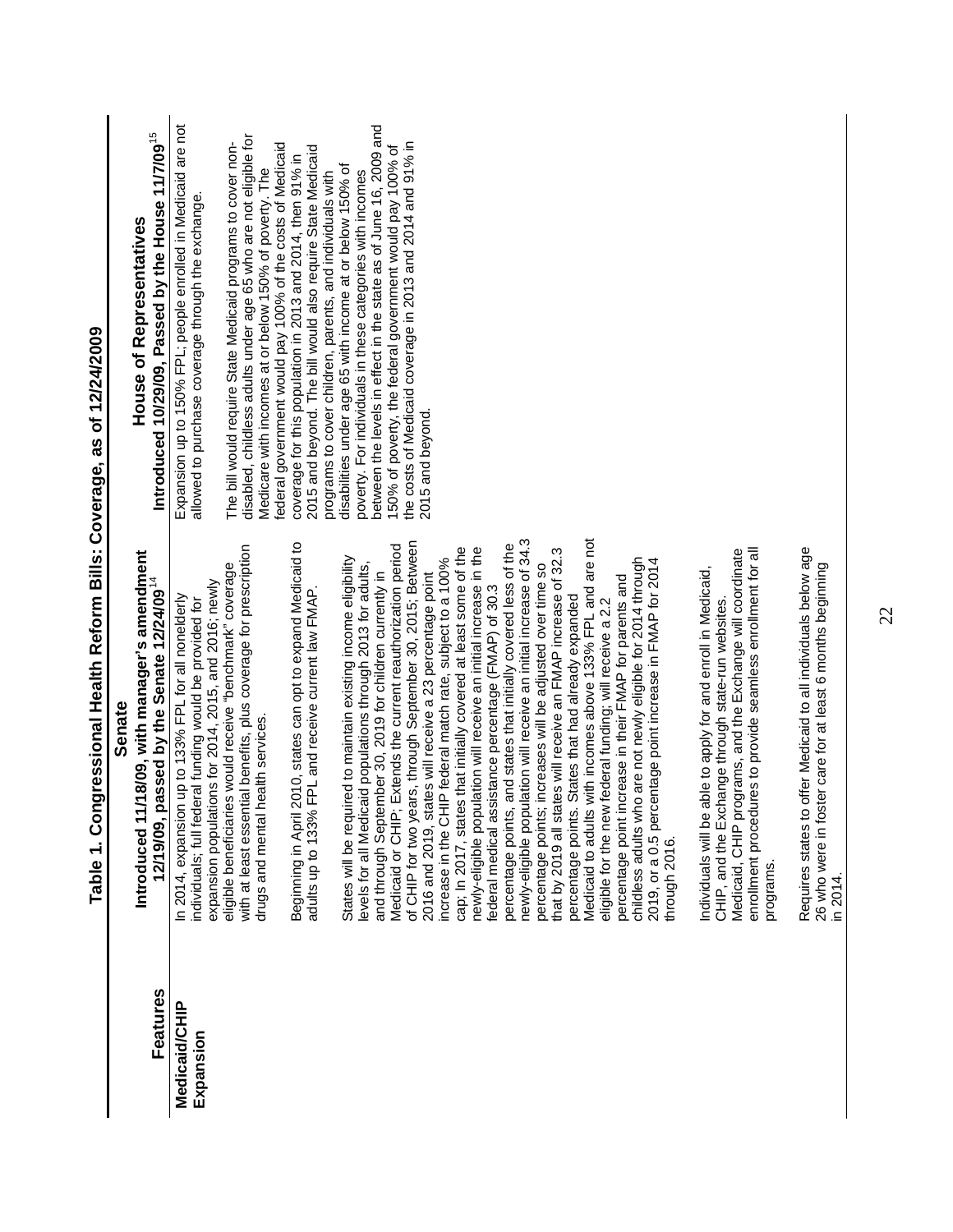## Table 1. Congressional Health Reform Bills: Coverage, as of 12/24/2009

| Features | Senate Introduced 11/18/09, with manager's amendment 12/19/09, passed by the Senate 12/24/09[14] | House of Representatives Introduced 10/29/09, Passed by the House 11/7/09[15] |
|---|---|---|
| **Medicaid/CHIP Expansion** | In 2014, expansion up to 133% FPL for all nonelderly individuals; full federal funding would be provided for expansion populations for 2014, 2015, and 2016; newly eligible beneficiaries would receive "benchmark" coverage with at least essential benefits, plus coverage for prescription drugs and mental health services.<br><br>Beginning in April 2010, states can opt to expand Medicaid to adults up to 133% FPL and receive current law FMAP.<br><br>States will be required to maintain existing income eligibility levels for all Medicaid populations through 2013 for adults, and through September 30, 2019 for children currently in Medicaid or CHIP; Extends the current reauthorization period of CHIP for two years, through September 30, 2015; Between 2016 and 2019, states will receive a 23 percentage point increase in the CHIP federal match rate, subject to a 100% cap; In 2017, states that initially covered at least some of the newly-eligible population will receive an initial increase in the federal medical assistance percentage (FMAP) of 30.3 percentage points, and states that initially covered less of the newly-eligible population will receive an initial increase of 34.3 percentage points; increases will be adjusted over time so that by 2019 all states will receive an FMAP increase of 32.3 percentage points. States that had already expanded Medicaid to adults with incomes above 133% FPL and are not eligible for the new federal funding; will receive a 2.2 percentage point increase in their FMAP for parents and childless adults who are not newly eligible for 2014 through 2019, or a 0.5 percentage point increase in FMAP for 2014 through 2016.<br><br>Individuals will be able to apply for and enroll in Medicaid, CHIP, and the Exchange through state-run websites. Medicaid, CHIP programs, and the Exchange will coordinate enrollment procedures to provide seamless enrollment for all programs.<br><br>Requires states to offer Medicaid to all individuals below age 26 who were in foster care for at least 6 months beginning in 2014. | Expansion up to 150% FPL; people enrolled in Medicaid are not allowed to purchase coverage through the exchange.<br><br>The bill would require State Medicaid programs to cover non-disabled, childless adults under age 65 who are not eligible for Medicare with incomes at or below 150% of poverty. The federal government would pay 100% of the costs of Medicaid coverage for this population in 2013 and 2014, then 91% in 2015 and beyond. The bill would also require State Medicaid programs to cover children, parents, and individuals with disabilities under age 65 with income at or below 150% of poverty. For individuals in these categories with incomes between the levels in effect in the state as of June 16, 2009 and 150% of poverty, the federal government would pay 100% of the costs of Medicaid coverage in 2013 and 2014 and 91% in 2015 and beyond. |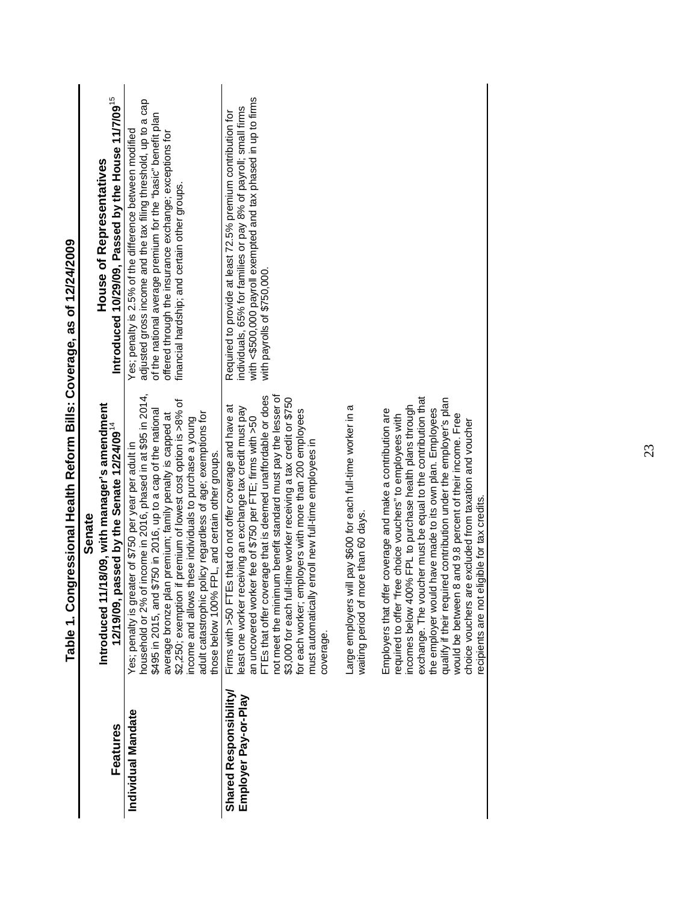**Table 1. Congressional Health Reform Bills: Coverage, as of 12/24/2009**

| Features | Senate<br>Introduced 11/18/09, with manager's amendment 12/19/09, passed by the Senate 12/24/09[14] | House of Representatives<br>Introduced 10/29/09, Passed by the House 11/7/09[15] |
|---|---|---|
| **Individual Mandate** | Yes; penalty is greater of $750 per year per adult in household or 2% of income in 2016, phased in at $95 in 2014, $495 in 2015, and $750 in 2016, up to a cap of the national average bronze plan premium; family penalty is capped at $2,250; exemption if premium of lowest cost option is >8% of income and allows these individuals to purchase a young adult catastrophic policy regardless of age; exemptions for those below 100% FPL, and certain other groups. | Yes; penalty is 2.5% of the difference between modified adjusted gross income and the tax filing threshold, up to a cap of the national average premium for the "basic" benefit plan offered through the insurance exchange; exceptions for financial hardship; and certain other groups. |
| **Shared Responsibility/ Employer Pay-or-Play** | Firms with >50 FTEs that do not offer coverage and have at least one worker receiving an exchange tax credit must pay an uncovered worker fee of $750 per FTE; firms with >50 FTEs that offer coverage that is deemed unaffordable or does not meet the minimum benefit standard must pay the lesser of $3,000 for each full-time worker receiving a tax credit or $750 for each worker; employers with more than 200 employees must automatically enroll new full-time employees in coverage.<br><br>Large employers will pay $600 for each full-time worker in a waiting period of more than 60 days.<br><br>Employers that offer coverage and make a contribution are required to offer "free choice vouchers" to employees with incomes below 400% FPL to purchase health plans through exchange. The voucher must be equal to the contribution that the employer would have made to its own plan. Employees qualify if their required contribution under the employer's plan would be between 8 and 9.8 percent of their income. Free choice vouchers are excluded from taxation and voucher recipients are not eligible for tax credits. | Required to provide at least 72.5% premium contribution for individuals, 65% for families or pay 8% of payroll; small firms with <$500,000 payroll exempted and tax phased in up to firms with payrolls of $750,000. |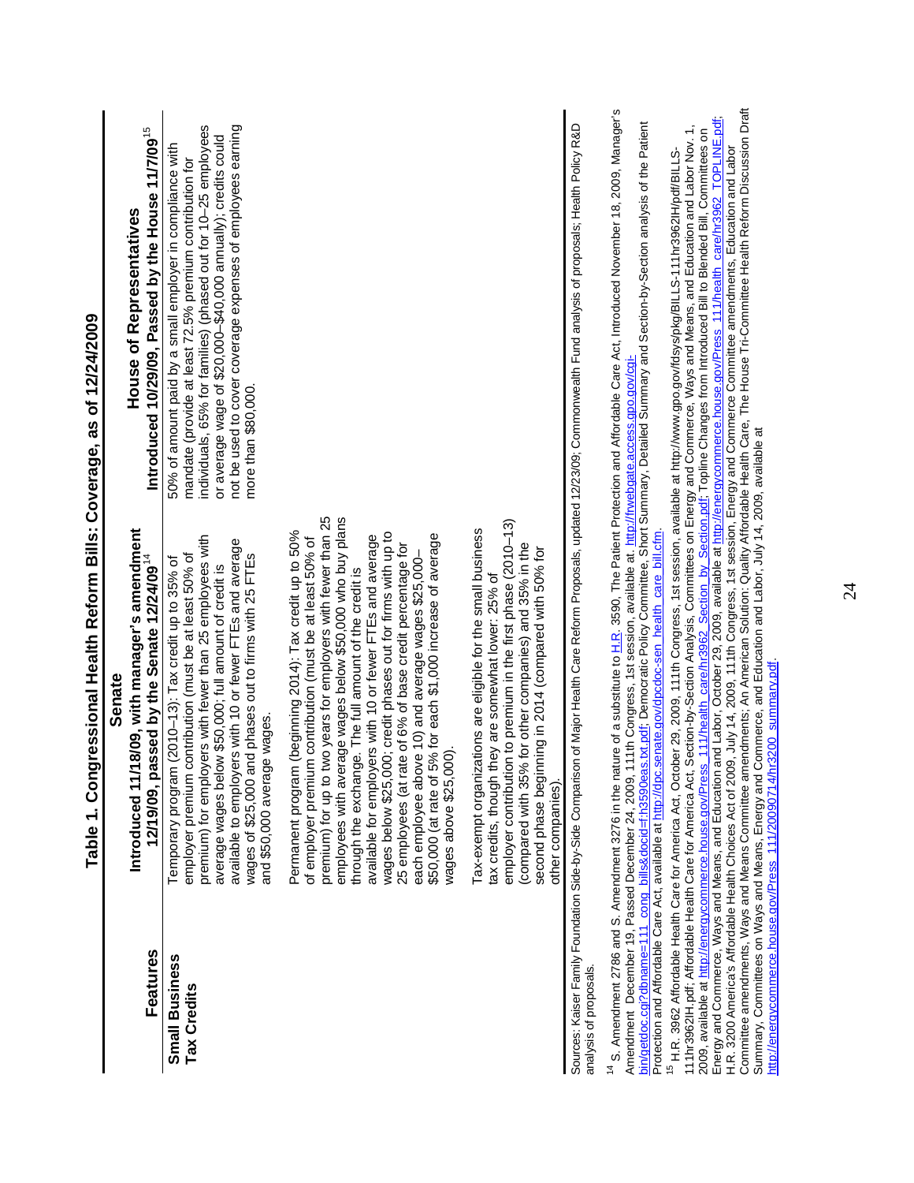**Table 1. Congressional Health Reform Bills: Coverage, as of 12/24/2009**

| Features | Senate<br>Introduced 11/18/09, with manager's amendment 12/19/09, passed by the Senate 12/24/09[14] | House of Representatives<br>Introduced 10/29/09, Passed by the House 11/7/09[15] |
|---|---|---|
| **Small Business Tax Credits** | Temporary program (2010–13): Tax credit up to 35% of employer premium contribution (must be at least 50% of premium) for employers with fewer than 25 employees with average wages below $50,000; full amount of credit is available to employers with 10 or fewer FTEs and average wages of $25,000 and phases out to firms with 25 FTEs and $50,000 average wages.<br><br>Permanent program (beginning 2014): Tax credit up to 50% of employer premium contribution (must be at least 50% of premium) for up to two years for employers with fewer than 25 employees with average wages below $50,000 who buy plans through the exchange. The full amount of the credit is available for employers with 10 or fewer FTEs and average wages below $25,000; credit phases out for firms with up to 25 employees (at rate of 6% of base credit percentage for each employee above 10) and average wages $25,000–$50,000 (at rate of 5% for each $1,000 increase of average wages above $25,000).<br><br>Tax-exempt organizations are eligible for the small business tax credits, though they are somewhat lower: 25% of employer contribution to premium in the first phase (2010–13) (compared with 35% for other companies) and 35% in the second phase beginning in 2014 (compared with 50% for other companies). | 50% of amount paid by a small employer in compliance with mandate (provide at least 72.5% premium contribution for individuals, 65% for families) (phased out for 10–25 employees or average wage of $20,000–$40,000 annually); credits could not be used to cover coverage expenses of employees earning more than $80,000. |

Sources: Kaiser Family Foundation Side-by-Side Comparison of Major Health Care Reform Proposals, updated 12/23/09; Commonwealth Fund analysis of proposals; Health Policy R&D analysis of proposals.

[14] S. Amendment 2786 and S. Amendment 3276 in the nature of a substitute to H.R. 3590, The Patient Protection and Affordable Care Act, Introduced November 18, 2009, Manager's Amendment December 19, Passed December 24, 2009, 111th Congress, 1st session, available at. http://frwebgate.access.gpo.gov/cgi-bin/getdoc.cgi?dbname=111_cong_bills&docid=f:h3590eas.txt.pdf; Democratic Policy Committee, Short Summary, Detailed Summary and Section-by-Section analysis of the Patient Protection and Affordable Care Act, available at http://dpc.senate.gov/dpcdoc-sen_health_care_bill.cfm.

[15] H.R. 3962 Affordable Health Care for America Act, October 29, 2009, 111th Congress, 1st session, available at http://www.gpo.gov/fdsys/pkg/BILLS-111hr3962IH/pdf/BILLS-111hr3962IH.pdf; Affordable Health Care for America Act, Section-by-Section Analysis, Committees on Energy and Commerce, Ways and Means, and Education and Labor Nov. 1, 2009, available at http://energycommerce.house.gov/Press_111/health_care/hr3962_Section_by_Section.pdf; Topline Changes from Introduced Bill to Blended Bill, Committees on Energy and Commerce, Ways and Means, and Education and Labor, October 29, 2009, available at http://energycommerce.house.gov/Press_111/health_care/hr3962_TOPLINE.pdf; H.R. 3200 America's Affordable Health Choices Act of 2009, July 14, 2009, 111th Congress, 1st session, Energy and Commerce Committee amendments, Education and Labor Committee amendments, Ways and Means Committee amendments; An American Solution: Quality Affordable Health Care, The House Tri-Committee Health Reform Discussion Draft Summary, Committees on Ways and Means, Energy and Commerce, and Education and Labor, July 14, 2009, available at http://energycommerce.house.gov/Press_111/20090714/hr3200_summary.pdf.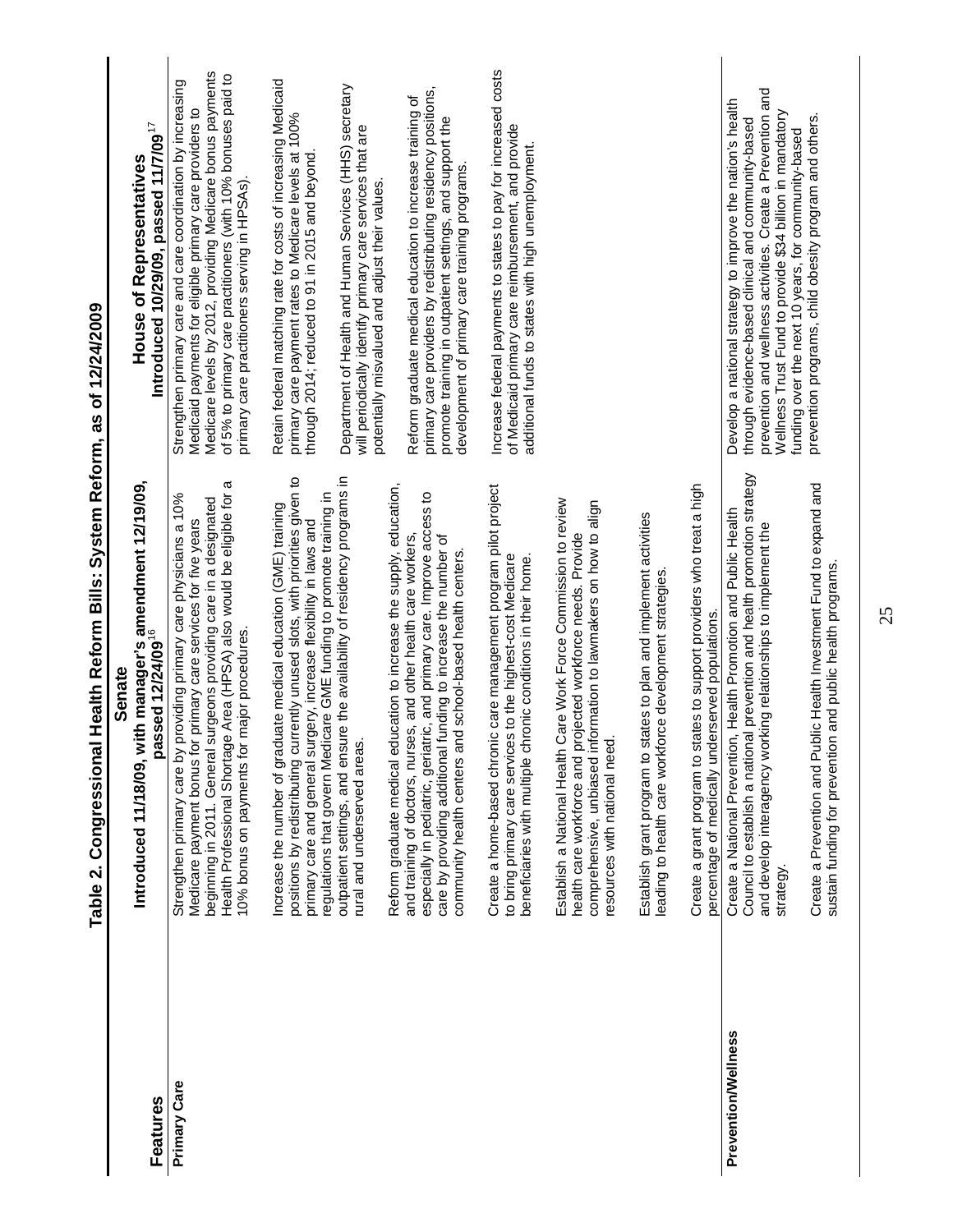**Table 2. Congressional Health Reform Bills: System Reform, as of 12/24/2009**

| Features | Senate Introduced 11/18/09, with manager's amendment 12/19/09, passed 12/24/09[16] | House of Representatives Introduced 10/29/09, passed 11/7/09[17] |
|---|---|---|
| **Primary Care** | Strengthen primary care by providing primary care physicians a 10% Medicare payment bonus for primary care services for five years beginning in 2011. General surgeons providing care in a designated Health Professional Shortage Area (HPSA) also would be eligible for a 10% bonus on payments for major procedures. | Strengthen primary care and care coordination by increasing Medicaid payments for eligible primary care providers to Medicare levels by 2012, providing Medicare bonus payments of 5% to primary care practitioners (with 10% bonuses paid to primary care practitioners serving in HPSAs). |
| | Increase the number of graduate medical education (GME) training positions by redistributing currently unused slots, with priorities given to primary care and general surgery, increase flexibility in laws and regulations that govern Medicare GME funding to promote training in outpatient settings, and ensure the availability of residency programs in rural and underserved areas. | Retain federal matching rate for costs of increasing Medicaid primary care payment rates to Medicare levels at 100% through 2014; reduced to 91 in 2015 and beyond. |
| | Reform graduate medical education to increase the supply, education, and training of doctors, nurses, and other health care workers, especially in pediatric, geriatric, and primary care. Improve access to care by providing additional funding to increase the number of community health centers and school-based health centers. | Department of Health and Human Services (HHS) secretary will periodically identify primary care services that are potentially misvalued and adjust their values. |
| | | Reform graduate medical education to increase training of primary care providers by redistributing residency positions, promote training in outpatient settings, and support the development of primary care training programs. |
| | Create a home-based chronic care management program pilot project to bring primary care services to the highest-cost Medicare beneficiaries with multiple chronic conditions in their home. | Increase federal payments to states to pay for increased costs of Medicaid primary care reimbursement, and provide additional funds to states with high unemployment. |
| | Establish a National Health Care Work Force Commission to review health care workforce and projected workforce needs. Provide comprehensive, unbiased information to lawmakers on how to align resources with national need. | |
| | Establish grant program to states to plan and implement activities leading to health care workforce development strategies. | |
| | Create a grant program to states to support providers who treat a high percentage of medically underserved populations. | |
| **Prevention/Wellness** | Create a National Prevention, Health Promotion and Public Health Council to establish a national prevention and health promotion strategy and develop interagency working relationships to implement the strategy. | Develop a national strategy to improve the nation's health through evidence-based clinical and community-based prevention and wellness activities. Create a Prevention and Wellness Trust Fund to provide $34 billion in mandatory funding over the next 10 years, for community-based prevention programs, child obesity program and others. |
| | Create a Prevention and Public Health Investment Fund to expand and sustain funding for prevention and public health programs. | |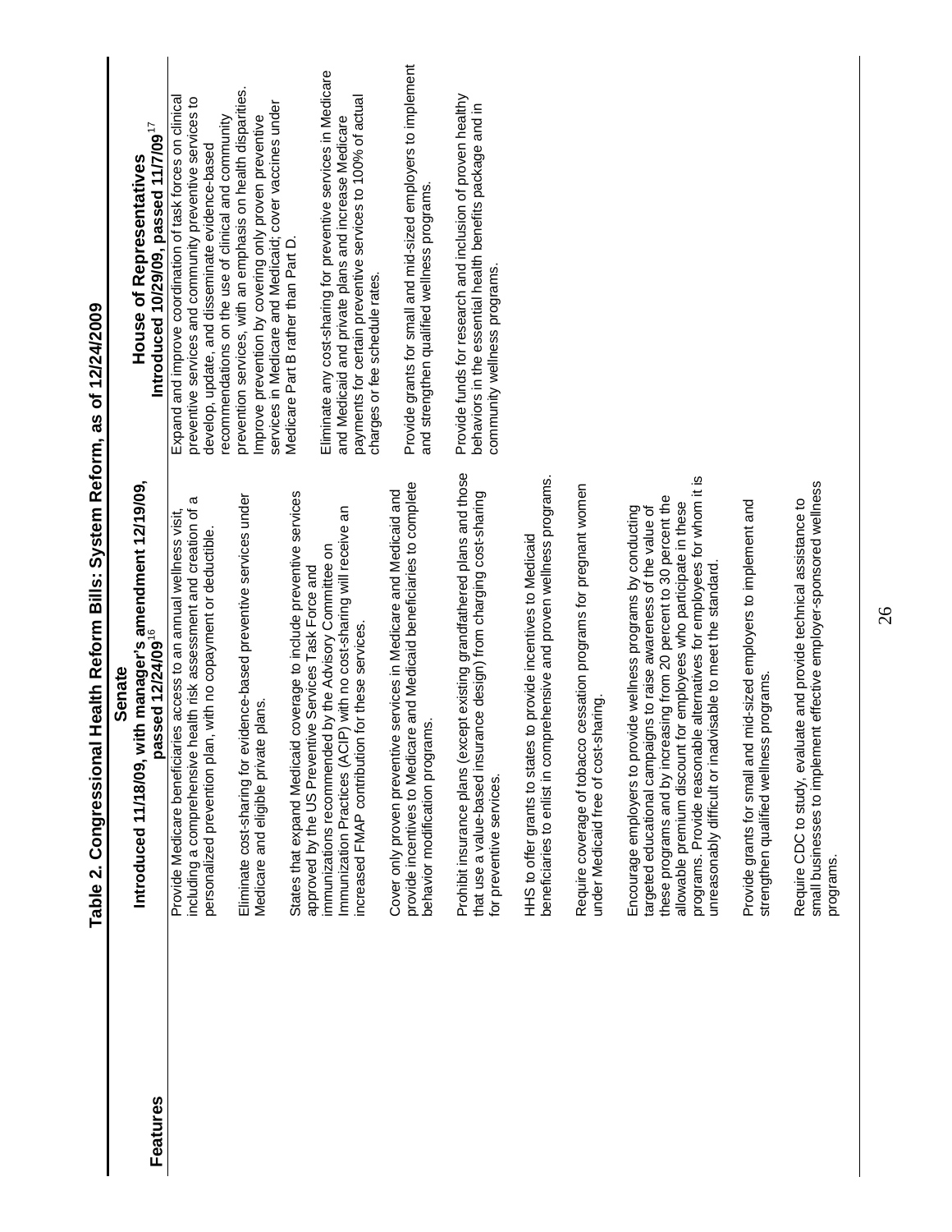## Table 2. Congressional Health Reform Bills: System Reform, as of 12/24/2009

| Features | Senate Introduced 11/18/09, with manager's amendment 12/19/09, passed 12/24/09[16] | House of Representatives Introduced 10/29/09, passed 11/7/09[17] |
|---|---|---|
| | Provide Medicare beneficiaries access to an annual wellness visit, including a comprehensive health risk assessment and creation of a personalized prevention plan, with no copayment or deductible.<br><br>Eliminate cost-sharing for evidence-based preventive services under Medicare and eligible private plans.<br><br>States that expand Medicaid coverage to include preventive services approved by the US Preventive Services Task Force and immunizations recommended by the Advisory Committee on Immunization Practices (ACIP) with no cost-sharing will receive an increased FMAP contribution for these services.<br><br>Cover only proven preventive services in Medicare and Medicaid and provide incentives to Medicare and Medicaid beneficiaries to complete behavior modification programs.<br><br>Prohibit insurance plans (except existing grandfathered plans and those that use a value-based insurance design) from charging cost-sharing for preventive services.<br><br>HHS to offer grants to states to provide incentives to Medicaid beneficiaries to enlist in comprehensive and proven wellness programs.<br><br>Require coverage of tobacco cessation programs for pregnant women under Medicaid free of cost-sharing.<br><br>Encourage employers to provide wellness programs by conducting targeted educational campaigns to raise awareness of the value of these programs and by increasing from 20 percent to 30 percent the allowable premium discount for employees who participate in these programs. Provide reasonable alternatives for employees for whom it is unreasonably difficult or inadvisable to meet the standard.<br><br>Provide grants for small and mid-sized employers to implement and strengthen qualified wellness programs.<br><br>Require CDC to study, evaluate and provide technical assistance to small businesses to implement effective employer-sponsored wellness programs. | Expand and improve coordination of task forces on clinical preventive services and community preventive services to develop, update, and disseminate evidence-based recommendations on the use of clinical and community prevention services, with an emphasis on health disparities.<br><br>Improve prevention by covering only proven preventive services in Medicare and Medicaid; cover vaccines under Medicare Part B rather than Part D.<br><br>Eliminate any cost-sharing for preventive services in Medicare and Medicaid and private plans and increase Medicare payments for certain preventive services to 100% of actual charges or fee schedule rates.<br><br>Provide grants for small and mid-sized employers to implement and strengthen qualified wellness programs.<br><br>Provide funds for research and inclusion of proven healthy behaviors in the essential health benefits package and in community wellness programs. |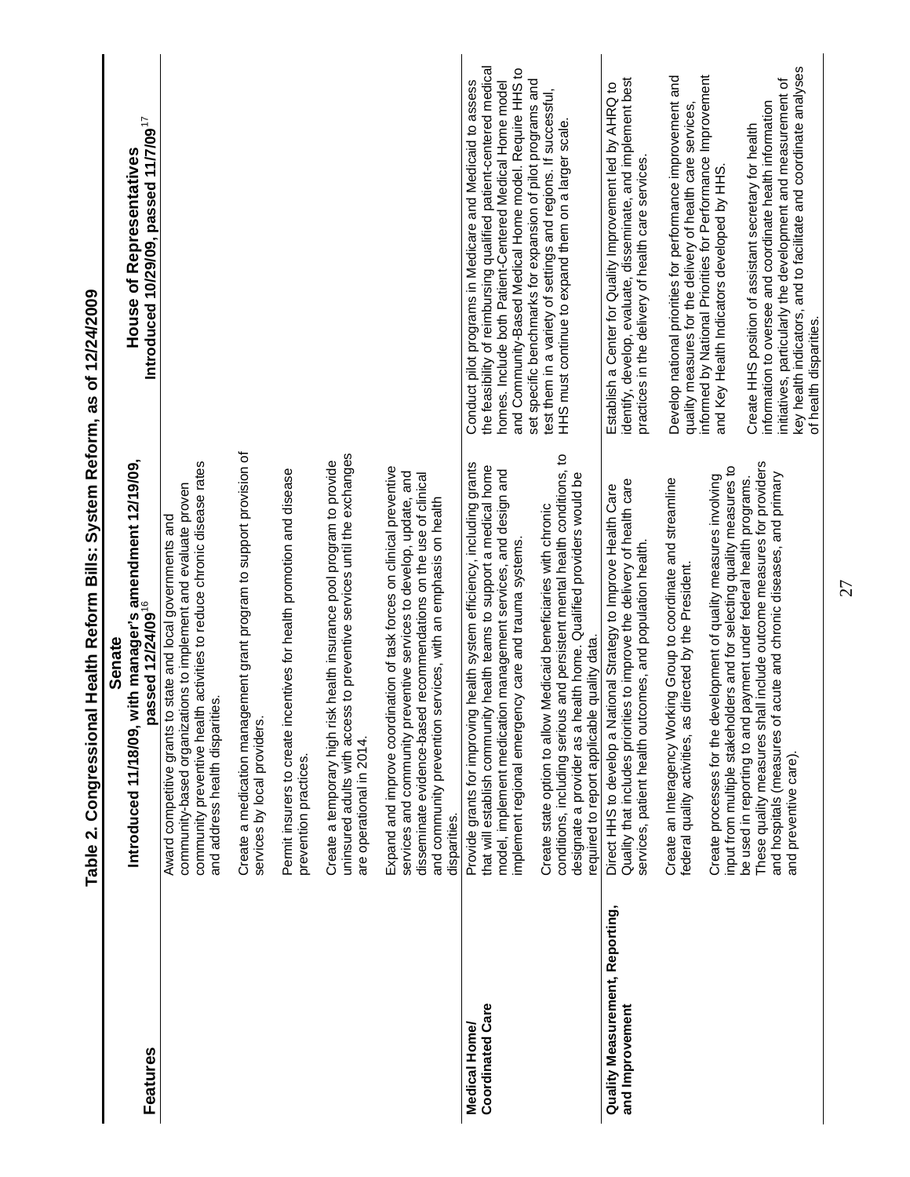## Table 2. Congressional Health Reform Bills: System Reform, as of 12/24/2009

| Features | Senate Introduced 11/18/09, with manager's amendment 12/19/09, passed 12/24/09[16] | House of Representatives Introduced 10/29/09, passed 11/7/09[17] |
|---|---|---|
| | Award competitive grants to state and local governments and community-based organizations to implement and evaluate proven community preventive health activities to reduce chronic disease rates and address health disparities.<br><br>Create a medication management grant program to support provision of services by local providers.<br><br>Permit insurers to create incentives for health promotion and disease prevention practices.<br><br>Create a temporary high risk health insurance pool program to provide uninsured adults with access to preventive services until the exchanges are operational in 2014.<br><br>Expand and improve coordination of task forces on clinical preventive services and community preventive services to develop, update, and disseminate evidence-based recommendations on the use of clinical and community prevention services, with an emphasis on health disparities. | |
| **Medical Home/ Coordinated Care** | Provide grants for improving health system efficiency, including grants that will establish community health teams to support a medical home model, implement medication management services, and design and implement regional emergency care and trauma systems.<br><br>Create state option to allow Medicaid beneficiaries with chronic conditions, including serious and persistent mental health conditions, to designate a provider as a health home. Qualified providers would be required to report applicable quality data. | Conduct pilot programs in Medicare and Medicaid to assess the feasibility of reimbursing qualified patient-centered medical homes. Include both Patient-Centered Medical Home model and Community-Based Medical Home model. Require HHS to set specific benchmarks for expansion of pilot programs and test them in a variety of settings and regions. If successful, HHS must continue to expand them on a larger scale. |
| **Quality Measurement, Reporting, and Improvement** | Direct HHS to develop a National Strategy to Improve Health Care Quality that includes priorities to improve the delivery of health care services, patient health outcomes, and population health.<br><br>Create an Interagency Working Group to coordinate and streamline federal quality activities, as directed by the President.<br><br>Create processes for the development of quality measures involving input from multiple stakeholders and for selecting quality measures to be used in reporting to and payment under federal health programs. These quality measures shall include outcome measures for providers and hospitals (measures of acute and chronic diseases, and primary and preventive care). | Establish a Center for Quality Improvement led by AHRQ to identify, develop, evaluate, disseminate, and implement best practices in the delivery of health care services.<br><br>Develop national priorities for performance improvement and quality measures for the delivery of health care services, informed by National Priorities for Performance Improvement and Key Health Indicators developed by HHS.<br><br>Create HHS position of assistant secretary for health information to oversee and coordinate health information initiatives, particularly the development and measurement of key health indicators, and to facilitate and coordinate analyses of health disparities. |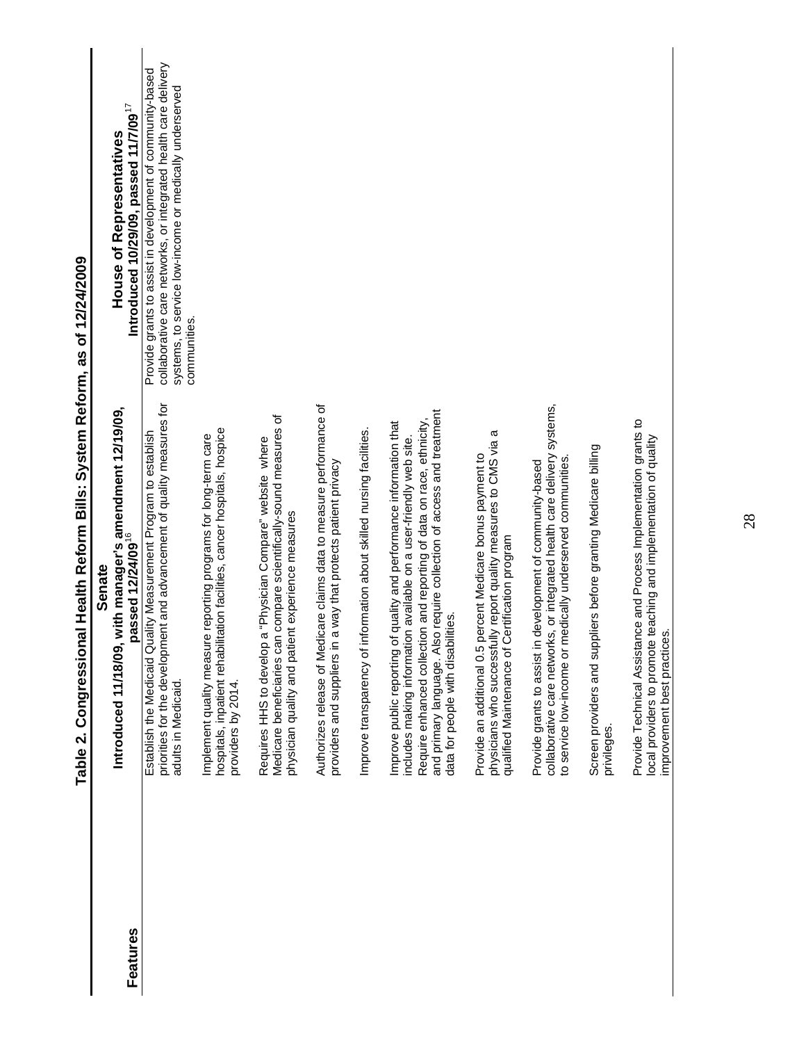# Table 2. Congressional Health Reform Bills: System Reform, as of 12/24/2009

| Features | Senate Introduced 11/18/09, with manager's amendment 12/19/09, passed 12/24/09[16] | House of Representatives Introduced 10/29/09, passed 11/7/09[17] |
|---|---|---|
| | Establish the Medicaid Quality Measurement Program to establish priorities for the development and advancement of quality measures for adults in Medicaid.<br><br>Implement quality measure reporting programs for long-term care hospitals, inpatient rehabilitation facilities, cancer hospitals, hospice providers by 2014.<br><br>Requires HHS to develop a "Physician Compare" website where Medicare beneficiaries can compare scientifically-sound measures of physician quality and patient experience measures<br><br>Authorizes release of Medicare claims data to measure performance of providers and suppliers in a way that protects patient privacy<br><br>Improve transparency of information about skilled nursing facilities.<br><br>Improve public reporting of quality and performance information that includes making information available on a user-friendly web site. Require enhanced collection and reporting of data on race, ethnicity, and primary language. Also require collection of access and treatment data for people with disabilities.<br><br>Provide an additional 0.5 percent Medicare bonus payment to physicians who successfully report quality measures to CMS via a qualified Maintenance of Certification program<br><br>Provide grants to assist in development of community-based collaborative care networks, or integrated health care delivery systems, to service low-income or medically underserved communities.<br><br>Screen providers and suppliers before granting Medicare billing privileges.<br><br>Provide Technical Assistance and Process Implementation grants to local providers to promote teaching and implementation of quality improvement best practices. | Provide grants to assist in development of community-based collaborative care networks, or integrated health care delivery systems, to service low-income or medically underserved communities. |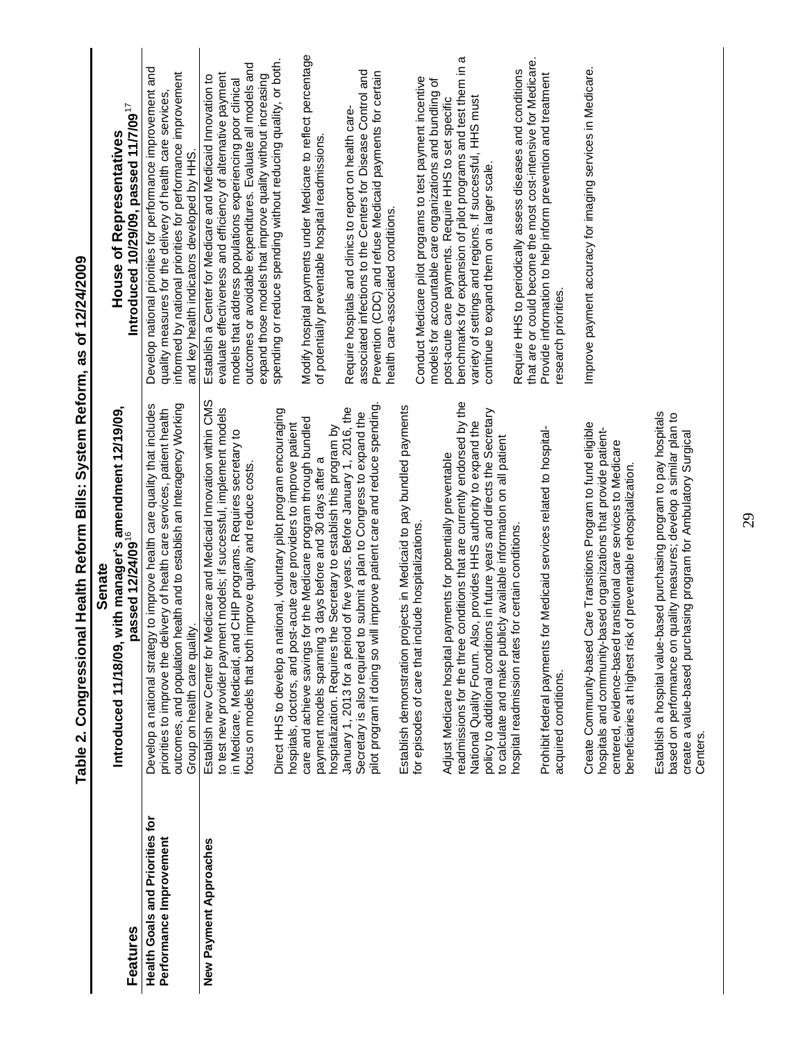**Table 2. Congressional Health Reform Bills: System Reform, as of 12/24/2009**

| Features | Senate Introduced 11/18/09, with manager's amendment 12/19/09, passed 12/24/09[16] | House of Representatives Introduced 10/29/09, passed 11/7/09[17] |
|---|---|---|
| **Health Goals and Priorities for Performance Improvement** | Develop a national strategy to improve health care quality that includes priorities to improve the delivery of health care services, patient health outcomes, and population health and to establish an Interagency Working Group on health care quality. | Develop national priorities for performance improvement and quality measures for the delivery of health care services, informed by national priorities for performance improvement and key health indicators developed by HHS. |
| **New Payment Approaches** | Establish new Center for Medicare and Medicaid Innovation within CMS to test new provider payment models; if successful, implement models in Medicare, Medicaid, and CHIP programs. Requires secretary to focus on models that both improve quality and reduce costs.<br><br>Direct HHS to develop a national, voluntary pilot program encouraging hospitals, doctors, and post-acute care providers to improve patient care and achieve savings for the Medicare program through bundled payment models spanning 3 days before and 30 days after a hospitalization. Requires the Secretary to establish this program by January 1, 2013 for a period of five years. Before January 1, 2016, the Secretary is also required to submit a plan to Congress to expand the pilot program if doing so will improve patient care and reduce spending.<br><br>Establish demonstration projects in Medicaid to pay bundled payments for episodes of care that include hospitalizations.<br><br>Adjust Medicare hospital payments for potentially preventable readmissions for the three conditions that are currently endorsed by the National Quality Forum. Also, provides HHS authority to expand the policy to additional conditions in future years and directs the Secretary to calculate and make publicly available information on all patient hospital readmission rates for certain conditions.<br><br>Prohibit federal payments for Medicaid services related to hospital-acquired conditions.<br><br>Create Community-based Care Transitions Program to fund eligible hospitals and community-based organizations that provide patient-centered, evidence-based transitional care services to Medicare beneficiaries at highest risk of preventable rehospitalization.<br><br>Establish a hospital value-based purchasing program to pay hospitals based on performance on quality measures; develop a similar plan to create a value-based purchasing program for Ambulatory Surgical Centers. | Establish a Center for Medicare and Medicaid Innovation to evaluate effectiveness and efficiency of alternative payment models that address populations experiencing poor clinical outcomes or avoidable expenditures. Evaluate all models and expand those models that improve quality without increasing spending or reduce spending without reducing quality, or both.<br><br>Modify hospital payments under Medicare to reflect percentage of potentially preventable hospital readmissions.<br><br>Require hospitals and clinics to report on health care-associated infections to the Centers for Disease Control and Prevention (CDC) and refuse Medicaid payments for certain health care-associated conditions.<br><br>Conduct Medicare pilot programs to test payment incentive models for accountable care organizations and bundling of post-acute care payments. Require HHS to set specific benchmarks for expansion of pilot programs and test them in a variety of settings and regions. If successful, HHS must continue to expand them on a larger scale.<br><br>Require HHS to periodically assess diseases and conditions that are or could become the most cost-intensive for Medicare. Provide information to help inform prevention and treatment research priorities.<br><br>Improve payment accuracy for imaging services in Medicare. |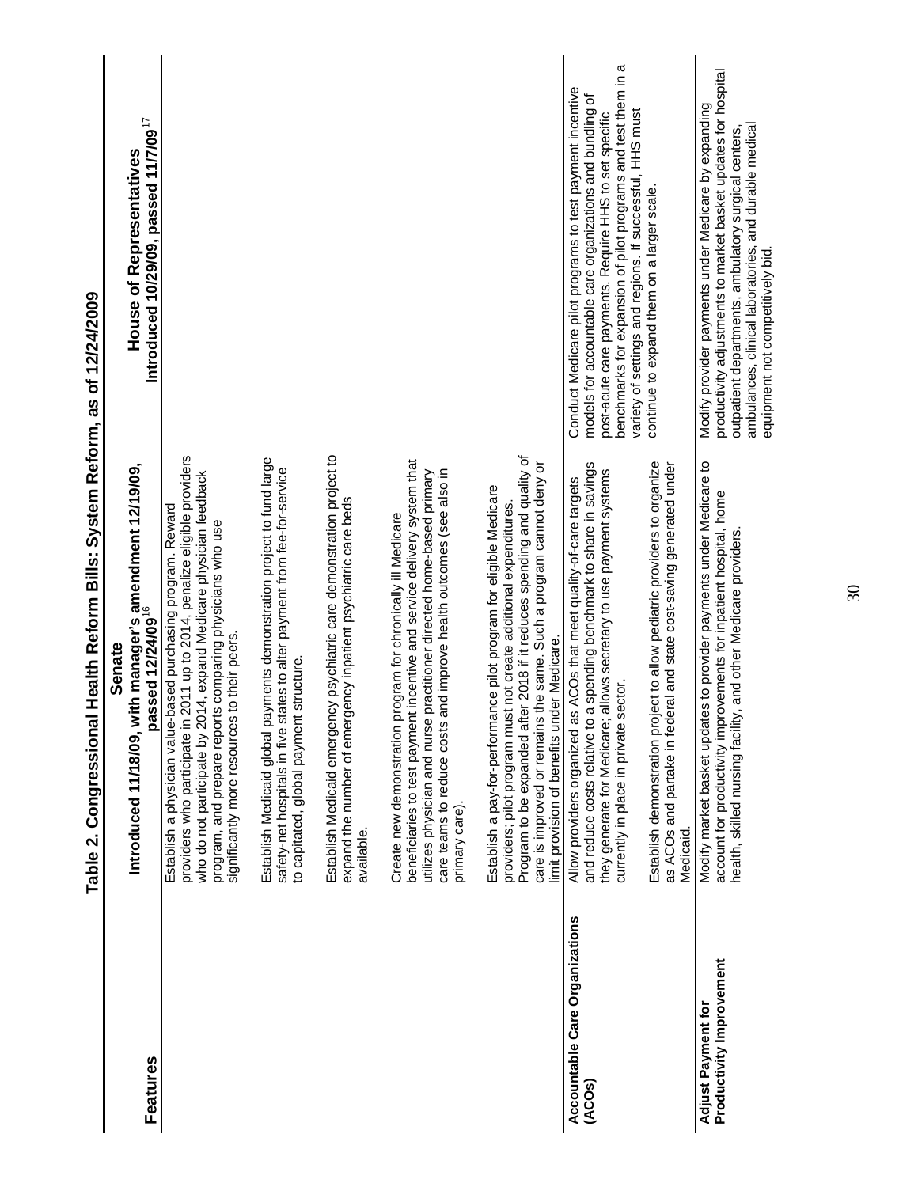## Table 2. Congressional Health Reform Bills: System Reform, as of 12/24/2009

| Features | Senate<br>Introduced 11/18/09, with manager's amendment 12/19/09, passed 12/24/09[16] | House of Representatives<br>Introduced 10/29/09, passed 11/7/09[17] |
|---|---|---|
| | Establish a physician value-based purchasing program. Reward providers who participate in 2011 up to 2014, penalize eligible providers who do not participate by 2014, expand Medicare physician feedback program, and prepare reports comparing physicians who use significantly more resources to their peers.<br><br>Establish Medicaid global payments demonstration project to fund large safety-net hospitals in five states to alter payment from fee-for-service to capitated, global payment structure.<br><br>Establish Medicaid emergency psychiatric care demonstration project to expand the number of emergency inpatient psychiatric care beds available.<br><br>Create new demonstration program for chronically ill Medicare beneficiaries to test payment incentive and service delivery system that utilizes physician and nurse practitioner directed home-based primary care teams to reduce costs and improve health outcomes (see also in primary care).<br><br>Establish a pay-for-performance pilot program for eligible Medicare providers; pilot program must not create additional expenditures. Program to be expanded after 2018 if it reduces spending and quality of care is improved or remains the same. Such a program cannot deny or limit provision of benefits under Medicare. | |
| Accountable Care Organizations (ACOs) | Allow providers organized as ACOs that meet quality-of-care targets and reduce costs relative to a spending benchmark to share in savings they generate for Medicare; allows secretary to use payment systems currently in place in private sector.<br><br>Establish demonstration project to allow pediatric providers to organize as ACOs and partake in federal and state cost-saving generated under Medicaid. | Conduct Medicare pilot programs to test payment incentive models for accountable care organizations and bundling of post-acute care payments. Require HHS to set specific benchmarks for expansion of pilot programs and test them in a variety of settings and regions. If successful, HHS must continue to expand them on a larger scale. |
| Adjust Payment for Productivity Improvement | Modify market basket updates to provider payments under Medicare to account for productivity improvements for inpatient hospital, home health, skilled nursing facility, and other Medicare providers. | Modify provider payments under Medicare by expanding productivity adjustments to market basket updates for hospital outpatient departments, ambulatory surgical centers, ambulances, clinical laboratories, and durable medical equipment not competitively bid. |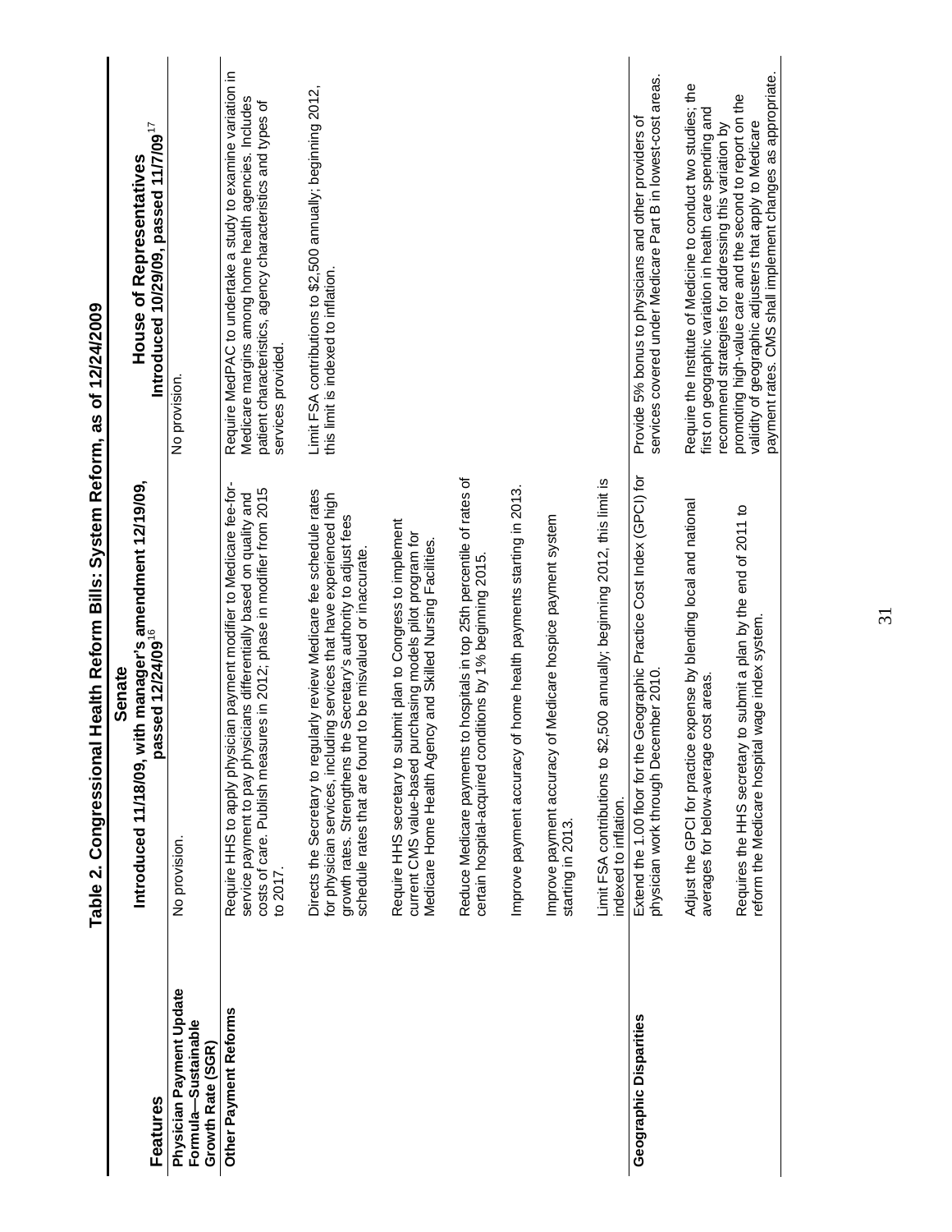## Table 2. Congressional Health Reform Bills: System Reform, as of 12/24/2009

| Features | Senate Introduced 11/18/09, with manager's amendment 12/19/09, passed 12/24/09[16] | House of Representatives Introduced 10/29/09, passed 11/7/09[17] |
|---|---|---|
| **Physician Payment Update Formula—Sustainable Growth Rate (SGR)** | No provision. | No provision. |
| **Other Payment Reforms** | Require HHS to apply physician payment modifier to Medicare fee-for-service payment to pay physicians differentially based on quality and costs of care. Publish measures in 2012; phase in modifier from 2015 to 2017. | Require MedPAC to undertake a study to examine variation in Medicare margins among home health agencies. Includes patient characteristics, agency characteristics and types of services provided. |
| | Directs the Secretary to regularly review Medicare fee schedule rates for physician services, including services that have experienced high growth rates. Strengthens the Secretary's authority to adjust fees schedule rates that are found to be misvalued or inaccurate. | Limit FSA contributions to $2,500 annually; beginning 2012, this limit is indexed to inflation. |
| | Require HHS secretary to submit plan to Congress to implement current CMS value-based purchasing models pilot program for Medicare Home Health Agency and Skilled Nursing Facilities. | |
| | Reduce Medicare payments to hospitals in top 25th percentile of rates of certain hospital-acquired conditions by 1% beginning 2015. | |
| | Improve payment accuracy of home health payments starting in 2013. | |
| | Improve payment accuracy of Medicare hospice payment system starting in 2013. | |
| | Limit FSA contributions to $2,500 annually; beginning 2012, this limit is indexed to inflation. | |
| **Geographic Disparities** | Extend the 1.00 floor for the Geographic Practice Cost Index (GPCI) for physician work through December 2010. | Provide 5% bonus to physicians and other providers of services covered under Medicare Part B in lowest-cost areas. |
| | Adjust the GPCI for practice expense by blending local and national averages for below-average cost areas. | Require the Institute of Medicine to conduct two studies; the first on geographic variation in health care spending and recommend strategies for addressing this variation by promoting high-value care and the second to report on the validity of geographic adjusters that apply to Medicare payment rates. CMS shall implement changes as appropriate. |
| | Requires the HHS secretary to submit a plan by the end of 2011 to reform the Medicare hospital wage index system. | |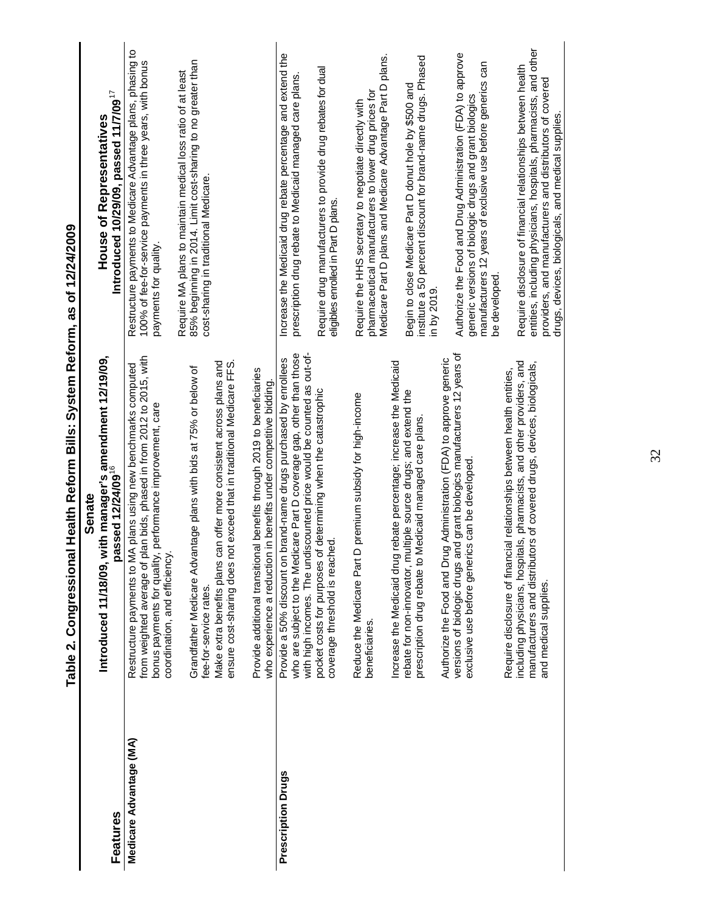# Table 2. Congressional Health Reform Bills: System Reform, as of 12/24/2009

| Features | Senate Introduced 11/18/09, with manager's amendment 12/19/09, passed 12/24/09[16] | House of Representatives Introduced 10/29/09, passed 11/7/09[17] |
|---|---|---|
| **Medicare Advantage (MA)** | Restructure payments to MA plans using new benchmarks computed from weighted average of plan bids, phased in from 2012 to 2015, with bonus payments for quality, performance improvement, care coordination, and efficiency.<br><br>Grandfather Medicare Advantage plans with bids at 75% or below of fee-for-service rates.<br><br>Make extra benefits plans can offer more consistent across plans and ensure cost-sharing does not exceed that in traditional Medicare FFS.<br><br>Provide additional transitional benefits through 2019 to beneficiaries who experience a reduction in benefits under competitive bidding. | Restructure payments to Medicare Advantage plans, phasing to 100% of fee-for-service payments in three years, with bonus payments for quality.<br><br>Require MA plans to maintain medical loss ratio of at least 85% beginning in 2014. Limit cost-sharing to no greater than cost-sharing in traditional Medicare. |
| **Prescription Drugs** | Provide a 50% discount on brand-name drugs purchased by enrollees who are subject to the Medicare Part D coverage gap, other than those with high incomes. The undiscounted price would be counted as out-of-pocket costs for purposes of determining when the catastrophic coverage threshold is reached.<br><br>Reduce the Medicare Part D premium subsidy for high-income beneficiaries.<br><br>Increase the Medicaid drug rebate percentage; increase the Medicaid rebate for non-innovator, multiple source drugs; and extend the prescription drug rebate to Medicaid managed care plans.<br><br>Authorize the Food and Drug Administration (FDA) to approve generic versions of biologic drugs and grant biologics manufacturers 12 years of exclusive use before generics can be developed.<br><br>Require disclosure of financial relationships between health entities, including physicians, hospitals, pharmacists, and other providers, and manufacturers and distributors of covered drugs, devices, biologicals, and medical supplies. | Increase the Medicaid drug rebate percentage and extend the prescription drug rebate to Medicaid managed care plans.<br><br>Require drug manufacturers to provide drug rebates for dual eligibles enrolled in Part D plans.<br><br>Require the HHS secretary to negotiate directly with pharmaceutical manufacturers to lower drug prices for Medicare Part D plans and Medicare Advantage Part D plans.<br><br>Begin to close Medicare Part D donut hole by $500 and institute a 50 percent discount for brand-name drugs. Phased in by 2019.<br><br>Authorize the Food and Drug Administration (FDA) to approve generic versions of biologic drugs and grant biologics manufacturers 12 years of exclusive use before generics can be developed.<br><br>Require disclosure of financial relationships between health entities, including physicians, hospitals, pharmacists, and other providers, and manufacturers and distributors of covered drugs, devices, biologicals, and medical supplies. |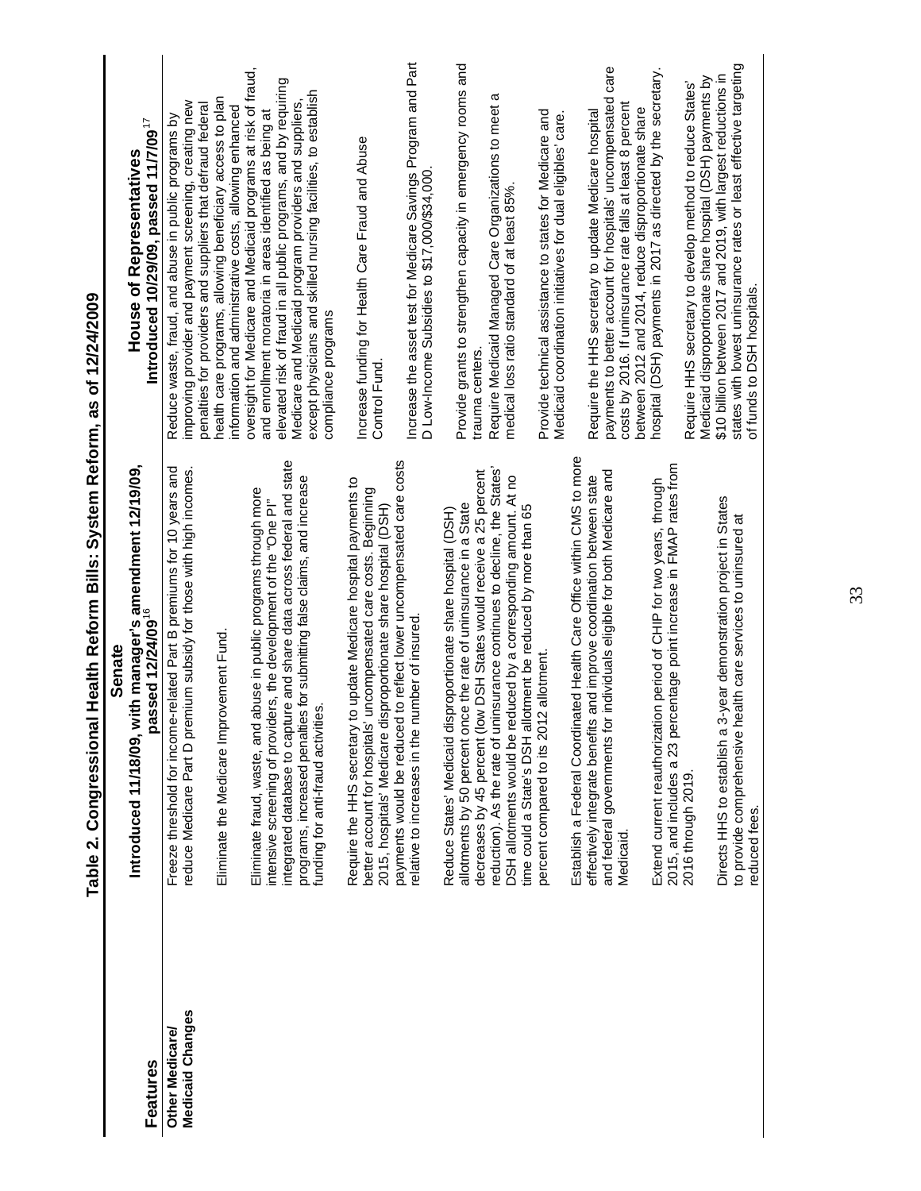# Table 2. Congressional Health Reform Bills: System Reform, as of 12/24/2009

| Features | Senate Introduced 11/18/09, with manager's amendment 12/19/09, passed 12/24/09[16] | House of Representatives Introduced 10/29/09, passed 11/7/09[17] |
|---|---|---|
| **Other Medicare/ Medicaid Changes** | Freeze threshold for income-related Part B premiums for 10 years and reduce Medicare Part D premium subsidy for those with high incomes.<br><br>Eliminate the Medicare Improvement Fund.<br><br>Eliminate fraud, waste, and abuse in public programs through more intensive screening of providers, the development of the "One PI" integrated database to capture and share data across federal and state programs, increased penalties for submitting false claims, and increase funding for anti-fraud activities.<br><br>Require the HHS secretary to update Medicare hospital payments to better account for hospitals' uncompensated care costs. Beginning 2015, hospitals' Medicare disproportionate share hospital (DSH) payments would be reduced to reflect lower uncompensated care costs relative to increases in the number of insured.<br><br>Reduce States' Medicaid disproportionate share hospital (DSH) allotments by 50 percent once the rate of uninsurance in a State decreases by 45 percent (low DSH States would receive a 25 percent reduction). As the rate of uninsurance continues to decline, the States' DSH allotments would be reduced by a corresponding amount. At no time could a State's DSH allotment be reduced by more than 65 percent compared to its 2012 allotment.<br><br>Establish a Federal Coordinated Health Care Office within CMS to more effectively integrate benefits and improve coordination between state and federal governments for individuals eligible for both Medicare and Medicaid.<br><br>Extend current reauthorization period of CHIP for two years, through 2015, and includes a 23 percentage point increase in FMAP rates from 2016 through 2019.<br><br>Directs HHS to establish a 3-year demonstration project in States to provide comprehensive health care services to uninsured at reduced fees. | Reduce waste, fraud, and abuse in public programs by improving provider and payment screening, creating new penalties for providers and suppliers that defraud federal health care programs, allowing beneficiary access to plan information and administrative costs, allowing enhanced oversight for Medicare and Medicaid programs at risk of fraud, and enrollment moratoria in areas identified as being at elevated risk of fraud in all public programs, and by requiring Medicare and Medicaid program providers and suppliers, except physicians and skilled nursing facilities, to establish compliance programs<br><br>Increase funding for Health Care Fraud and Abuse Control Fund.<br><br>Increase the asset test for Medicare Savings Program and Part D Low-Income Subsidies to \$17,000/\$34,000.<br><br>Provide grants to strengthen capacity in emergency rooms and trauma centers.<br><br>Require Medicaid Managed Care Organizations to meet a medical loss ratio standard of at least 85%.<br><br>Provide technical assistance to states for Medicare and Medicaid coordination initiatives for dual eligibles' care.<br><br>Require the HHS secretary to update Medicare hospital payments to better account for hospitals' uncompensated care costs by 2016. If uninsurance rate falls at least 8 percent between 2012 and 2014, reduce disproportionate share hospital (DSH) payments in 2017 as directed by the secretary.<br><br>Require HHS secretary to develop method to reduce States' Medicaid disproportionate share hospital (DSH) payments by \$10 billion between 2017 and 2019, with largest reductions in states with lowest uninsurance rates or least effective targeting of funds to DSH hospitals. |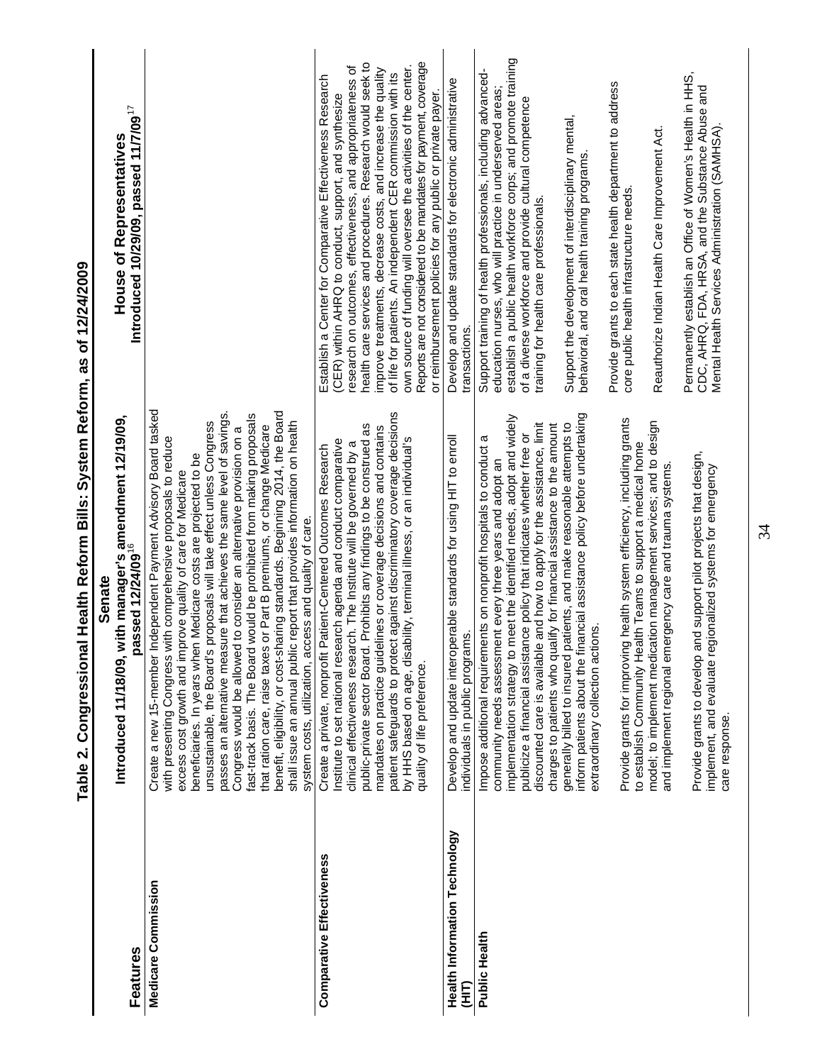## Table 2. Congressional Health Reform Bills: System Reform, as of 12/24/2009

| Features | Senate Introduced 11/18/09, with manager's amendment 12/19/09, passed 12/24/09[16] | House of Representatives Introduced 10/29/09, passed 11/7/09[17] |
|---|---|---|
| **Medicare Commission** | Create a new 15-member Independent Payment Advisory Board tasked with presenting Congress with comprehensive proposals to reduce excess cost growth and improve quality of care for Medicare beneficiaries. In years when Medicare costs are projected to be unsustainable, the Board's proposals will take effect unless Congress passes an alternative measure that achieves the same level of savings. Congress would be allowed to consider an alternative provision on a fast-track basis. The Board would be prohibited from making proposals that ration care, raise taxes or Part B premiums, or change Medicare benefit, eligibility, or cost-sharing standards. Beginning 2014, the Board shall issue an annual public report that provides information on health system costs, utilization, access and quality of care. | |
| **Comparative Effectiveness** | Create a private, nonprofit Patient-Centered Outcomes Research Institute to set national research agenda and conduct comparative clinical effectiveness research. The Institute will be governed by a public-private sector Board. Prohibits any findings to be construed as mandates on practice guidelines or coverage decisions and contains patient safeguards to protect against discriminatory coverage decisions by HHS based on age, disability, terminal illness, or an individual's quality of life preference. | Establish a Center for Comparative Effectiveness Research (CER) within AHRQ to conduct, support, and synthesize research on outcomes, effectiveness, and appropriateness of health care services and procedures. Research would seek to improve treatments, decrease costs, and increase the quality of life for patients. An independent CER commission with its own source of funding will oversee the activities of the center. Reports are not considered to be mandates for payment, coverage or reimbursement policies for any public or private payer. |
| **Health Information Technology (HIT)** | Develop and update interoperable standards for using HIT to enroll individuals in public programs. | Develop and update standards for electronic administrative transactions. |
| **Public Health** | Impose additional requirements on nonprofit hospitals to conduct a community needs assessment every three years and adopt an implementation strategy to meet the identified needs, adopt and widely publicize a financial assistance policy that indicates whether free or discounted care is available and how to apply for the assistance, limit charges to patients who qualify for financial assistance to the amount generally billed to insured patients, and make reasonable attempts to inform patients about the financial assistance policy before undertaking extraordinary collection actions.<br><br>Provide grants for improving health system efficiency, including grants to establish Community Health Teams to support a medical home model; to implement medication management services; and to design and implement regional emergency care and trauma systems.<br><br>Provide grants to develop and support pilot projects that design, implement, and evaluate regionalized systems for emergency care response. | Support training of health professionals, including advanced-education nurses, who will practice in underserved areas; establish a public health workforce corps; and promote training of a diverse workforce and provide cultural competence training for health care professionals.<br><br>Support the development of interdisciplinary mental, behavioral, and oral health training programs.<br><br>Provide grants to each state health department to address core public health infrastructure needs.<br><br>Reauthorize Indian Health Care Improvement Act.<br><br>Permanently establish an Office of Women's Health in HHS, CDC, AHRQ, FDA, HRSA, and the Substance Abuse and Mental Health Services Administration (SAMHSA). |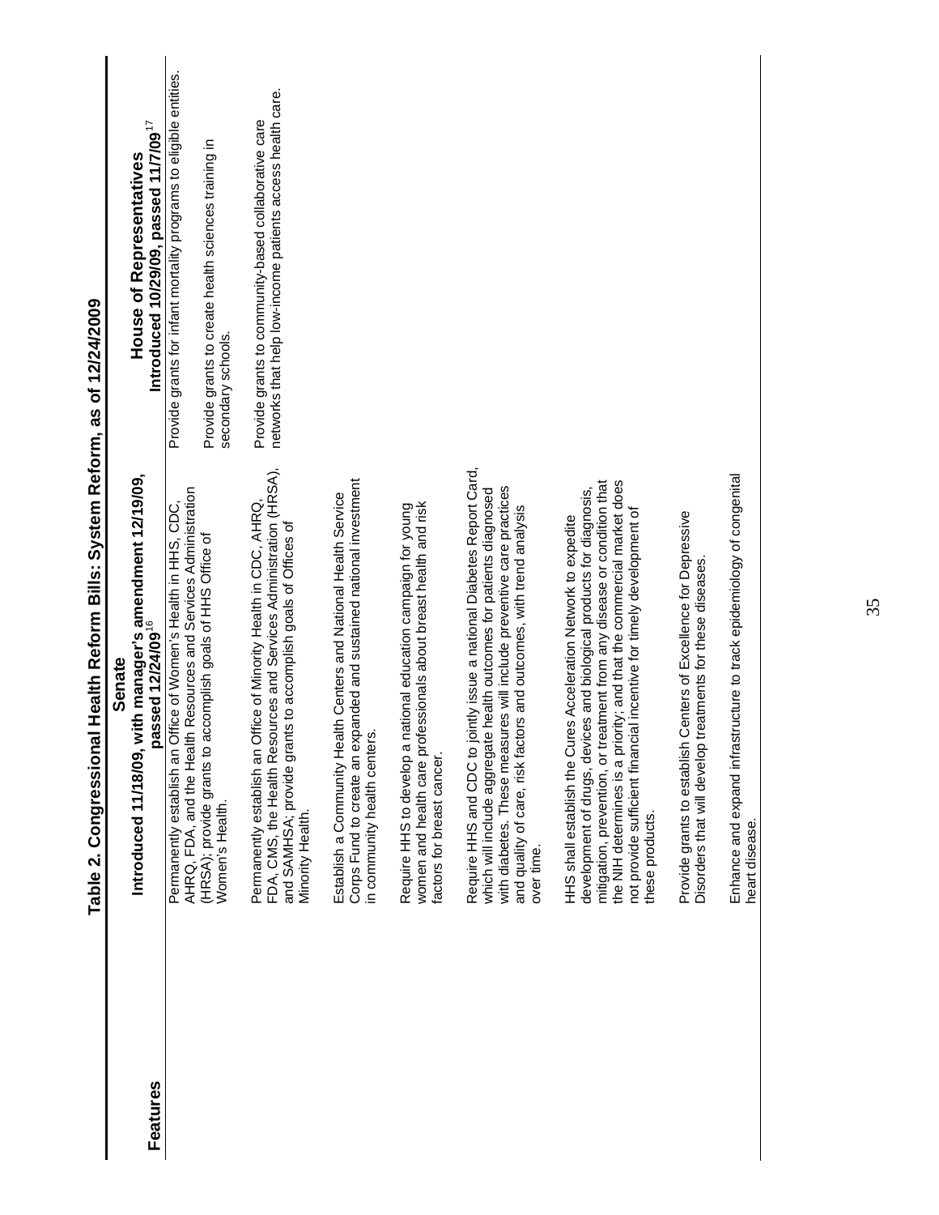## Table 2. Congressional Health Reform Bills: System Reform, as of 12/24/2009

| Features | Senate Introduced 11/18/09, with manager's amendment 12/19/09, passed 12/24/09[16] | House of Representatives Introduced 10/29/09, passed 11/7/09[17] |
|---|---|---|
| | Permanently establish an Office of Women's Health in HHS, CDC, AHRQ, FDA, and the Health Resources and Services Administration (HRSA); provide grants to accomplish goals of HHS Office of Women's Health. | Provide grants for infant mortality programs to eligible entities. |
| | Permanently establish an Office of Minority Health in CDC, AHRQ, FDA, CMS, the Health Resources and Services Administration (HRSA), and SAMHSA; provide grants to accomplish goals of Offices of Minority Health. | Provide grants to create health sciences training in secondary schools. |
| | Establish a Community Health Centers and National Health Service Corps Fund to create an expanded and sustained national investment in community health centers. | Provide grants to community-based collaborative care networks that help low-income patients access health care. |
| | Require HHS to develop a national education campaign for young women and health care professionals about breast health and risk factors for breast cancer. | |
| | Require HHS and CDC to jointly issue a national Diabetes Report Card, which will include aggregate health outcomes for patients diagnosed with diabetes. These measures will include preventive care practices and quality of care, risk factors and outcomes, with trend analysis over time. | |
| | HHS shall establish the Cures Acceleration Network to expedite development of drugs, devices and biological products for diagnosis, mitigation, prevention, or treatment from any disease or condition that the NIH determines is a priority; and that the commercial market does not provide sufficient financial incentive for timely development of these products. | |
| | Provide grants to establish Centers of Excellence for Depressive Disorders that will develop treatments for these diseases. | |
| | Enhance and expand infrastructure to track epidemiology of congenital heart disease. | |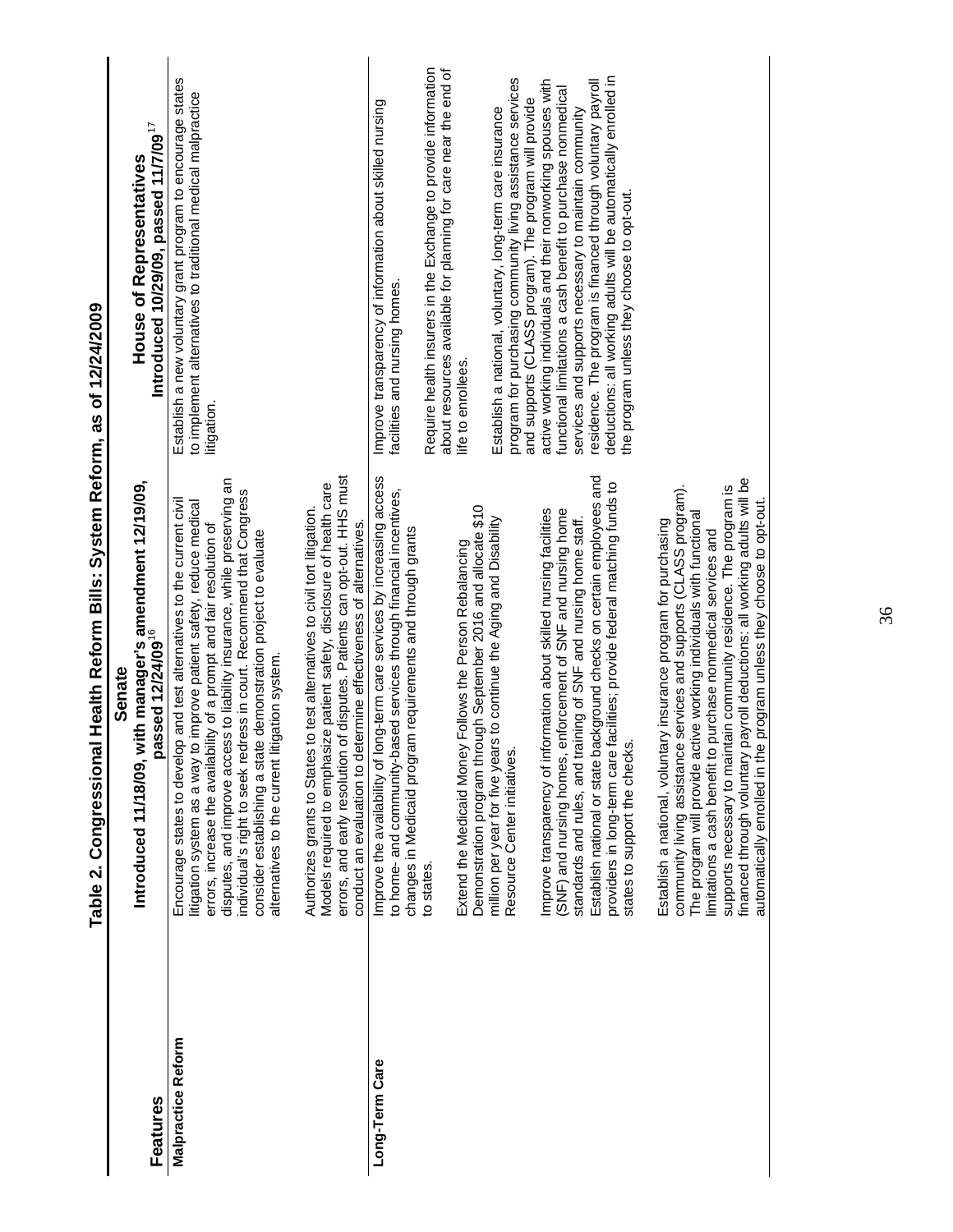## Table 2. Congressional Health Reform Bills: System Reform, as of 12/24/2009

| Features | Senate Introduced 11/18/09, with manager's amendment 12/19/09, passed 12/24/09[16] | House of Representatives Introduced 10/29/09, passed 11/7/09[17] |
|---|---|---|
| **Malpractice Reform** | Encourage states to develop and test alternatives to the current civil litigation system as a way to improve patient safety, reduce medical errors, increase the availability of a prompt and fair resolution of disputes, and improve access to liability insurance, while preserving an individual's right to seek redress in court. Recommend that Congress consider establishing a state demonstration project to evaluate alternatives to the current litigation system.<br><br>Authorizes grants to States to test alternatives to civil tort litigation. Models required to emphasize patient safety, disclosure of health care errors, and early resolution of disputes. Patients can opt-out. HHS must conduct an evaluation to determine effectiveness of alternatives. | Establish a new voluntary grant program to encourage states to implement alternatives to traditional medical malpractice litigation. |
| **Long-Term Care** | Improve the availability of long-term care services by increasing access to home- and community-based services through financial incentives, changes in Medicaid program requirements and through grants to states.<br><br>Extend the Medicaid Money Follows the Person Rebalancing Demonstration program through September 2016 and allocate $10 million per year for five years to continue the Aging and Disability Resource Center initiatives.<br><br>Improve transparency of information about skilled nursing facilities (SNF) and nursing homes, enforcement of SNF and nursing home standards and rules, and training of SNF and nursing home staff. Establish national or state background checks on certain employees and providers in long-term care facilities; provide federal matching funds to states to support the checks.<br><br>Establish a national, voluntary insurance program for purchasing community living assistance services and supports (CLASS program). The program will provide active working individuals with functional limitations a cash benefit to purchase nonmedical services and supports necessary to maintain community residence. The program is financed through voluntary payroll deductions: all working adults will be automatically enrolled in the program unless they choose to opt-out. | Improve transparency of information about skilled nursing facilities and nursing homes.<br><br>Require health insurers in the Exchange to provide information about resources available for planning for care near the end of life to enrollees.<br><br>Establish a national, voluntary, long-term care insurance program for purchasing community living assistance services and supports (CLASS program). The program will provide active working individuals and their nonworking spouses with functional limitations a cash benefit to purchase nonmedical services and supports necessary to maintain community residence. The program is financed through voluntary payroll deductions: all working adults will be automatically enrolled in the program unless they choose to opt-out. |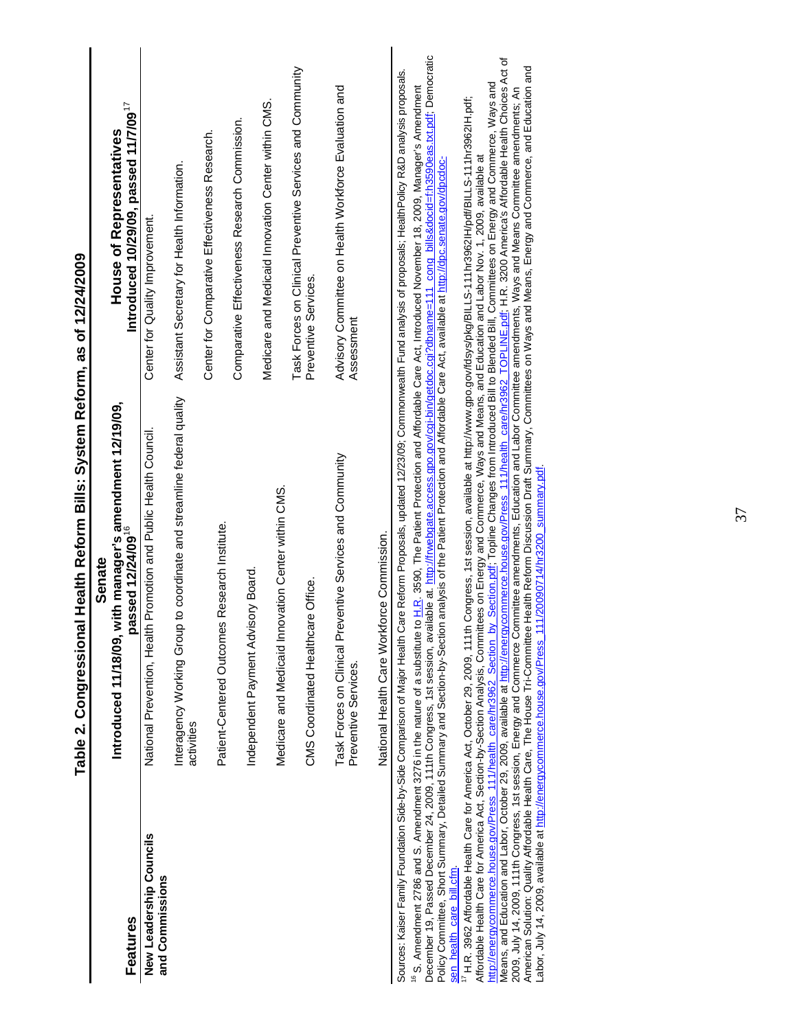## Table 2. Congressional Health Reform Bills: System Reform, as of 12/24/2009

| Features | Senate<br>Introduced 11/18/09, with manager's amendment 12/19/09, passed 12/24/09[16] | House of Representatives<br>Introduced 10/29/09, passed 11/7/09[17] |
|---|---|---|
| **New Leadership Councils and Commissions** | National Prevention, Health Promotion and Public Health Council. | Center for Quality Improvement. |
| | Interagency Working Group to coordinate and streamline federal quality activities | Assistant Secretary for Health Information. |
| | Patient-Centered Outcomes Research Institute. | Center for Comparative Effectiveness Research. |
| | Independent Payment Advisory Board. | Comparative Effectiveness Research Commission. |
| | Medicare and Medicaid Innovation Center within CMS. | Medicare and Medicaid Innovation Center within CMS. |
| | CMS Coordinated Healthcare Office. | Task Forces on Clinical Preventive Services and Community Preventive Services. |
| | Task Forces on Clinical Preventive Services and Community Preventive Services. | Advisory Committee on Health Workforce Evaluation and Assessment |
| | National Health Care Workforce Commission. | |

Sources: Kaiser Family Foundation Side-by-Side Comparison of Major Health Care Reform Proposals, updated 12/23/09; Commonwealth Fund analysis of proposals; HealthPolicy R&D analysis proposals.

[16] S. Amendment 2786 and S. Amendment 3276 in the nature of a substitute to H.R. 3590, The Patient Protection and Affordable Care Act, Introduced November 18, 2009, Manager's Amendment December 19, Passed December 24, 2009, 111th Congress, 1st session, available at. http://frwebgate.access.gpo.gov/cgi-bin/getdoc.cgi?dbname=111_cong_bills&docid=f:h3590eas.txt.pdf; Democratic Policy Committee, Short Summary, Detailed Summary and Section-by-Section analysis of the Patient Protection and Affordable Care Act, available at http://dpc.senate.gov/dpcdoc-sen_health_care_bill.cfm.

[17] H.R. 3962 Affordable Health Care for America Act, October 29, 2009, 111th Congress, 1st session, available at http://www.gpo.gov/fdsys/pkg/BILLS-111hr3962IH/pdf/BILLS-111hr3962IH.pdf; Affordable Health Care for America Act, Section-by-Section Analysis, Committees on Energy and Commerce, Ways and Means, and Education and Labor Nov. 1, 2009, available at http://energycommerce.house.gov/Press_111/health_care/hr3962_Section_by_Section.pdf; Topline Changes from Introduced Bill to Blended Bill, Committees on Energy and Commerce, Ways and Means, and Education and Labor, October 29, 2009, available at http://energycommerce.house.gov/Press_111/health_care/hr3962_TOPLINE.pdf; H.R. 3200 America's Affordable Health Choices Act of 2009, July 14, 2009, 111th Congress, 1st session, Energy and Commerce Committee amendments, Education and Labor Committee amendments, Ways and Means Committee amendments; An American Solution: Quality Affordable Health Care, The House Tri-Committee Health Reform Discussion Draft Summary, Committees on Ways and Means, Energy and Commerce, and Education and Labor, July 14, 2009, available at http://energycommerce.house.gov/Press_111/20090714/hr3200_summary.pdf.